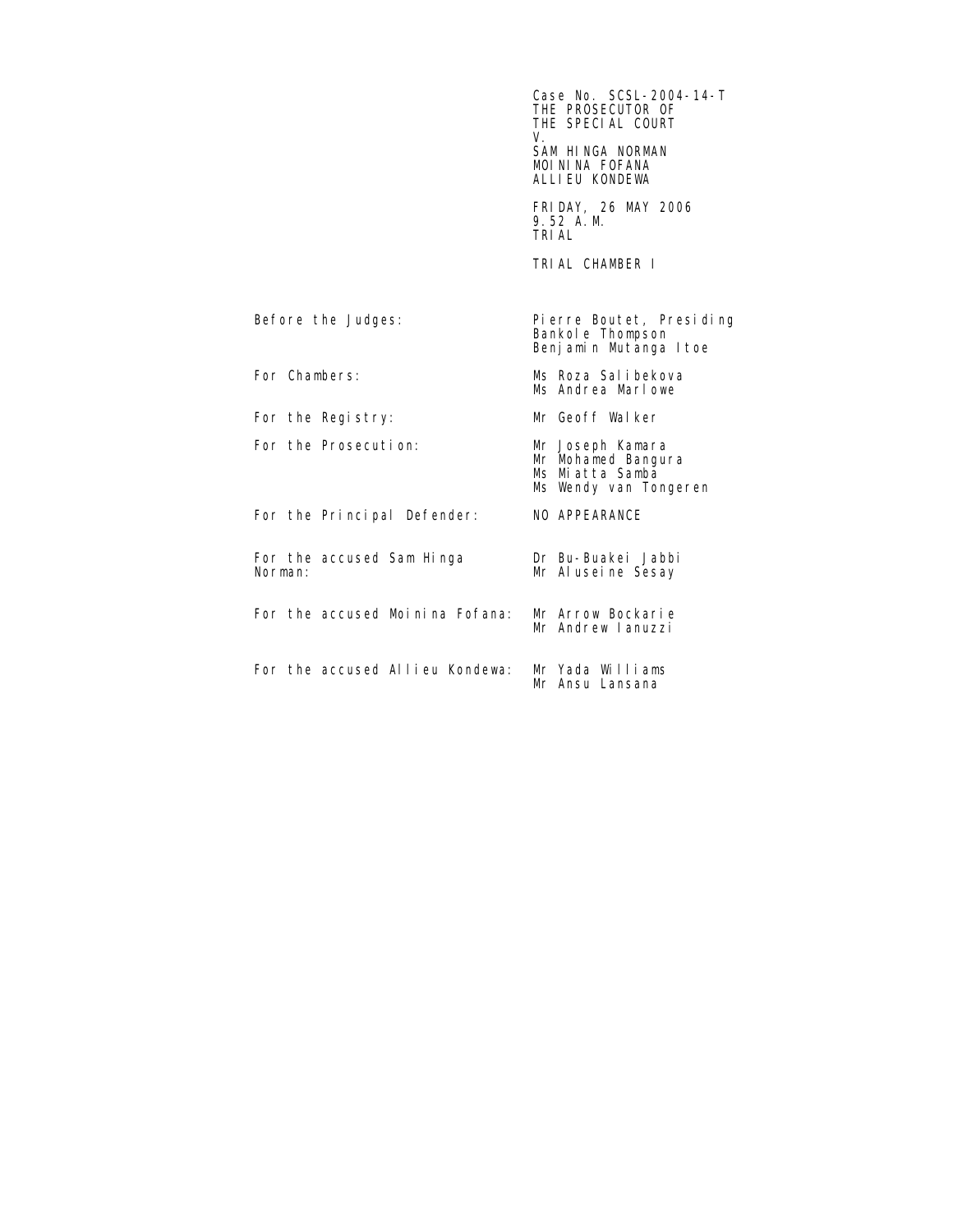Case No. SCSL-2004-14-T
THE PROSECUTOR OF
THE SPECIAL COURT
V.
SAM HINGA NORMAN
MOININA FOFANA
ALLIEU KONDEWA

FRIDAY, 26 MAY 2006
9.52 A.M.
TRIAL

TRIAL CHAMBER I

| | |
|---|---|
| Before the Judges: | Pierre Boutet, Presiding<br>Bankole Thompson<br>Benjamin Mutanga Itoe |
| For Chambers: | Ms Roza Salibekova<br>Ms Andrea Marlowe |
| For the Registry: | Mr Geoff Walker |
| For the Prosecution: | Mr Joseph Kamara<br>Mr Mohamed Bangura<br>Ms Miatta Samba<br>Ms Wendy van Tongeren |
| For the Principal Defender: | NO APPEARANCE |
| For the accused Sam Hinga Norman: | Dr Bu-Buakei Jabbi<br>Mr Aluseine Sesay |
| For the accused Moinina Fofana: | Mr Arrow Bockarie<br>Mr Andrew Ianuzzi |
| For the accused Allieu Kondewa: | Mr Yada Williams<br>Mr Ansu Lansana |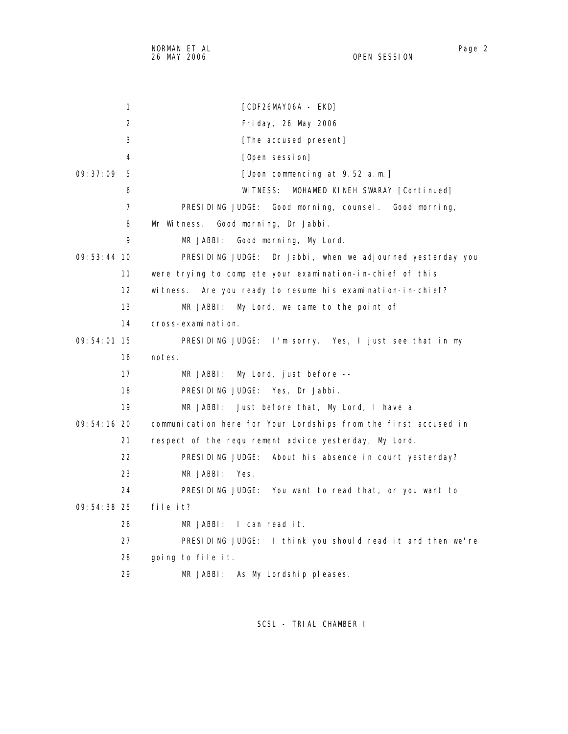[CDF26MAY06A - EKD]

Friday, 26 May 2006

[The accused present]

[Open session]

09:37:09 5 [Upon commencing at 9.52 a.m.]

WITNESS: MOHAMED KINEH SWARAY [Continued]

PRESIDING JUDGE: Good morning, counsel. Good morning, Mr Witness. Good morning, Dr Jabbi.

MR JABBI: Good morning, My Lord.

09:53:44 10 PRESIDING JUDGE: Dr Jabbi, when we adjourned yesterday you were trying to complete your examination-in-chief of this witness. Are you ready to resume his examination-in-chief?

MR JABBI: My Lord, we came to the point of cross-examination.

09:54:01 15 PRESIDING JUDGE: I'm sorry. Yes, I just see that in my notes.

MR JABBI: My Lord, just before --

PRESIDING JUDGE: Yes, Dr Jabbi.

MR JABBI: Just before that, My Lord, I have a

09:54:16 20 communication here for Your Lordships from the first accused in respect of the requirement advice yesterday, My Lord.

PRESIDING JUDGE: About his absence in court yesterday?

MR JABBI: Yes.

PRESIDING JUDGE: You want to read that, or you want to

09:54:38 25 file it?

MR JABBI: I can read it.

PRESIDING JUDGE: I think you should read it and then we're going to file it.

MR JABBI: As My Lordship pleases.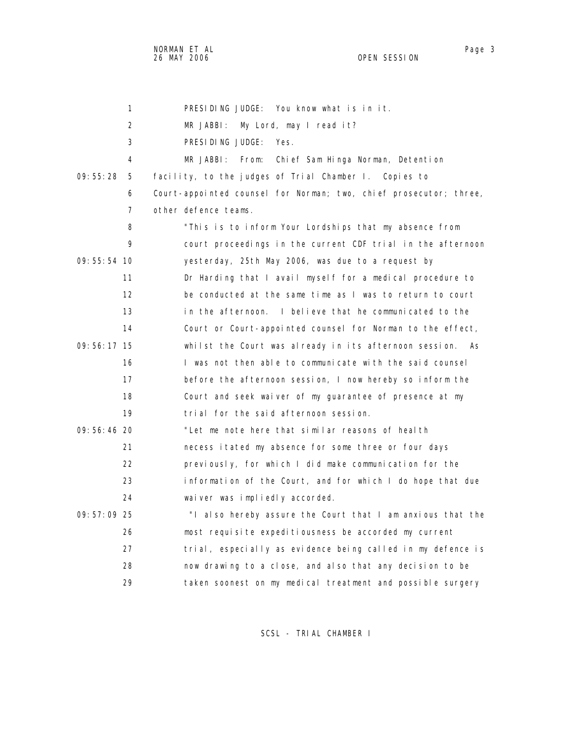PRESIDING JUDGE: You know what is in it.

MR JABBI: My Lord, may I read it?

PRESIDING JUDGE: Yes.

MR JABBI: From: Chief Sam Hinga Norman, Detention facility, to the judges of Trial Chamber I. Copies to Court-appointed counsel for Norman; two, chief prosecutor; three, other defence teams.

"This is to inform Your Lordships that my absence from court proceedings in the current CDF trial in the afternoon yesterday, 25th May 2006, was due to a request by Dr Harding that I avail myself for a medical procedure to be conducted at the same time as I was to return to court in the afternoon. I believe that he communicated to the Court or Court-appointed counsel for Norman to the effect, whilst the Court was already in its afternoon session. As I was not then able to communicate with the said counsel before the afternoon session, I now hereby so inform the Court and seek waiver of my guarantee of presence at my trial for the said afternoon session.

"Let me note here that similar reasons of health necessitated my absence for some three or four days previously, for which I did make communication for the information of the Court, and for which I do hope that due waiver was impliedly accorded.

"I also hereby assure the Court that I am anxious that the most requisite expeditiousness be accorded my current trial, especially as evidence being called in my defence is now drawing to a close, and also that any decision to be taken soonest on my medical treatment and possible surgery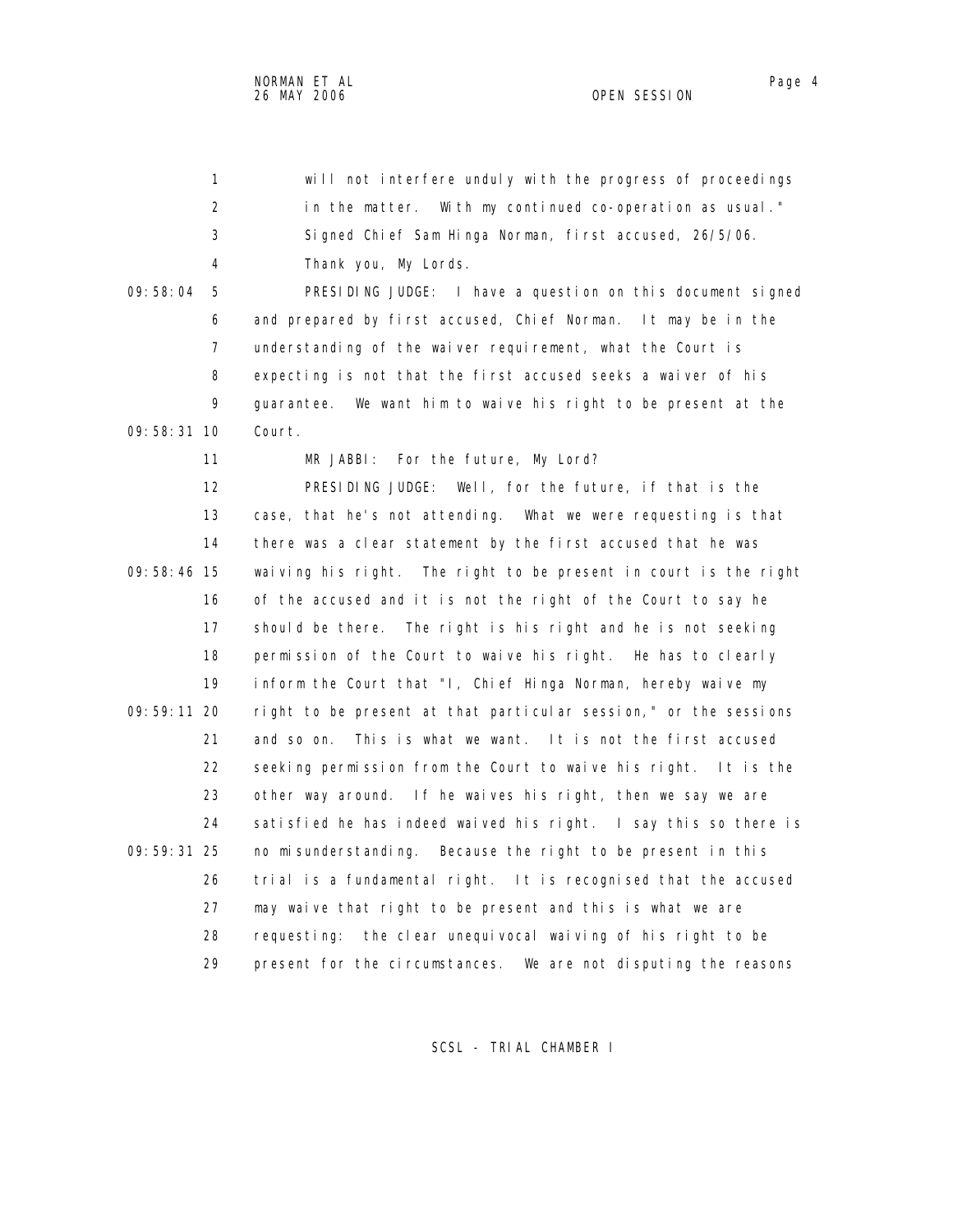will not interfere unduly with the progress of proceedings in the matter. With my continued co-operation as usual."

Signed Chief Sam Hinga Norman, first accused, 26/5/06.

Thank you, My Lords.

PRESIDING JUDGE: I have a question on this document signed and prepared by first accused, Chief Norman. It may be in the understanding of the waiver requirement, what the Court is expecting is not that the first accused seeks a waiver of his guarantee. We want him to waive his right to be present at the Court.

MR JABBI: For the future, My Lord?

PRESIDING JUDGE: Well, for the future, if that is the case, that he's not attending. What we were requesting is that there was a clear statement by the first accused that he was waiving his right. The right to be present in court is the right of the accused and it is not the right of the Court to say he should be there. The right is his right and he is not seeking permission of the Court to waive his right. He has to clearly inform the Court that "I, Chief Hinga Norman, hereby waive my right to be present at that particular session," or the sessions and so on. This is what we want. It is not the first accused seeking permission from the Court to waive his right. It is the other way around. If he waives his right, then we say we are satisfied he has indeed waived his right. I say this so there is no misunderstanding. Because the right to be present in this trial is a fundamental right. It is recognised that the accused may waive that right to be present and this is what we are requesting: the clear unequivocal waiving of his right to be present for the circumstances. We are not disputing the reasons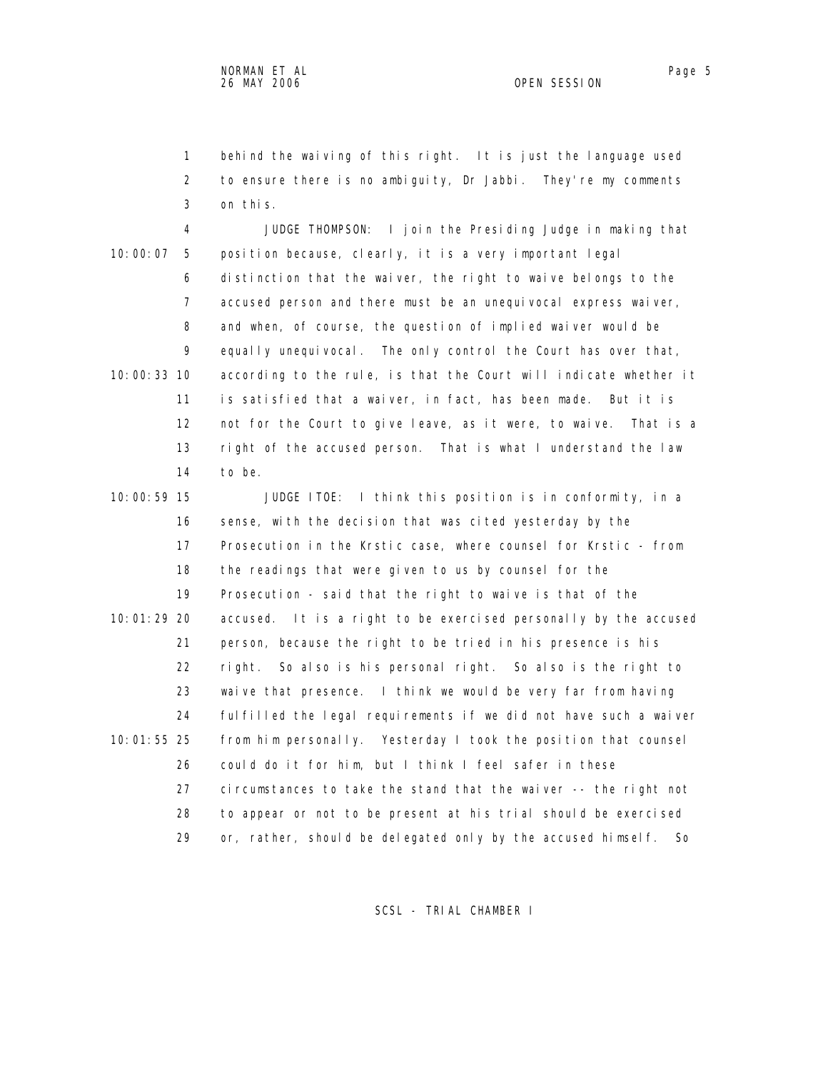behind the waiving of this right. It is just the language used to ensure there is no ambiguity, Dr Jabbi. They're my comments on this.

JUDGE THOMPSON: I join the Presiding Judge in making that position because, clearly, it is a very important legal distinction that the waiver, the right to waive belongs to the accused person and there must be an unequivocal express waiver, and when, of course, the question of implied waiver would be equally unequivocal. The only control the Court has over that, according to the rule, is that the Court will indicate whether it is satisfied that a waiver, in fact, has been made. But it is not for the Court to give leave, as it were, to waive. That is a right of the accused person. That is what I understand the law to be.

JUDGE ITOE: I think this position is in conformity, in a sense, with the decision that was cited yesterday by the Prosecution in the Krstic case, where counsel for Krstic - from the readings that were given to us by counsel for the Prosecution - said that the right to waive is that of the accused. It is a right to be exercised personally by the accused person, because the right to be tried in his presence is his right. So also is his personal right. So also is the right to waive that presence. I think we would be very far from having fulfilled the legal requirements if we did not have such a waiver from him personally. Yesterday I took the position that counsel could do it for him, but I think I feel safer in these circumstances to take the stand that the waiver -- the right not to appear or not to be present at his trial should be exercised or, rather, should be delegated only by the accused himself. So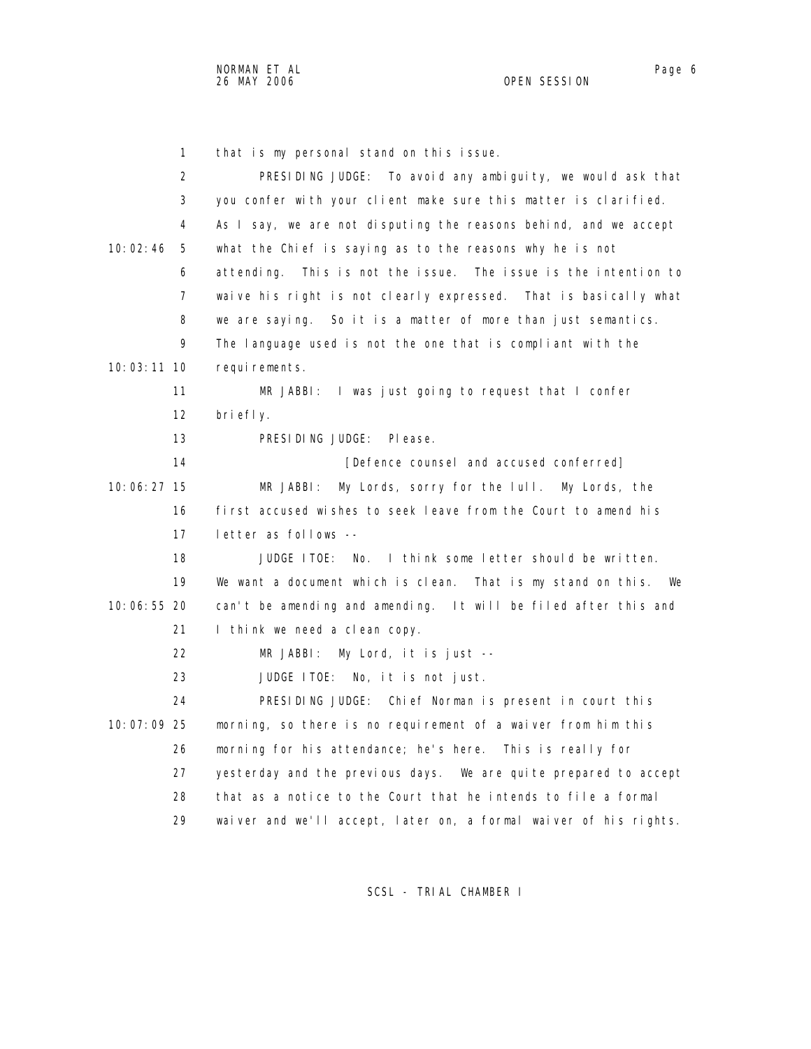that is my personal stand on this issue.

PRESIDING JUDGE: To avoid any ambiguity, we would ask that you confer with your client make sure this matter is clarified. As I say, we are not disputing the reasons behind, and we accept what the Chief is saying as to the reasons why he is not attending. This is not the issue. The issue is the intention to waive his right is not clearly expressed. That is basically what we are saying. So it is a matter of more than just semantics. The language used is not the one that is compliant with the requirements.

MR JABBI: I was just going to request that I confer briefly.

PRESIDING JUDGE: Please.

[Defence counsel and accused conferred]

MR JABBI: My Lords, sorry for the lull. My Lords, the first accused wishes to seek leave from the Court to amend his letter as follows --

JUDGE ITOE: No. I think some letter should be written. We want a document which is clean. That is my stand on this. We can't be amending and amending. It will be filed after this and I think we need a clean copy.

MR JABBI: My Lord, it is just --

JUDGE ITOE: No, it is not just.

PRESIDING JUDGE: Chief Norman is present in court this morning, so there is no requirement of a waiver from him this morning for his attendance; he's here. This is really for yesterday and the previous days. We are quite prepared to accept that as a notice to the Court that he intends to file a formal waiver and we'll accept, later on, a formal waiver of his rights.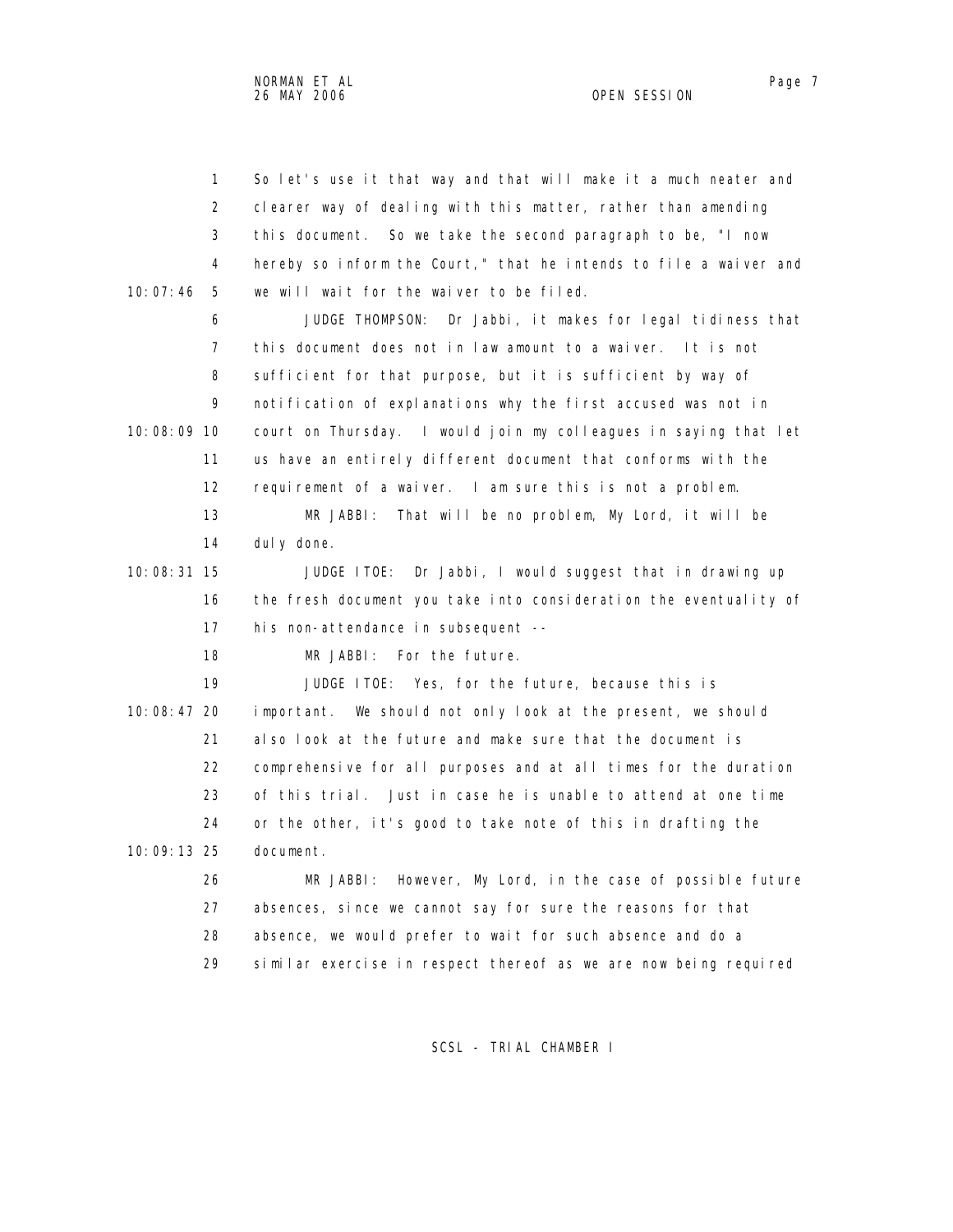So let's use it that way and that will make it a much neater and clearer way of dealing with this matter, rather than amending this document. So we take the second paragraph to be, "I now hereby so inform the Court," that he intends to file a waiver and we will wait for the waiver to be filed.

JUDGE THOMPSON: Dr Jabbi, it makes for legal tidiness that this document does not in law amount to a waiver. It is not sufficient for that purpose, but it is sufficient by way of notification of explanations why the first accused was not in court on Thursday. I would join my colleagues in saying that let us have an entirely different document that conforms with the requirement of a waiver. I am sure this is not a problem.

MR JABBI: That will be no problem, My Lord, it will be duly done.

JUDGE ITOE: Dr Jabbi, I would suggest that in drawing up the fresh document you take into consideration the eventuality of his non-attendance in subsequent --

MR JABBI: For the future.

JUDGE ITOE: Yes, for the future, because this is important. We should not only look at the present, we should also look at the future and make sure that the document is comprehensive for all purposes and at all times for the duration of this trial. Just in case he is unable to attend at one time or the other, it's good to take note of this in drafting the document.

MR JABBI: However, My Lord, in the case of possible future absences, since we cannot say for sure the reasons for that absence, we would prefer to wait for such absence and do a similar exercise in respect thereof as we are now being required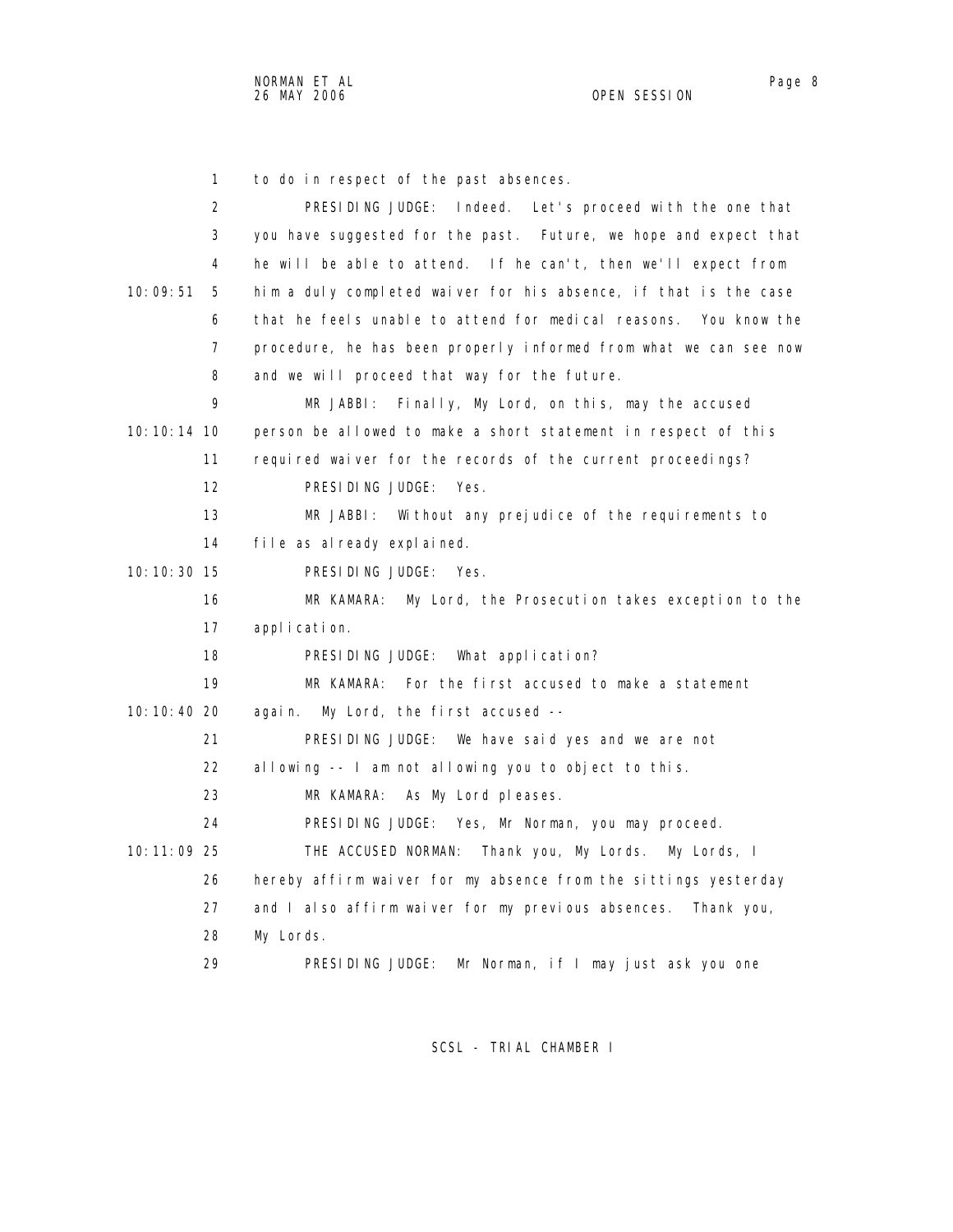to do in respect of the past absences.

PRESIDING JUDGE: Indeed. Let's proceed with the one that you have suggested for the past. Future, we hope and expect that he will be able to attend. If he can't, then we'll expect from him a duly completed waiver for his absence, if that is the case that he feels unable to attend for medical reasons. You know the procedure, he has been properly informed from what we can see now and we will proceed that way for the future.

MR JABBI: Finally, My Lord, on this, may the accused person be allowed to make a short statement in respect of this required waiver for the records of the current proceedings?

PRESIDING JUDGE: Yes.

MR JABBI: Without any prejudice of the requirements to file as already explained.

PRESIDING JUDGE: Yes.

MR KAMARA: My Lord, the Prosecution takes exception to the application.

PRESIDING JUDGE: What application?

MR KAMARA: For the first accused to make a statement again. My Lord, the first accused --

PRESIDING JUDGE: We have said yes and we are not allowing -- I am not allowing you to object to this.

MR KAMARA: As My Lord pleases.

PRESIDING JUDGE: Yes, Mr Norman, you may proceed.

THE ACCUSED NORMAN: Thank you, My Lords. My Lords, I hereby affirm waiver for my absence from the sittings yesterday and I also affirm waiver for my previous absences. Thank you, My Lords.

PRESIDING JUDGE: Mr Norman, if I may just ask you one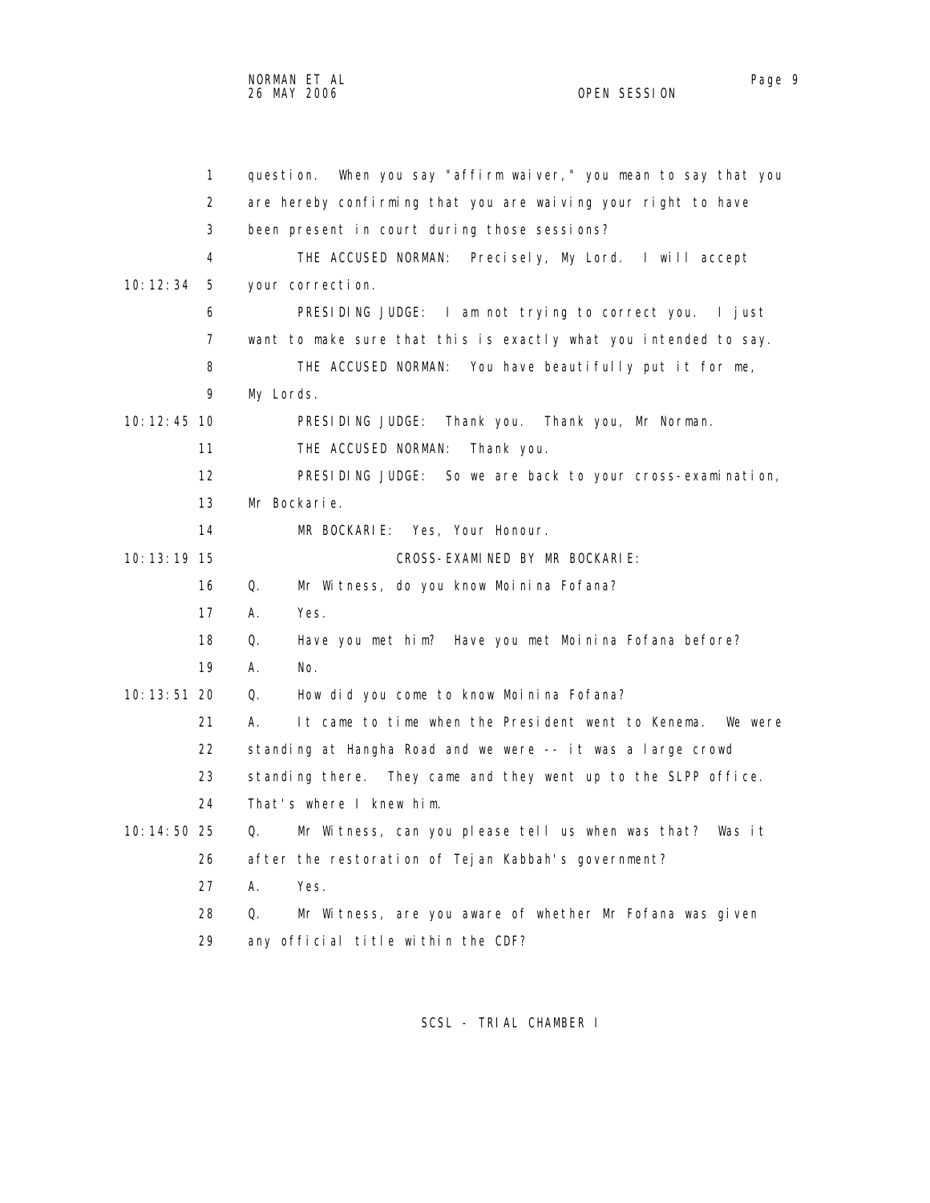question. When you say "affirm waiver," you mean to say that you are hereby confirming that you are waiving your right to have been present in court during those sessions?

THE ACCUSED NORMAN: Precisely, My Lord. I will accept your correction.

PRESIDING JUDGE: I am not trying to correct you. I just want to make sure that this is exactly what you intended to say.

THE ACCUSED NORMAN: You have beautifully put it for me, My Lords.

PRESIDING JUDGE: Thank you. Thank you, Mr Norman.

THE ACCUSED NORMAN: Thank you.

PRESIDING JUDGE: So we are back to your cross-examination, Mr Bockarie.

MR BOCKARIE: Yes, Your Honour.

CROSS-EXAMINED BY MR BOCKARIE:

Q. Mr Witness, do you know Moinina Fofana?

A. Yes.

Q. Have you met him? Have you met Moinina Fofana before?

A. No.

Q. How did you come to know Moinina Fofana?

A. It came to time when the President went to Kenema. We were standing at Hangha Road and we were -- it was a large crowd standing there. They came and they went up to the SLPP office. That's where I knew him.

Q. Mr Witness, can you please tell us when was that? Was it after the restoration of Tejan Kabbah's government?

A. Yes.

Q. Mr Witness, are you aware of whether Mr Fofana was given any official title within the CDF?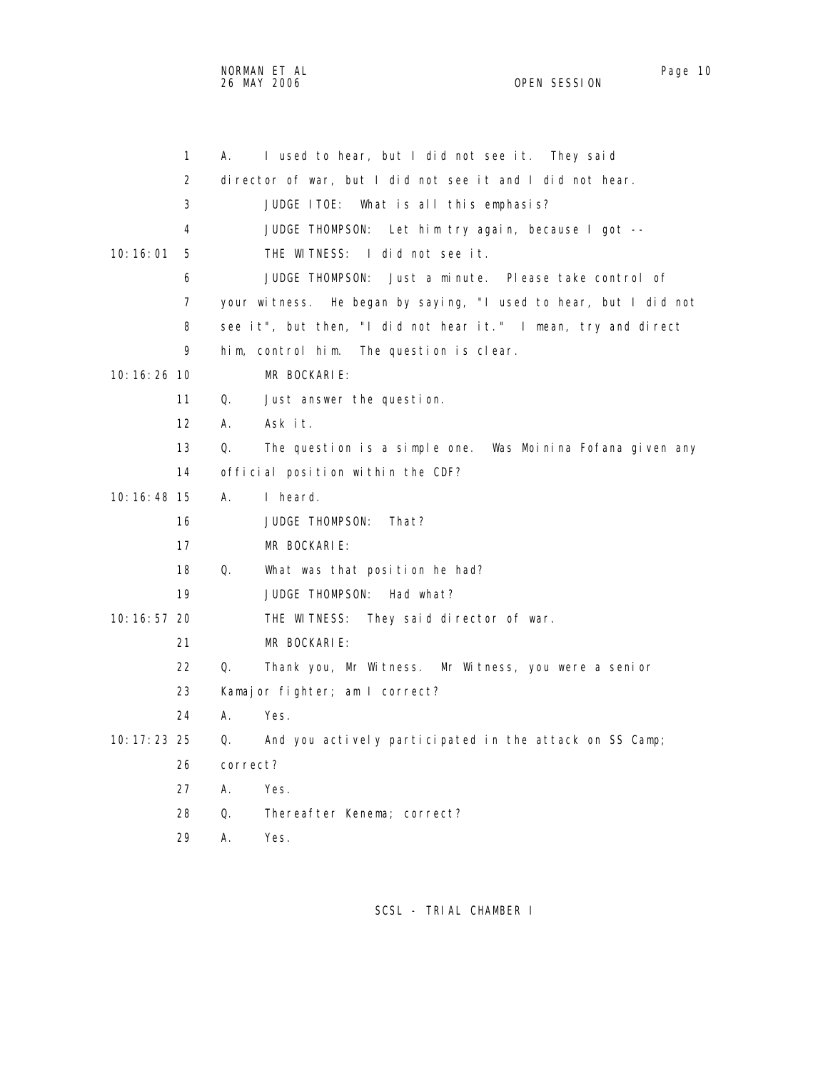1 A. I used to hear, but I did not see it. They said
2 director of war, but I did not see it and I did not hear.
3 JUDGE ITOE: What is all this emphasis?
4 JUDGE THOMPSON: Let him try again, because I got --
10:16:01 5 THE WITNESS: I did not see it.
6 JUDGE THOMPSON: Just a minute. Please take control of
7 your witness. He began by saying, "I used to hear, but I did not
8 see it", but then, "I did not hear it." I mean, try and direct
9 him, control him. The question is clear.
10:16:26 10 MR BOCKARIE:
11 Q. Just answer the question.
12 A. Ask it.
13 Q. The question is a simple one. Was Moinina Fofana given any
14 official position within the CDF?
10:16:48 15 A. I heard.
16 JUDGE THOMPSON: That?
17 MR BOCKARIE:
18 Q. What was that position he had?
19 JUDGE THOMPSON: Had what?
10:16:57 20 THE WITNESS: They said director of war.
21 MR BOCKARIE:
22 Q. Thank you, Mr Witness. Mr Witness, you were a senior
23 Kamajor fighter; am I correct?
24 A. Yes.
10:17:23 25 Q. And you actively participated in the attack on SS Camp;
26 correct?
27 A. Yes.
28 Q. Thereafter Kenema; correct?
29 A. Yes.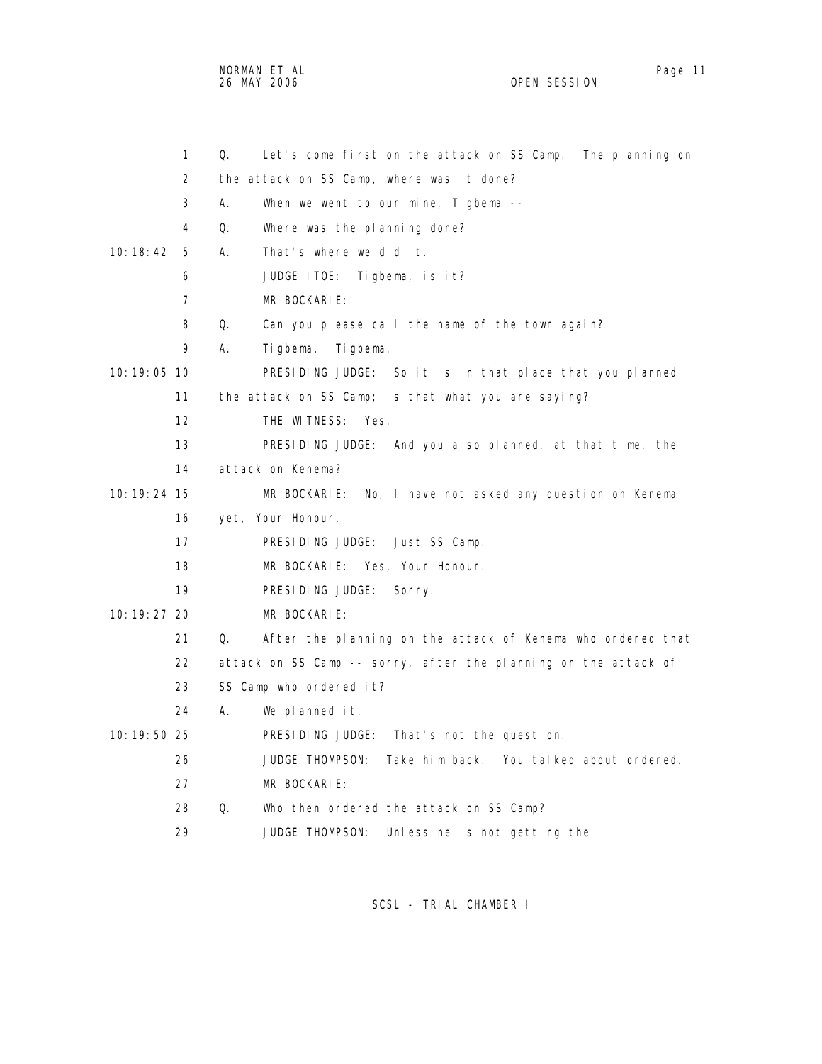1 Q. Let's come first on the attack on SS Camp. The planning on
2 the attack on SS Camp, where was it done?
3 A. When we went to our mine, Tigbema --
4 Q. Where was the planning done?
10:18:42 5 A. That's where we did it.
6 JUDGE ITOE: Tigbema, is it?
7 MR BOCKARIE:
8 Q. Can you please call the name of the town again?
9 A. Tigbema. Tigbema.
10:19:05 10 PRESIDING JUDGE: So it is in that place that you planned
11 the attack on SS Camp; is that what you are saying?
12 THE WITNESS: Yes.
13 PRESIDING JUDGE: And you also planned, at that time, the
14 attack on Kenema?
10:19:24 15 MR BOCKARIE: No, I have not asked any question on Kenema
16 yet, Your Honour.
17 PRESIDING JUDGE: Just SS Camp.
18 MR BOCKARIE: Yes, Your Honour.
19 PRESIDING JUDGE: Sorry.
10:19:27 20 MR BOCKARIE:
21 Q. After the planning on the attack of Kenema who ordered that
22 attack on SS Camp -- sorry, after the planning on the attack of
23 SS Camp who ordered it?
24 A. We planned it.
10:19:50 25 PRESIDING JUDGE: That's not the question.
26 JUDGE THOMPSON: Take him back. You talked about ordered.
27 MR BOCKARIE:
28 Q. Who then ordered the attack on SS Camp?
29 JUDGE THOMPSON: Unless he is not getting the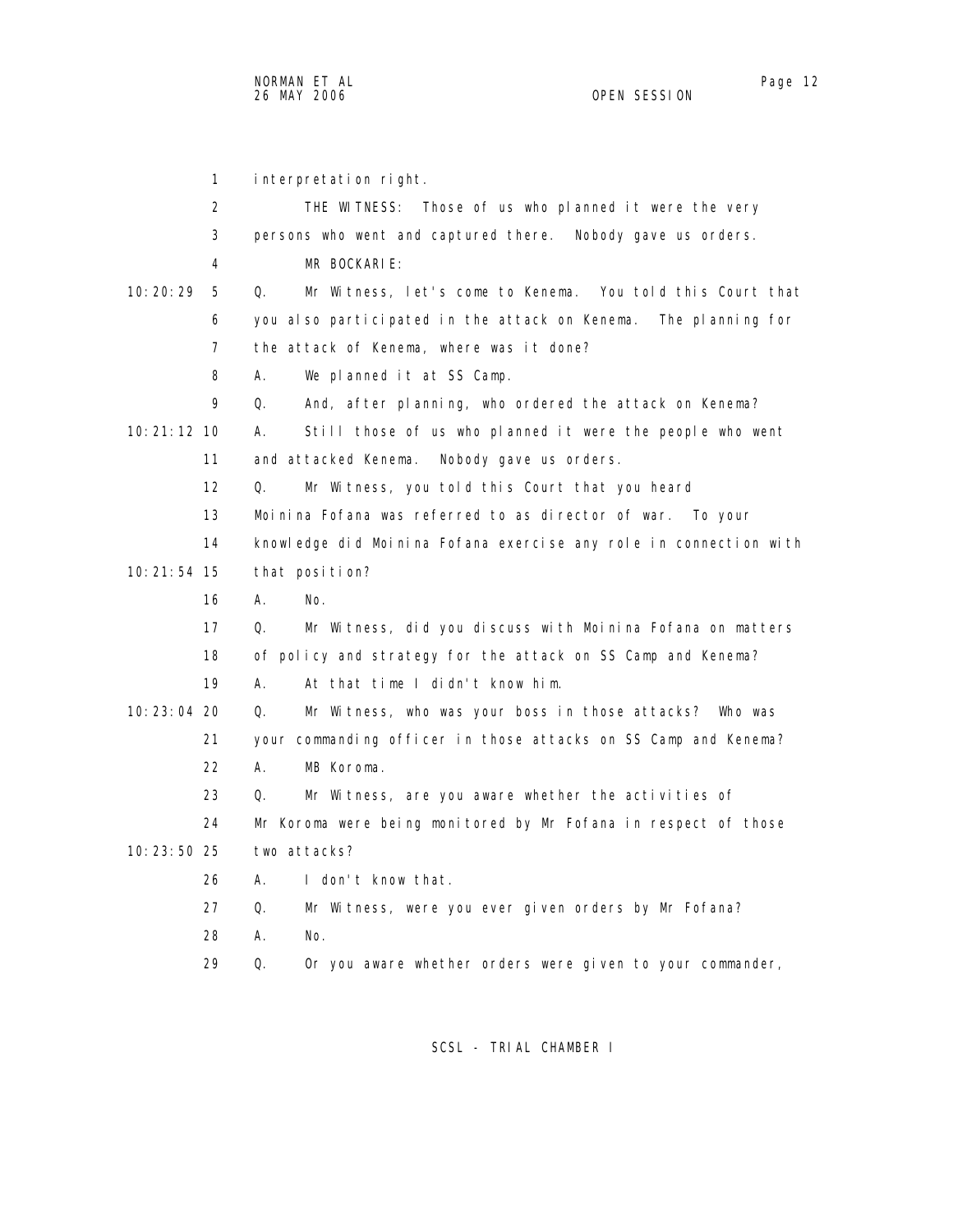interpretation right.

THE WITNESS: Those of us who planned it were the very persons who went and captured there. Nobody gave us orders.

MR BOCKARIE:

Q. Mr Witness, let's come to Kenema. You told this Court that you also participated in the attack on Kenema. The planning for the attack of Kenema, where was it done?

A. We planned it at SS Camp.

Q. And, after planning, who ordered the attack on Kenema?

A. Still those of us who planned it were the people who went and attacked Kenema. Nobody gave us orders.

Q. Mr Witness, you told this Court that you heard Moinina Fofana was referred to as director of war. To your knowledge did Moinina Fofana exercise any role in connection with that position?

A. No.

Q. Mr Witness, did you discuss with Moinina Fofana on matters of policy and strategy for the attack on SS Camp and Kenema?

A. At that time I didn't know him.

Q. Mr Witness, who was your boss in those attacks? Who was your commanding officer in those attacks on SS Camp and Kenema?

A. MB Koroma.

Q. Mr Witness, are you aware whether the activities of Mr Koroma were being monitored by Mr Fofana in respect of those two attacks?

A. I don't know that.

Q. Mr Witness, were you ever given orders by Mr Fofana?

A. No.

Q. Or you aware whether orders were given to your commander,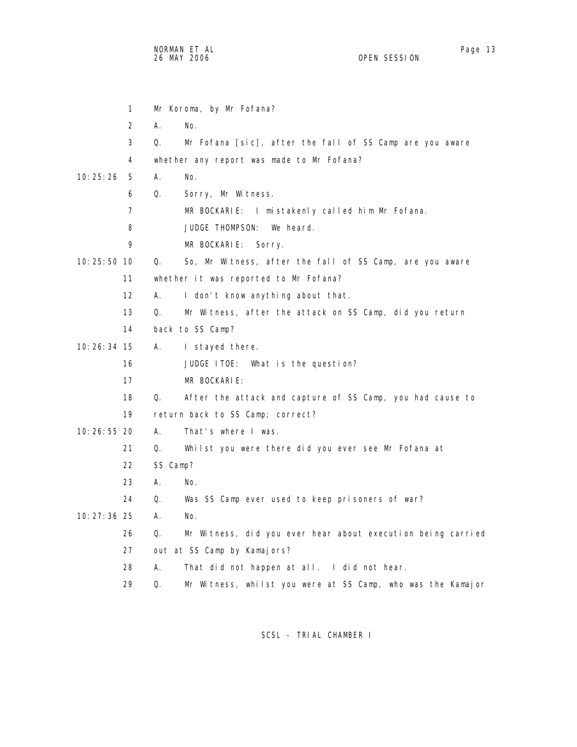Mr Koroma, by Mr Fofana?

A. No.

Q. Mr Fofana [sic], after the fall of SS Camp are you aware whether any report was made to Mr Fofana?

A. No.

Q. Sorry, Mr Witness.

MR BOCKARIE: I mistakenly called him Mr Fofana.

JUDGE THOMPSON: We heard.

MR BOCKARIE: Sorry.

Q. So, Mr Witness, after the fall of SS Camp, are you aware whether it was reported to Mr Fofana?

A. I don't know anything about that.

Q. Mr Witness, after the attack on SS Camp, did you return back to SS Camp?

A. I stayed there.

JUDGE ITOE: What is the question?

MR BOCKARIE:

Q. After the attack and capture of SS Camp, you had cause to return back to SS Camp; correct?

A. That's where I was.

Q. Whilst you were there did you ever see Mr Fofana at SS Camp?

A. No.

Q. Was SS Camp ever used to keep prisoners of war?

A. No.

Q. Mr Witness, did you ever hear about execution being carried out at SS Camp by Kamajors?

A. That did not happen at all. I did not hear.

Q. Mr Witness, whilst you were at SS Camp, who was the Kamajor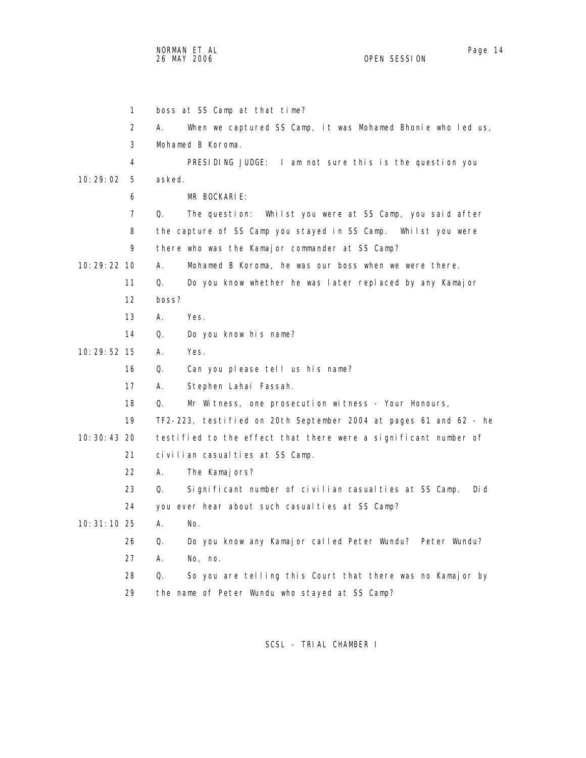boss at SS Camp at that time?

A. When we captured SS Camp, it was Mohamed Bhonie who led us, Mohamed B Koroma.

PRESIDING JUDGE: I am not sure this is the question you asked.

MR BOCKARIE:

Q. The question: Whilst you were at SS Camp, you said after the capture of SS Camp you stayed in SS Camp. Whilst you were there who was the Kamajor commander at SS Camp?

A. Mohamed B Koroma, he was our boss when we were there.

Q. Do you know whether he was later replaced by any Kamajor boss?

A. Yes.

Q. Do you know his name?

A. Yes.

Q. Can you please tell us his name?

A. Stephen Lahai Fassah.

Q. Mr Witness, one prosecution witness - Your Honours, TF2-223, testified on 20th September 2004 at pages 61 and 62 - he testified to the effect that there were a significant number of civilian casualties at SS Camp.

A. The Kamajors?

Q. Significant number of civilian casualties at SS Camp. Did you ever hear about such casualties at SS Camp?

A. No.

Q. Do you know any Kamajor called Peter Wundu? Peter Wundu?

A. No, no.

Q. So you are telling this Court that there was no Kamajor by the name of Peter Wundu who stayed at SS Camp?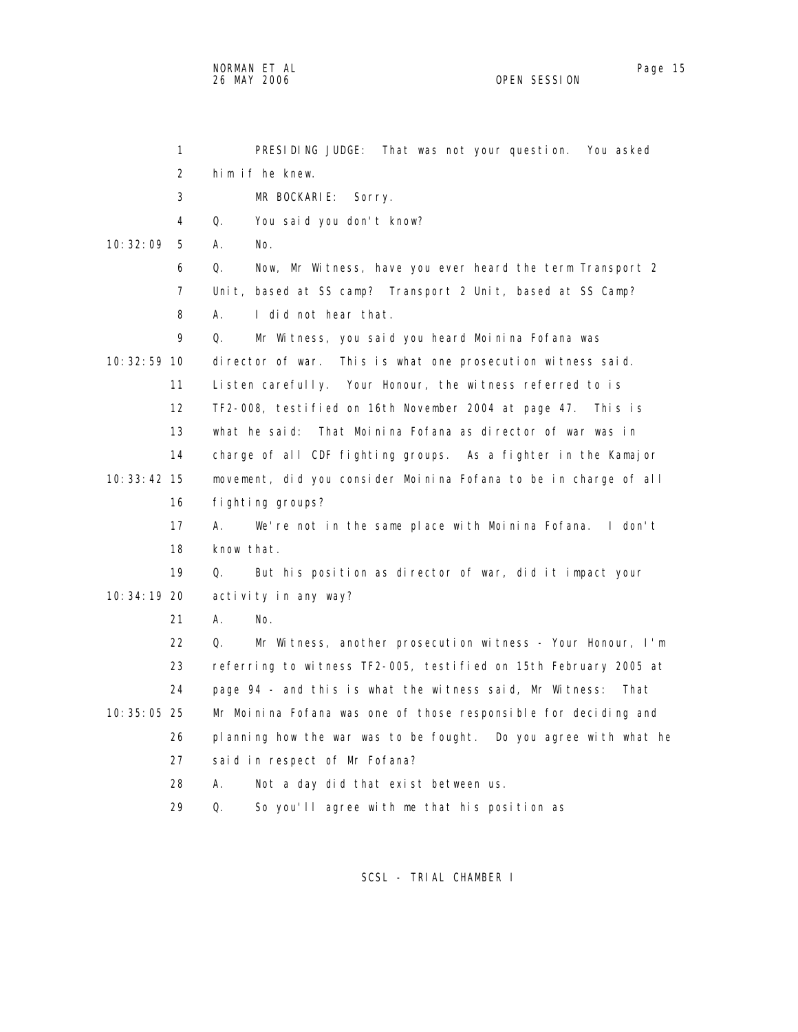PRESIDING JUDGE: That was not your question. You asked him if he knew.

MR BOCKARIE: Sorry.

Q. You said you don't know?

A. No.

Q. Now, Mr Witness, have you ever heard the term Transport 2 Unit, based at SS camp? Transport 2 Unit, based at SS Camp?

A. I did not hear that.

Q. Mr Witness, you said you heard Moinina Fofana was director of war. This is what one prosecution witness said. Listen carefully. Your Honour, the witness referred to is TF2-008, testified on 16th November 2004 at page 47. This is what he said: That Moinina Fofana as director of war was in charge of all CDF fighting groups. As a fighter in the Kamajor movement, did you consider Moinina Fofana to be in charge of all fighting groups?

A. We're not in the same place with Moinina Fofana. I don't know that.

Q. But his position as director of war, did it impact your activity in any way?

A. No.

Q. Mr Witness, another prosecution witness - Your Honour, I'm referring to witness TF2-005, testified on 15th February 2005 at page 94 - and this is what the witness said, Mr Witness: That Mr Moinina Fofana was one of those responsible for deciding and planning how the war was to be fought. Do you agree with what he said in respect of Mr Fofana?

A. Not a day did that exist between us.

Q. So you'll agree with me that his position as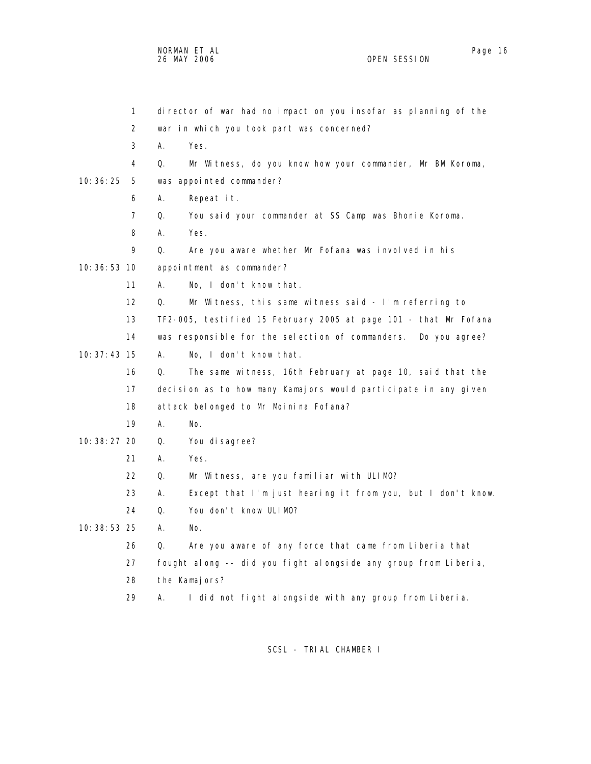director of war had no impact on you insofar as planning of the war in which you took part was concerned?

A. Yes.

Q. Mr Witness, do you know how your commander, Mr BM Koroma, was appointed commander?

A. Repeat it.

Q. You said your commander at SS Camp was Bhonie Koroma.

A. Yes.

Q. Are you aware whether Mr Fofana was involved in his appointment as commander?

A. No, I don't know that.

Q. Mr Witness, this same witness said - I'm referring to TF2-005, testified 15 February 2005 at page 101 - that Mr Fofana was responsible for the selection of commanders. Do you agree?

A. No, I don't know that.

Q. The same witness, 16th February at page 10, said that the decision as to how many Kamajors would participate in any given attack belonged to Mr Moinina Fofana?

A. No.

Q. You disagree?

A. Yes.

Q. Mr Witness, are you familiar with ULIMO?

A. Except that I'm just hearing it from you, but I don't know.

Q. You don't know ULIMO?

A. No.

Q. Are you aware of any force that came from Liberia that fought along -- did you fight alongside any group from Liberia, the Kamajors?

A. I did not fight alongside with any group from Liberia.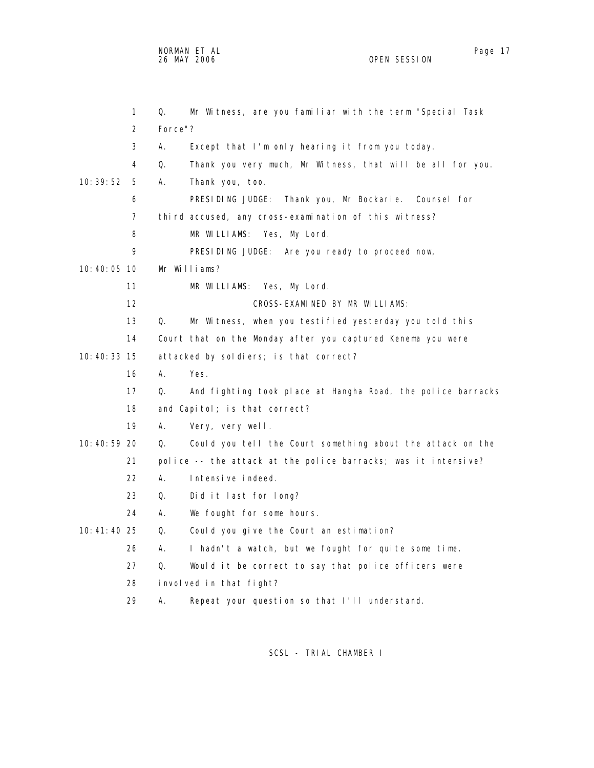Q. Mr Witness, are you familiar with the term "Special Task Force"?

A. Except that I'm only hearing it from you today.

Q. Thank you very much, Mr Witness, that will be all for you.

A. Thank you, too.

PRESIDING JUDGE: Thank you, Mr Bockarie. Counsel for third accused, any cross-examination of this witness?

MR WILLIAMS: Yes, My Lord.

PRESIDING JUDGE: Are you ready to proceed now, Mr Williams?

MR WILLIAMS: Yes, My Lord.

CROSS-EXAMINED BY MR WILLIAMS:

Q. Mr Witness, when you testified yesterday you told this Court that on the Monday after you captured Kenema you were attacked by soldiers; is that correct?

A. Yes.

Q. And fighting took place at Hangha Road, the police barracks and Capitol; is that correct?

A. Very, very well.

Q. Could you tell the Court something about the attack on the police -- the attack at the police barracks; was it intensive?

A. Intensive indeed.

Q. Did it last for long?

A. We fought for some hours.

Q. Could you give the Court an estimation?

A. I hadn't a watch, but we fought for quite some time.

Q. Would it be correct to say that police officers were involved in that fight?

A. Repeat your question so that I'll understand.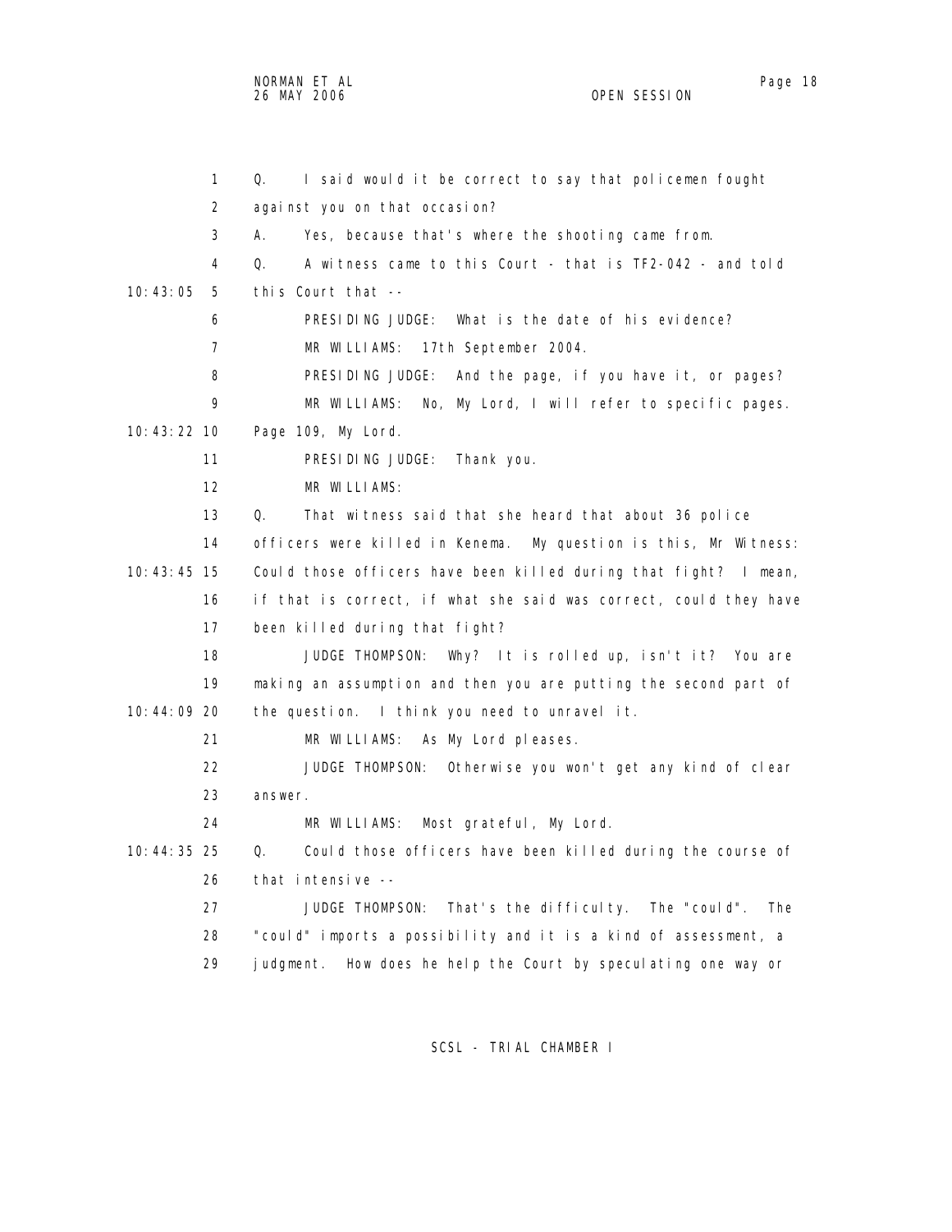Q. I said would it be correct to say that policemen fought against you on that occasion?

A. Yes, because that's where the shooting came from.

Q. A witness came to this Court - that is TF2-042 - and told this Court that --

PRESIDING JUDGE: What is the date of his evidence?

MR WILLIAMS: 17th September 2004.

PRESIDING JUDGE: And the page, if you have it, or pages?

MR WILLIAMS: No, My Lord, I will refer to specific pages. Page 109, My Lord.

PRESIDING JUDGE: Thank you.

MR WILLIAMS:

Q. That witness said that she heard that about 36 police officers were killed in Kenema. My question is this, Mr Witness: Could those officers have been killed during that fight? I mean, if that is correct, if what she said was correct, could they have been killed during that fight?

JUDGE THOMPSON: Why? It is rolled up, isn't it? You are making an assumption and then you are putting the second part of the question. I think you need to unravel it.

MR WILLIAMS: As My Lord pleases.

JUDGE THOMPSON: Otherwise you won't get any kind of clear answer.

MR WILLIAMS: Most grateful, My Lord.

Q. Could those officers have been killed during the course of that intensive --

JUDGE THOMPSON: That's the difficulty. The "could". The "could" imports a possibility and it is a kind of assessment, a judgment. How does he help the Court by speculating one way or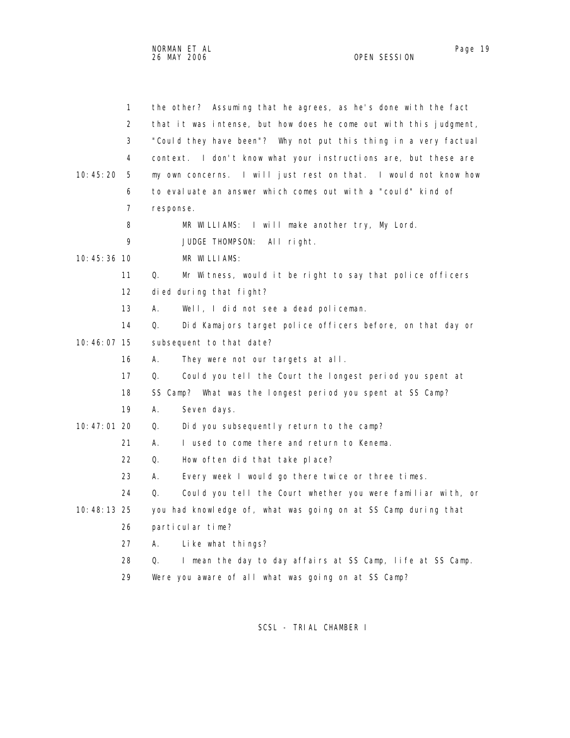the other? Assuming that he agrees, as he's done with the fact that it was intense, but how does he come out with this judgment, "Could they have been"? Why not put this thing in a very factual context. I don't know what your instructions are, but these are my own concerns. I will just rest on that. I would not know how to evaluate an answer which comes out with a "could" kind of response.

MR WILLIAMS: I will make another try, My Lord.

JUDGE THOMPSON: All right.

MR WILLIAMS:

Q. Mr Witness, would it be right to say that police officers died during that fight?

A. Well, I did not see a dead policeman.

Q. Did Kamajors target police officers before, on that day or subsequent to that date?

A. They were not our targets at all.

Q. Could you tell the Court the longest period you spent at SS Camp? What was the longest period you spent at SS Camp?

A. Seven days.

Q. Did you subsequently return to the camp?

A. I used to come there and return to Kenema.

Q. How often did that take place?

A. Every week I would go there twice or three times.

Q. Could you tell the Court whether you were familiar with, or you had knowledge of, what was going on at SS Camp during that particular time?

A. Like what things?

Q. I mean the day to day affairs at SS Camp, life at SS Camp. Were you aware of all what was going on at SS Camp?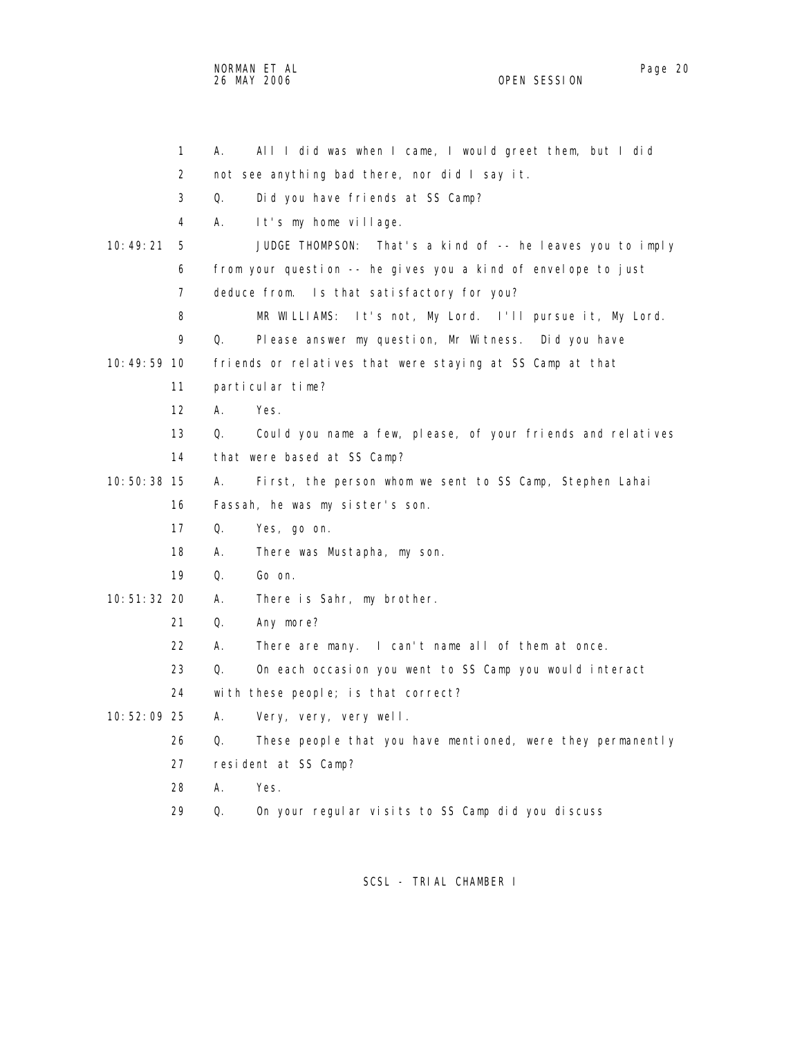A. All I did was when I came, I would greet them, but I did not see anything bad there, nor did I say it.

Q. Did you have friends at SS Camp?

A. It's my home village.

JUDGE THOMPSON: That's a kind of -- he leaves you to imply from your question -- he gives you a kind of envelope to just deduce from. Is that satisfactory for you?

MR WILLIAMS: It's not, My Lord. I'll pursue it, My Lord.

Q. Please answer my question, Mr Witness. Did you have friends or relatives that were staying at SS Camp at that particular time?

A. Yes.

Q. Could you name a few, please, of your friends and relatives that were based at SS Camp?

A. First, the person whom we sent to SS Camp, Stephen Lahai Fassah, he was my sister's son.

Q. Yes, go on.

A. There was Mustapha, my son.

Q. Go on.

A. There is Sahr, my brother.

Q. Any more?

A. There are many. I can't name all of them at once.

Q. On each occasion you went to SS Camp you would interact with these people; is that correct?

A. Very, very, very well.

Q. These people that you have mentioned, were they permanently resident at SS Camp?

A. Yes.

Q. On your regular visits to SS Camp did you discuss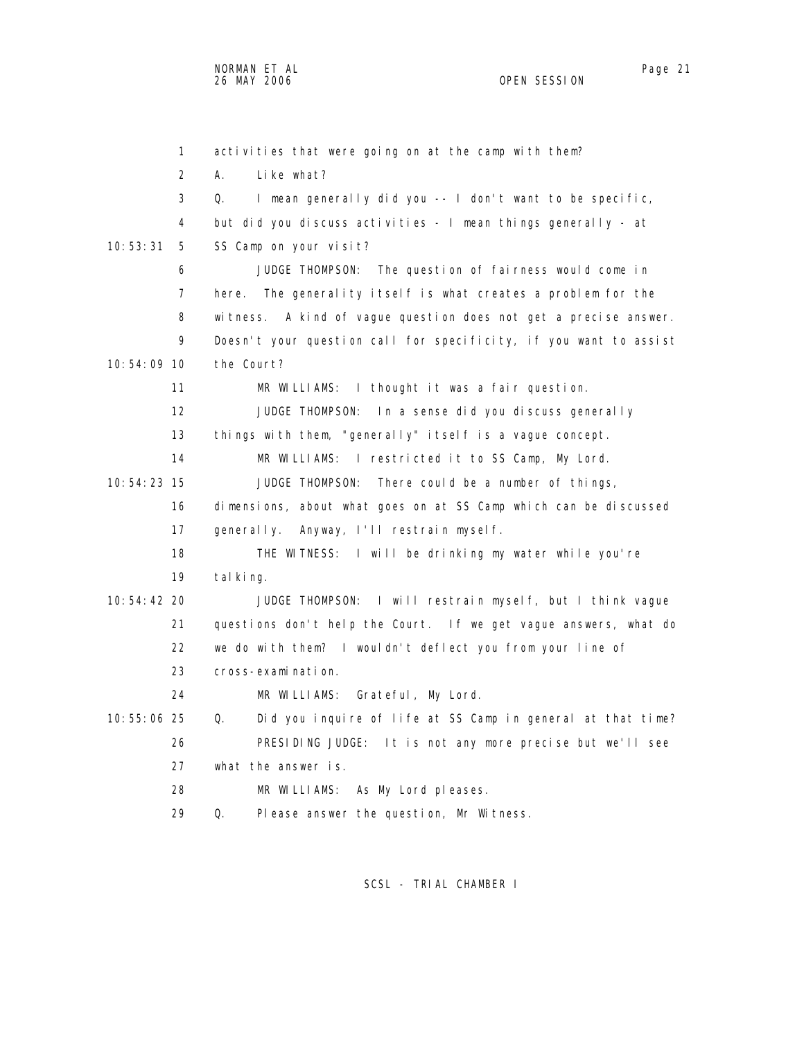activities that were going on at the camp with them?

A. Like what?

Q. I mean generally did you -- I don't want to be specific, but did you discuss activities - I mean things generally - at SS Camp on your visit?

JUDGE THOMPSON: The question of fairness would come in here. The generality itself is what creates a problem for the witness. A kind of vague question does not get a precise answer. Doesn't your question call for specificity, if you want to assist the Court?

MR WILLIAMS: I thought it was a fair question.

JUDGE THOMPSON: In a sense did you discuss generally things with them, "generally" itself is a vague concept.

MR WILLIAMS: I restricted it to SS Camp, My Lord.

JUDGE THOMPSON: There could be a number of things, dimensions, about what goes on at SS Camp which can be discussed generally. Anyway, I'll restrain myself.

THE WITNESS: I will be drinking my water while you're talking.

JUDGE THOMPSON: I will restrain myself, but I think vague questions don't help the Court. If we get vague answers, what do we do with them? I wouldn't deflect you from your line of cross-examination.

MR WILLIAMS: Grateful, My Lord.

Q. Did you inquire of life at SS Camp in general at that time?

PRESIDING JUDGE: It is not any more precise but we'll see what the answer is.

MR WILLIAMS: As My Lord pleases.

Q. Please answer the question, Mr Witness.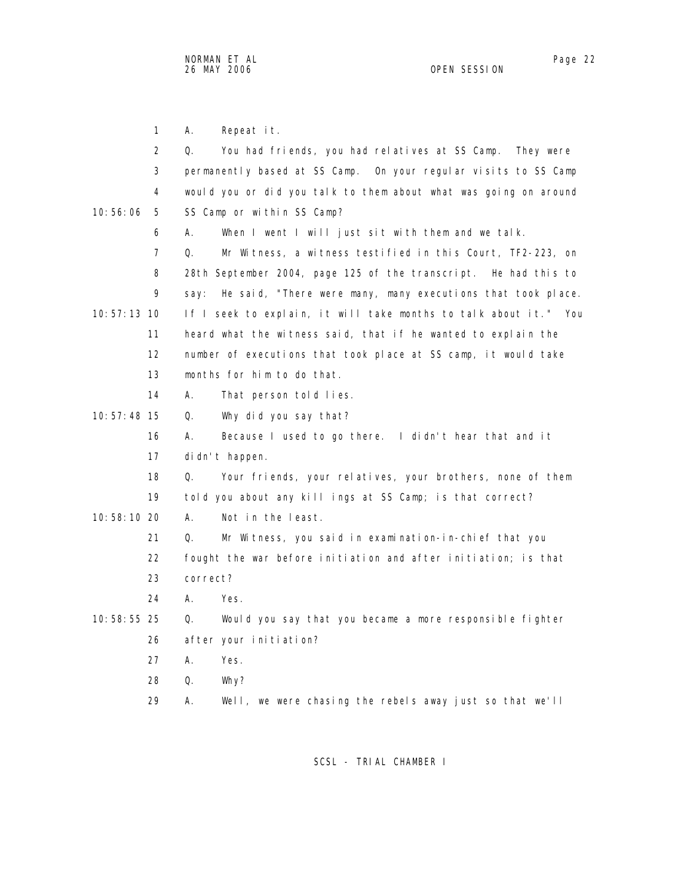A. Repeat it.

Q. You had friends, you had relatives at SS Camp. They were permanently based at SS Camp. On your regular visits to SS Camp would you or did you talk to them about what was going on around SS Camp or within SS Camp?

A. When I went I will just sit with them and we talk.

Q. Mr Witness, a witness testified in this Court, TF2-223, on 28th September 2004, page 125 of the transcript. He had this to say: He said, "There were many, many executions that took place. If I seek to explain, it will take months to talk about it." You heard what the witness said, that if he wanted to explain the number of executions that took place at SS camp, it would take months for him to do that.

A. That person told lies.

Q. Why did you say that?

A. Because I used to go there. I didn't hear that and it didn't happen.

Q. Your friends, your relatives, your brothers, none of them told you about any killings at SS Camp; is that correct?

A. Not in the least.

Q. Mr Witness, you said in examination-in-chief that you fought the war before initiation and after initiation; is that correct?

A. Yes.

Q. Would you say that you became a more responsible fighter after your initiation?

A. Yes.

Q. Why?

A. Well, we were chasing the rebels away just so that we'll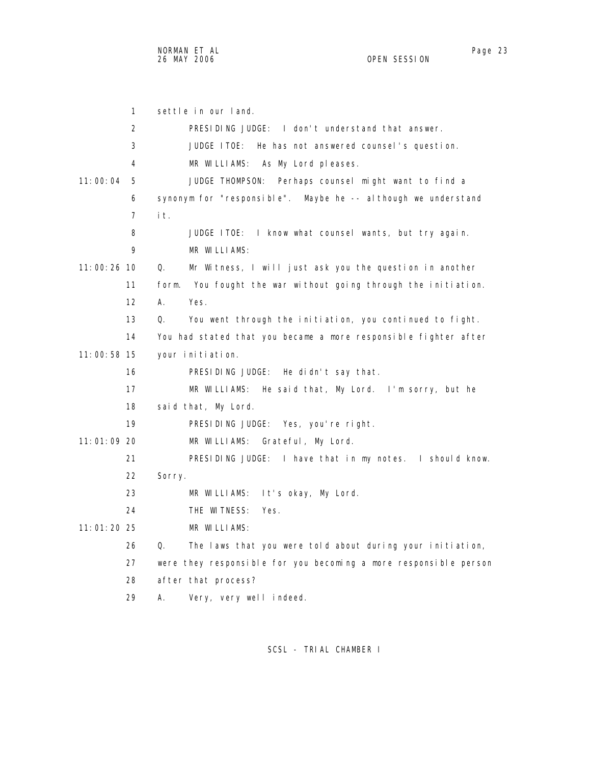settle in our land.

PRESIDING JUDGE: I don't understand that answer.

JUDGE ITOE: He has not answered counsel's question.

MR WILLIAMS: As My Lord pleases.

11:00:04 JUDGE THOMPSON: Perhaps counsel might want to find a synonym for "responsible". Maybe he -- although we understand it.

JUDGE ITOE: I know what counsel wants, but try again.

MR WILLIAMS:

11:00:26 Q. Mr Witness, I will just ask you the question in another form. You fought the war without going through the initiation.

A. Yes.

Q. You went through the initiation, you continued to fight. You had stated that you became a more responsible fighter after

11:00:58 your initiation.

PRESIDING JUDGE: He didn't say that.

MR WILLIAMS: He said that, My Lord. I'm sorry, but he said that, My Lord.

PRESIDING JUDGE: Yes, you're right.

11:01:09 MR WILLIAMS: Grateful, My Lord.

PRESIDING JUDGE: I have that in my notes. I should know. Sorry.

MR WILLIAMS: It's okay, My Lord.

THE WITNESS: Yes.

11:01:20 MR WILLIAMS:

Q. The laws that you were told about during your initiation, were they responsible for you becoming a more responsible person after that process?

A. Very, very well indeed.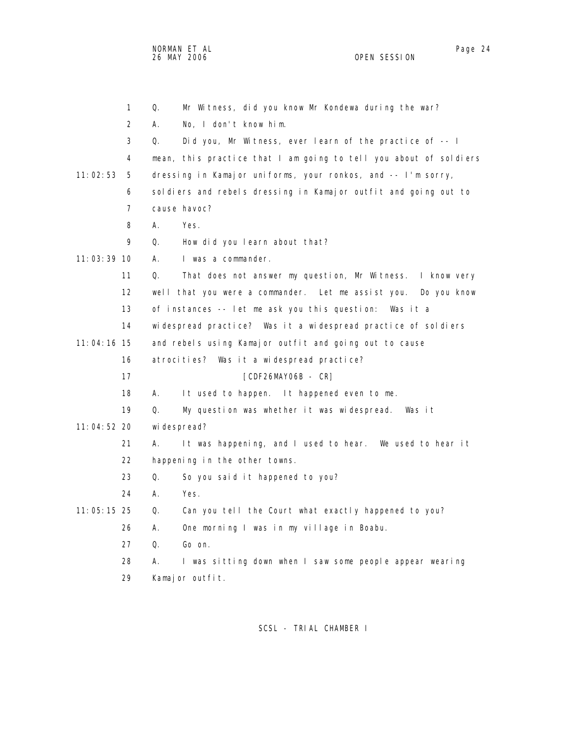1 Q. Mr Witness, did you know Mr Kondewa during the war?

2 A. No, I don't know him.

3 Q. Did you, Mr Witness, ever learn of the practice of -- I

4 mean, this practice that I am going to tell you about of soldiers

11:02:53 5 dressing in Kamajor uniforms, your ronkos, and -- I'm sorry,

6 soldiers and rebels dressing in Kamajor outfit and going out to

7 cause havoc?

8 A. Yes.

9 Q. How did you learn about that?

11:03:39 10 A. I was a commander.

11 Q. That does not answer my question, Mr Witness. I know very

12 well that you were a commander. Let me assist you. Do you know

13 of instances -- let me ask you this question: Was it a

14 widespread practice? Was it a widespread practice of soldiers

11:04:16 15 and rebels using Kamajor outfit and going out to cause

16 atrocities? Was it a widespread practice?

17 [CDF26MAY06B - CR]

18 A. It used to happen. It happened even to me.

19 Q. My question was whether it was widespread. Was it

11:04:52 20 widespread?

21 A. It was happening, and I used to hear. We used to hear it

22 happening in the other towns.

23 Q. So you said it happened to you?

24 A. Yes.

11:05:15 25 Q. Can you tell the Court what exactly happened to you?

26 A. One morning I was in my village in Boabu.

27 Q. Go on.

28 A. I was sitting down when I saw some people appear wearing

29 Kamajor outfit.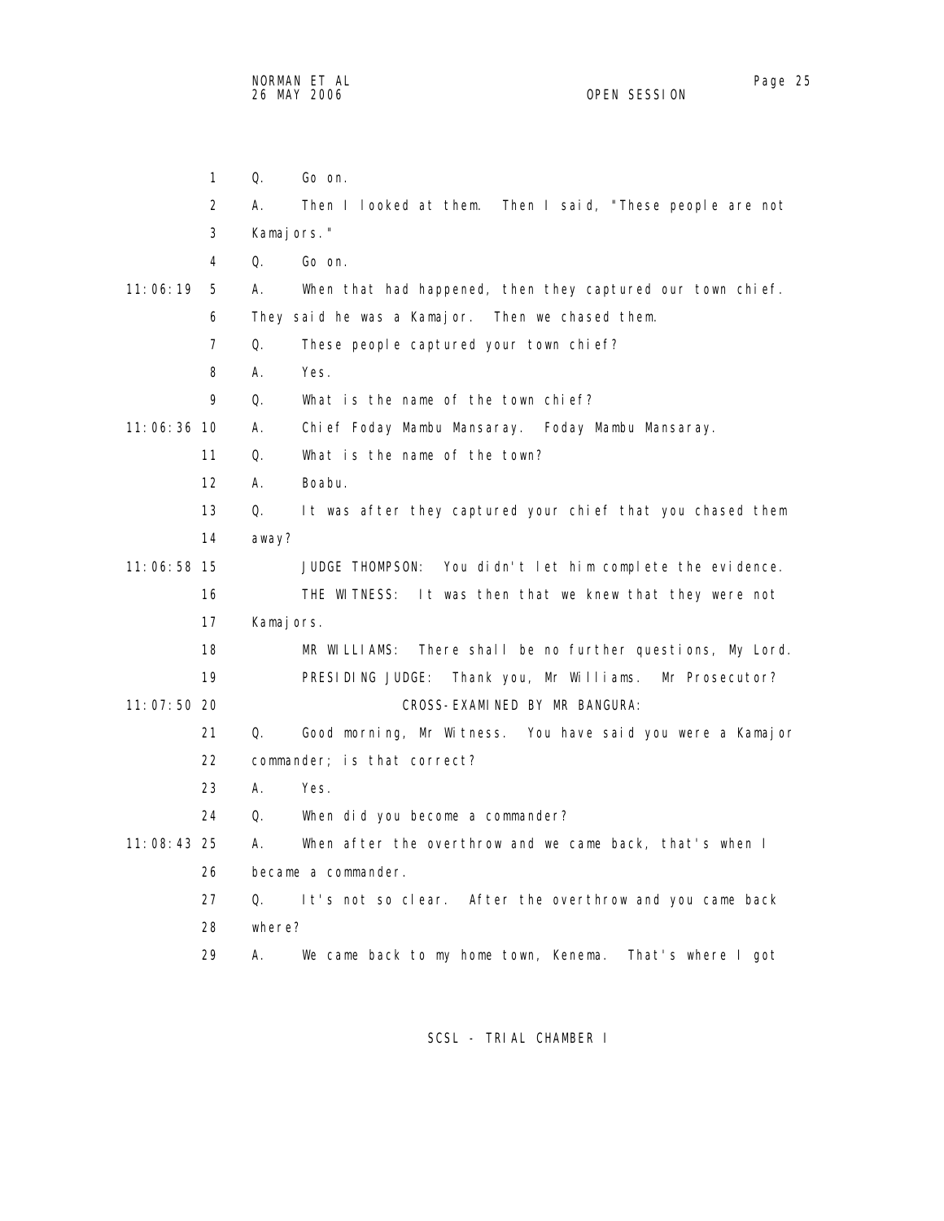1 Q. Go on.

2 A. Then I looked at them. Then I said, "These people are not

3 Kamajors."

4 Q. Go on.

11:06:19 5 A. When that had happened, then they captured our town chief.

6 They said he was a Kamajor. Then we chased them.

7 Q. These people captured your town chief?

8 A. Yes.

9 Q. What is the name of the town chief?

11:06:36 10 A. Chief Foday Mambu Mansaray. Foday Mambu Mansaray.

11 Q. What is the name of the town?

12 A. Boabu.

13 Q. It was after they captured your chief that you chased them

14 away?

11:06:58 15 JUDGE THOMPSON: You didn't let him complete the evidence.

16 THE WITNESS: It was then that we knew that they were not

17 Kamajors.

18 MR WILLIAMS: There shall be no further questions, My Lord.

19 PRESIDING JUDGE: Thank you, Mr Williams. Mr Prosecutor?

11:07:50 20 CROSS-EXAMINED BY MR BANGURA:

21 Q. Good morning, Mr Witness. You have said you were a Kamajor

22 commander; is that correct?

23 A. Yes.

24 Q. When did you become a commander?

11:08:43 25 A. When after the overthrow and we came back, that's when I

26 became a commander.

27 Q. It's not so clear. After the overthrow and you came back

28 where?

29 A. We came back to my home town, Kenema. That's where I got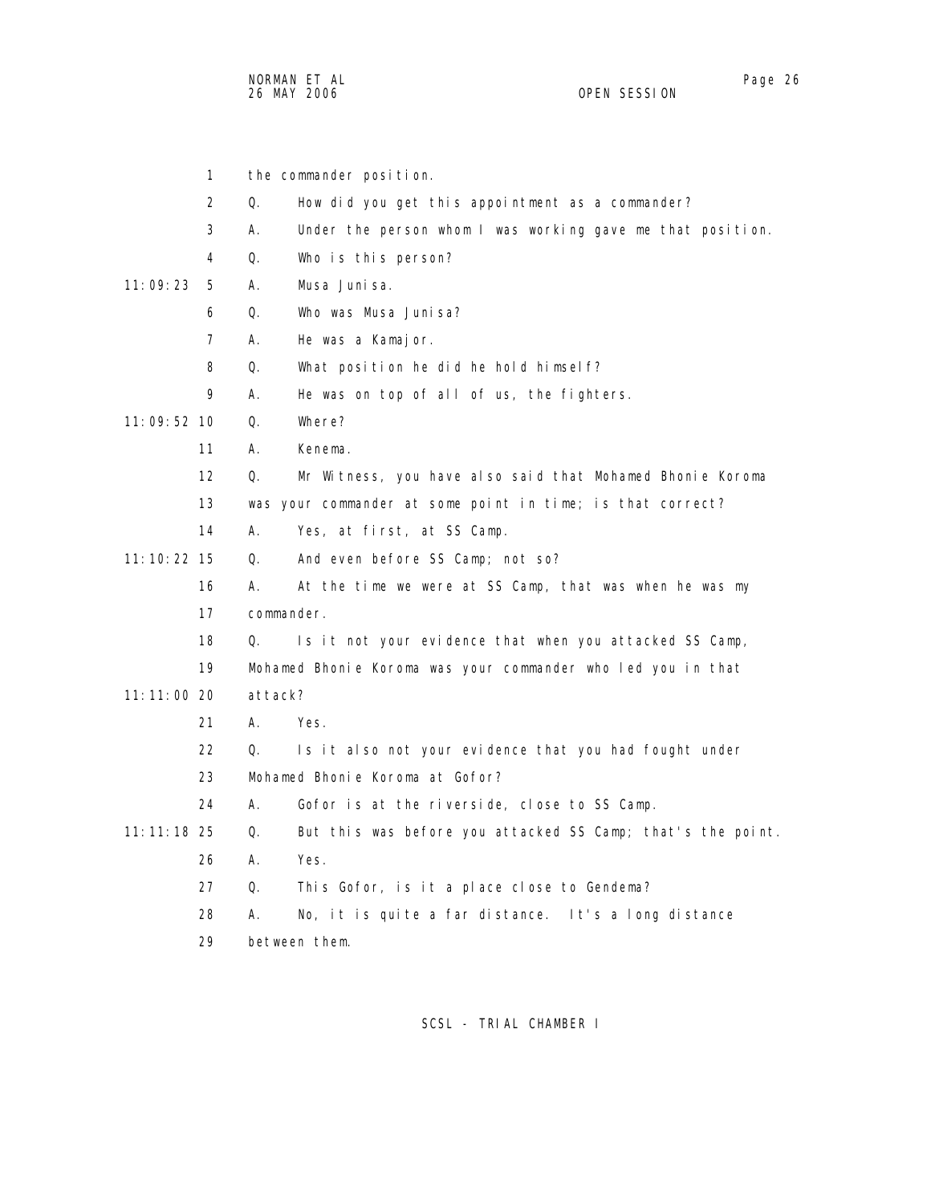the commander position.

Q. How did you get this appointment as a commander?

A. Under the person whom I was working gave me that position.

Q. Who is this person?

A. Musa Junisa.

Q. Who was Musa Junisa?

A. He was a Kamajor.

Q. What position he did he hold himself?

A. He was on top of all of us, the fighters.

Q. Where?

A. Kenema.

Q. Mr Witness, you have also said that Mohamed Bhonie Koroma was your commander at some point in time; is that correct?

A. Yes, at first, at SS Camp.

Q. And even before SS Camp; not so?

A. At the time we were at SS Camp, that was when he was my commander.

Q. Is it not your evidence that when you attacked SS Camp, Mohamed Bhonie Koroma was your commander who led you in that attack?

A. Yes.

Q. Is it also not your evidence that you had fought under Mohamed Bhonie Koroma at Gofor?

A. Gofor is at the riverside, close to SS Camp.

Q. But this was before you attacked SS Camp; that's the point.

A. Yes.

Q. This Gofor, is it a place close to Gendema?

A. No, it is quite a far distance. It's a long distance between them.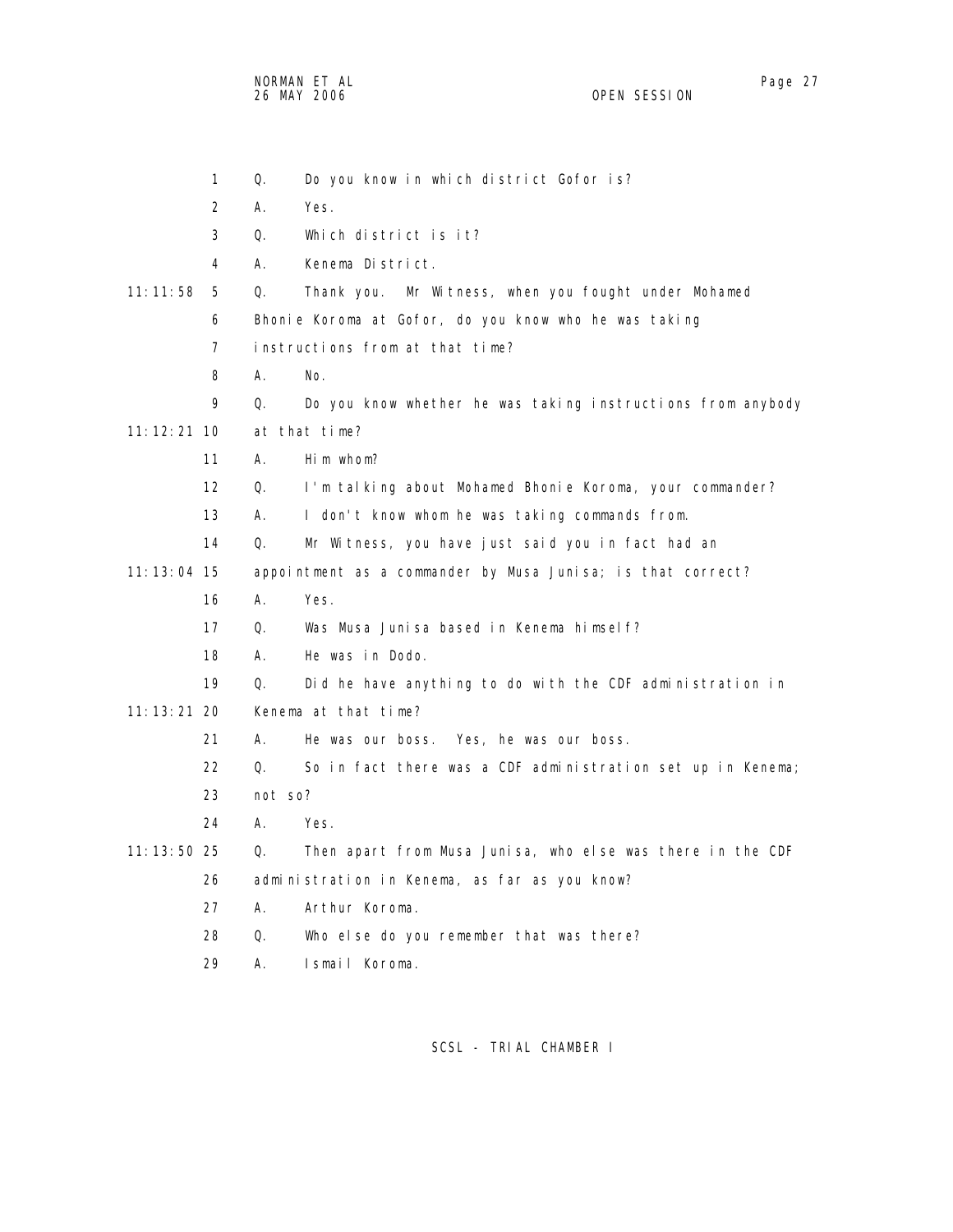1 Q. Do you know in which district Gofor is?

2 A. Yes.

3 Q. Which district is it?

4 A. Kenema District.

11:11:58 5 Q. Thank you. Mr Witness, when you fought under Mohamed

6 Bhonie Koroma at Gofor, do you know who he was taking

7 instructions from at that time?

8 A. No.

9 Q. Do you know whether he was taking instructions from anybody

11:12:21 10 at that time?

11 A. Him whom?

12 Q. I'm talking about Mohamed Bhonie Koroma, your commander?

13 A. I don't know whom he was taking commands from.

14 Q. Mr Witness, you have just said you in fact had an

11:13:04 15 appointment as a commander by Musa Junisa; is that correct?

16 A. Yes.

17 Q. Was Musa Junisa based in Kenema himself?

18 A. He was in Dodo.

19 Q. Did he have anything to do with the CDF administration in

11:13:21 20 Kenema at that time?

21 A. He was our boss. Yes, he was our boss.

22 Q. So in fact there was a CDF administration set up in Kenema;

23 not so?

24 A. Yes.

11:13:50 25 Q. Then apart from Musa Junisa, who else was there in the CDF

26 administration in Kenema, as far as you know?

27 A. Arthur Koroma.

28 Q. Who else do you remember that was there?

29 A. Ismail Koroma.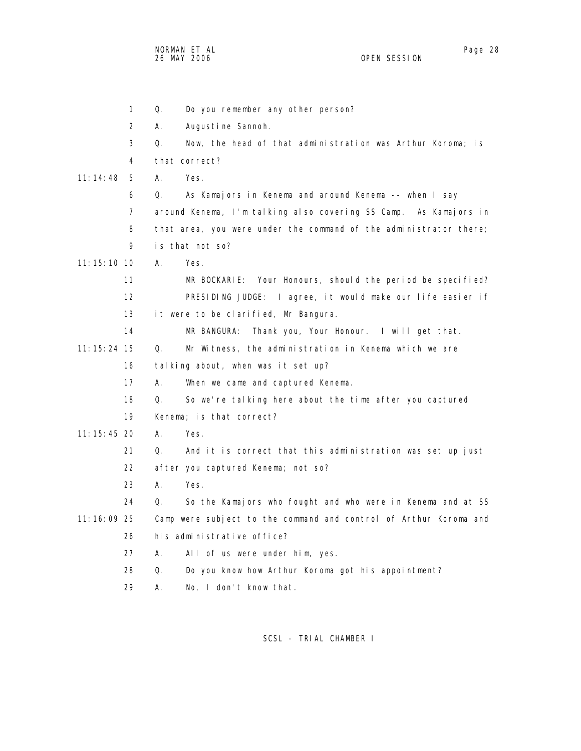1 Q. Do you remember any other person?

2 A. Augustine Sannoh.

3 Q. Now, the head of that administration was Arthur Koroma; is

4 that correct?

11:14:48 5 A. Yes.

6 Q. As Kamajors in Kenema and around Kenema -- when I say

7 around Kenema, I'm talking also covering SS Camp. As Kamajors in

8 that area, you were under the command of the administrator there;

9 is that not so?

11:15:10 10 A. Yes.

11 MR BOCKARIE: Your Honours, should the period be specified?

12 PRESIDING JUDGE: I agree, it would make our life easier if

13 it were to be clarified, Mr Bangura.

14 MR BANGURA: Thank you, Your Honour. I will get that.

11:15:24 15 Q. Mr Witness, the administration in Kenema which we are

16 talking about, when was it set up?

17 A. When we came and captured Kenema.

18 Q. So we're talking here about the time after you captured

19 Kenema; is that correct?

11:15:45 20 A. Yes.

21 Q. And it is correct that this administration was set up just

22 after you captured Kenema; not so?

23 A. Yes.

24 Q. So the Kamajors who fought and who were in Kenema and at SS

11:16:09 25 Camp were subject to the command and control of Arthur Koroma and

26 his administrative office?

27 A. All of us were under him, yes.

28 Q. Do you know how Arthur Koroma got his appointment?

29 A. No, I don't know that.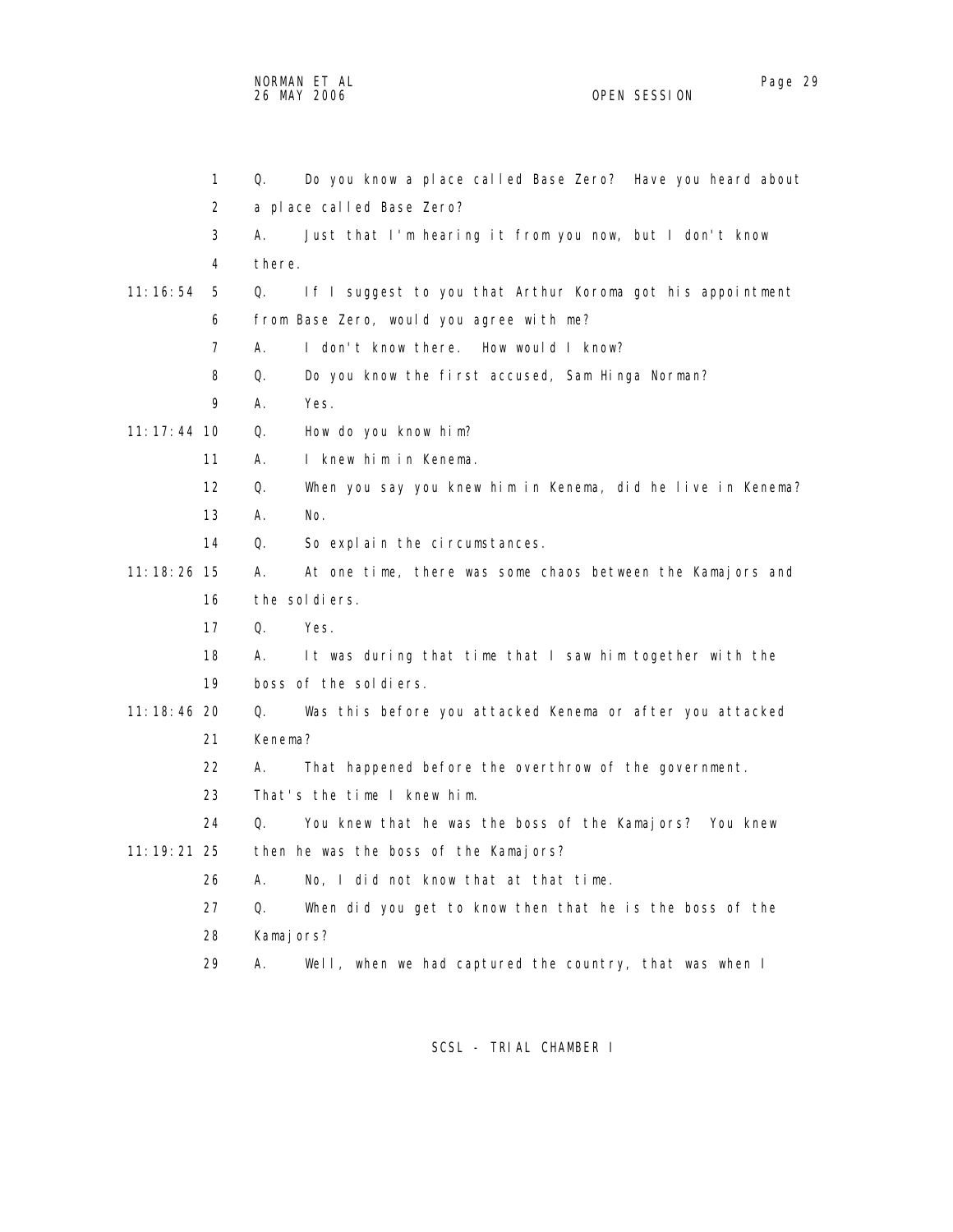1 Q. Do you know a place called Base Zero? Have you heard about
2 a place called Base Zero?
3 A. Just that I'm hearing it from you now, but I don't know
4 there.
11:16:54 5 Q. If I suggest to you that Arthur Koroma got his appointment
6 from Base Zero, would you agree with me?
7 A. I don't know there. How would I know?
8 Q. Do you know the first accused, Sam Hinga Norman?
9 A. Yes.
11:17:44 10 Q. How do you know him?
11 A. I knew him in Kenema.
12 Q. When you say you knew him in Kenema, did he live in Kenema?
13 A. No.
14 Q. So explain the circumstances.
11:18:26 15 A. At one time, there was some chaos between the Kamajors and
16 the soldiers.
17 Q. Yes.
18 A. It was during that time that I saw him together with the
19 boss of the soldiers.
11:18:46 20 Q. Was this before you attacked Kenema or after you attacked
21 Kenema?
22 A. That happened before the overthrow of the government.
23 That's the time I knew him.
24 Q. You knew that he was the boss of the Kamajors? You knew
11:19:21 25 then he was the boss of the Kamajors?
26 A. No, I did not know that at that time.
27 Q. When did you get to know then that he is the boss of the
28 Kamajors?
29 A. Well, when we had captured the country, that was when I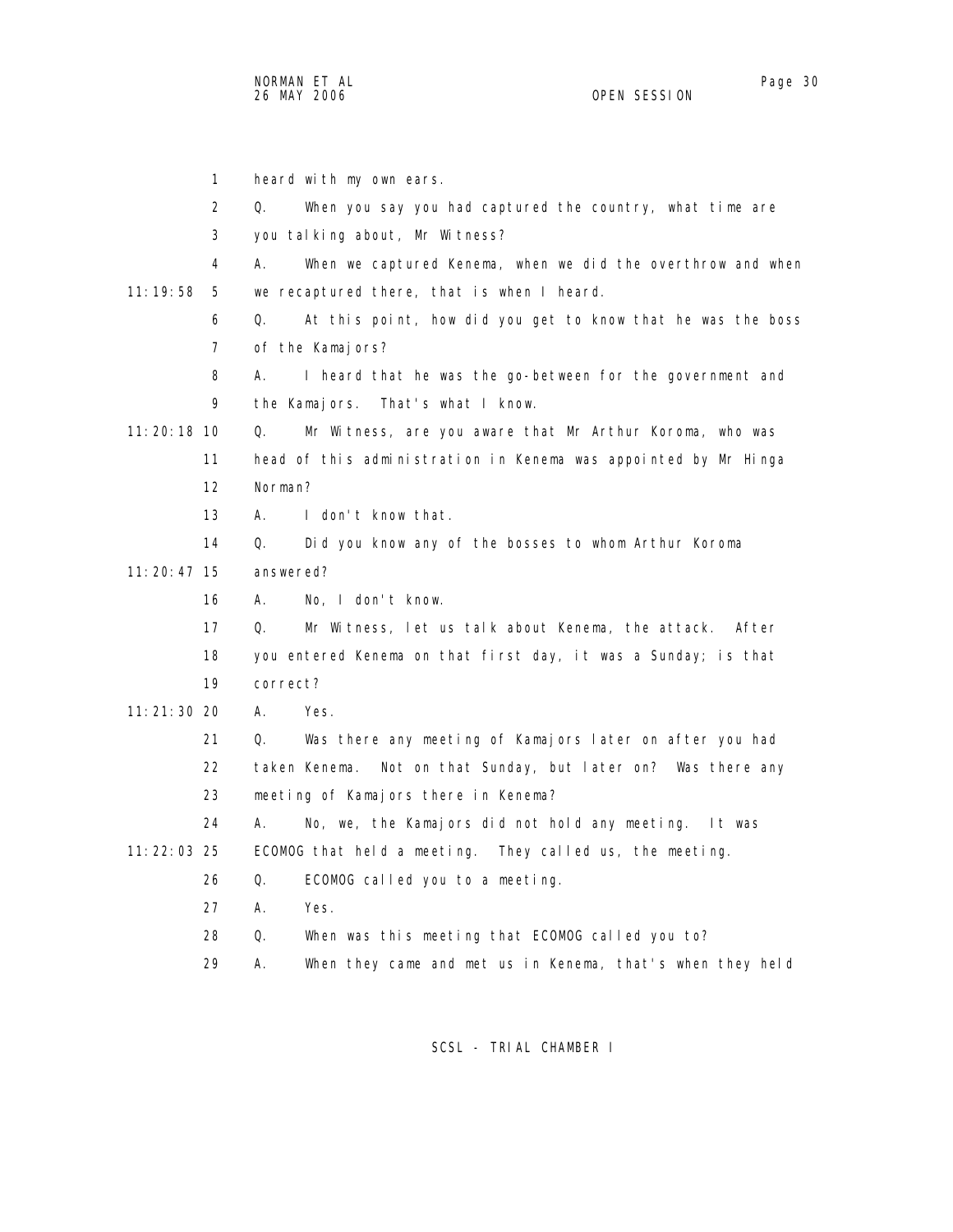heard with my own ears.

Q. When you say you had captured the country, what time are you talking about, Mr Witness?

A. When we captured Kenema, when we did the overthrow and when we recaptured there, that is when I heard.

Q. At this point, how did you get to know that he was the boss of the Kamajors?

A. I heard that he was the go-between for the government and the Kamajors. That's what I know.

Q. Mr Witness, are you aware that Mr Arthur Koroma, who was head of this administration in Kenema was appointed by Mr Hinga Norman?

A. I don't know that.

Q. Did you know any of the bosses to whom Arthur Koroma answered?

A. No, I don't know.

Q. Mr Witness, let us talk about Kenema, the attack. After you entered Kenema on that first day, it was a Sunday; is that correct?

A. Yes.

Q. Was there any meeting of Kamajors later on after you had taken Kenema. Not on that Sunday, but later on? Was there any meeting of Kamajors there in Kenema?

A. No, we, the Kamajors did not hold any meeting. It was ECOMOG that held a meeting. They called us, the meeting.

Q. ECOMOG called you to a meeting.

A. Yes.

Q. When was this meeting that ECOMOG called you to?

A. When they came and met us in Kenema, that's when they held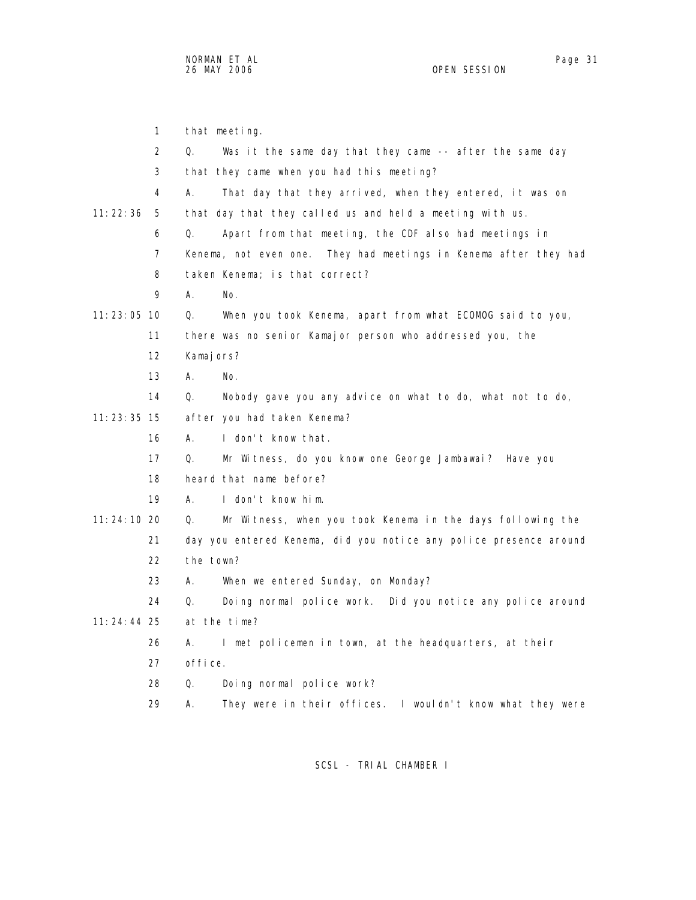1 that meeting.

2 Q. Was it the same day that they came -- after the same day

3 that they came when you had this meeting?

4 A. That day that they arrived, when they entered, it was on

11:22:36 5 that day that they called us and held a meeting with us.

6 Q. Apart from that meeting, the CDF also had meetings in

7 Kenema, not even one. They had meetings in Kenema after they had

8 taken Kenema; is that correct?

9 A. No.

11:23:05 10 Q. When you took Kenema, apart from what ECOMOG said to you,

11 there was no senior Kamajor person who addressed you, the

12 Kamajors?

13 A. No.

14 Q. Nobody gave you any advice on what to do, what not to do,

11:23:35 15 after you had taken Kenema?

16 A. I don't know that.

17 Q. Mr Witness, do you know one George Jambawai? Have you

18 heard that name before?

19 A. I don't know him.

11:24:10 20 Q. Mr Witness, when you took Kenema in the days following the

21 day you entered Kenema, did you notice any police presence around

22 the town?

23 A. When we entered Sunday, on Monday?

24 Q. Doing normal police work. Did you notice any police around

11:24:44 25 at the time?

26 A. I met policemen in town, at the headquarters, at their

27 office.

28 Q. Doing normal police work?

29 A. They were in their offices. I wouldn't know what they were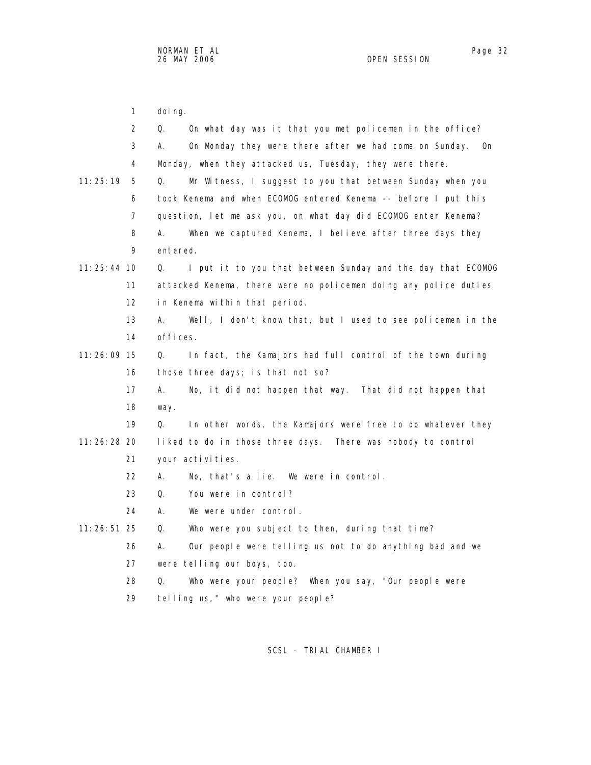doing.

Q. On what day was it that you met policemen in the office?

A. On Monday they were there after we had come on Sunday. On Monday, when they attacked us, Tuesday, they were there.

Q. Mr Witness, I suggest to you that between Sunday when you took Kenema and when ECOMOG entered Kenema -- before I put this question, let me ask you, on what day did ECOMOG enter Kenema?

A. When we captured Kenema, I believe after three days they entered.

Q. I put it to you that between Sunday and the day that ECOMOG attacked Kenema, there were no policemen doing any police duties in Kenema within that period.

A. Well, I don't know that, but I used to see policemen in the offices.

Q. In fact, the Kamajors had full control of the town during those three days; is that not so?

A. No, it did not happen that way. That did not happen that way.

Q. In other words, the Kamajors were free to do whatever they liked to do in those three days. There was nobody to control your activities.

A. No, that's a lie. We were in control.

Q. You were in control?

A. We were under control.

Q. Who were you subject to then, during that time?

A. Our people were telling us not to do anything bad and we were telling our boys, too.

Q. Who were your people? When you say, "Our people were telling us," who were your people?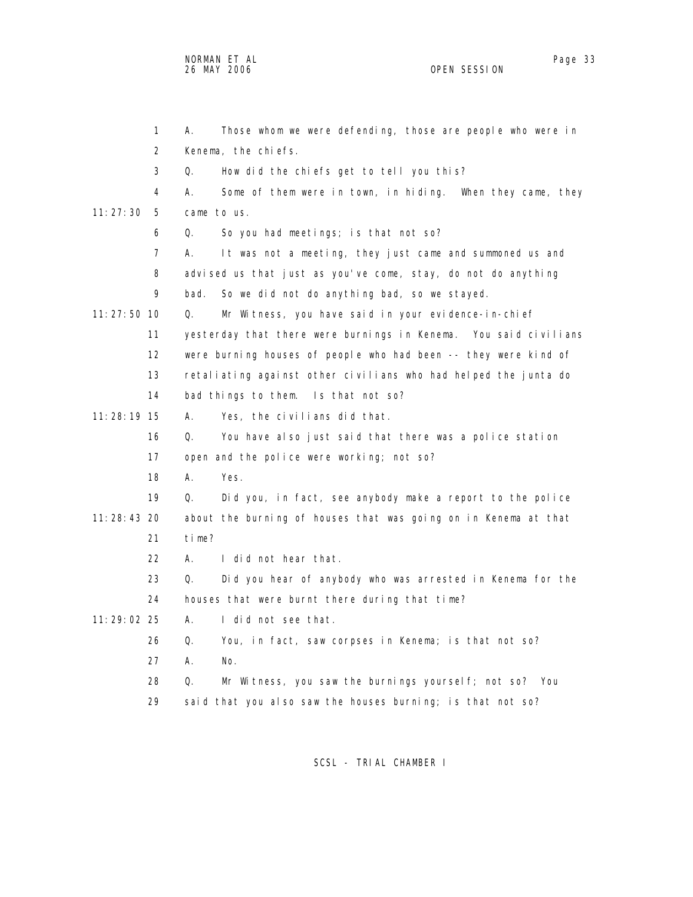A. Those whom we were defending, those are people who were in Kenema, the chiefs.

Q. How did the chiefs get to tell you this?

A. Some of them were in town, in hiding. When they came, they came to us.

Q. So you had meetings; is that not so?

A. It was not a meeting, they just came and summoned us and advised us that just as you've come, stay, do not do anything bad. So we did not do anything bad, so we stayed.

Q. Mr Witness, you have said in your evidence-in-chief yesterday that there were burnings in Kenema. You said civilians were burning houses of people who had been -- they were kind of retaliating against other civilians who had helped the junta do bad things to them. Is that not so?

A. Yes, the civilians did that.

Q. You have also just said that there was a police station open and the police were working; not so?

A. Yes.

Q. Did you, in fact, see anybody make a report to the police about the burning of houses that was going on in Kenema at that time?

A. I did not hear that.

Q. Did you hear of anybody who was arrested in Kenema for the houses that were burnt there during that time?

A. I did not see that.

Q. You, in fact, saw corpses in Kenema; is that not so?

A. No.

Q. Mr Witness, you saw the burnings yourself; not so? You said that you also saw the houses burning; is that not so?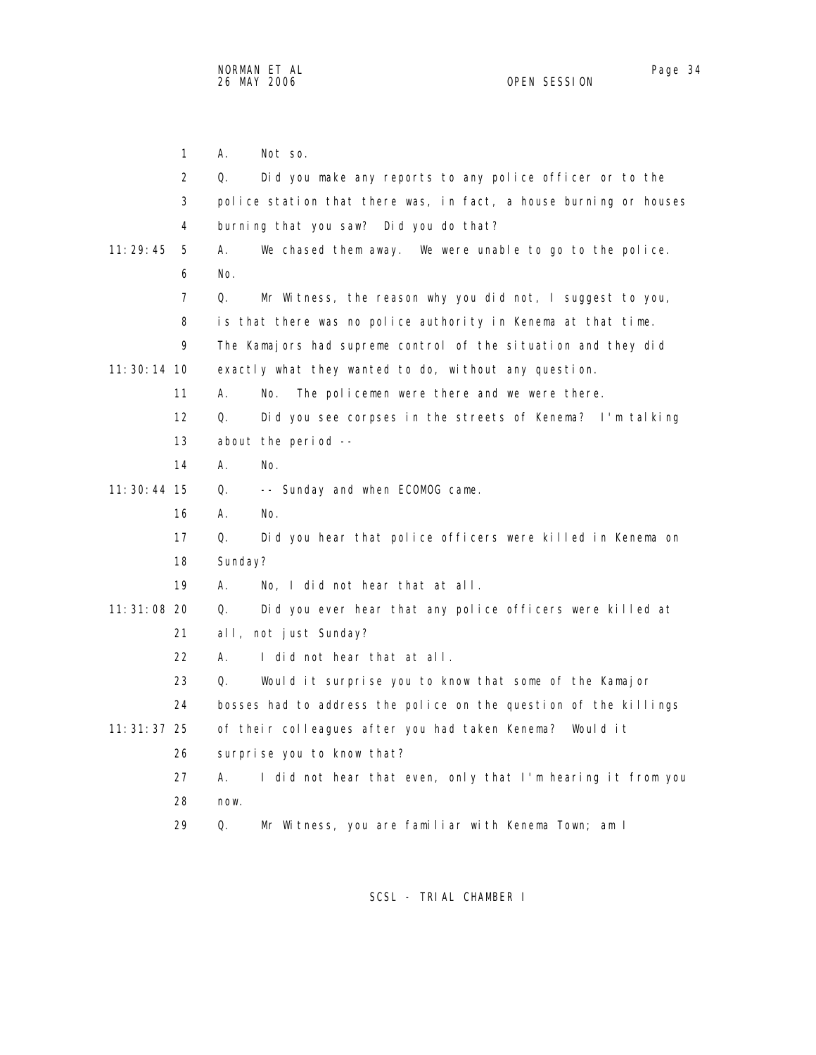1 A. Not so.

2 Q. Did you make any reports to any police officer or to the

3 police station that there was, in fact, a house burning or houses

4 burning that you saw? Did you do that?

11:29:45 5 A. We chased them away. We were unable to go to the police.

6 No.

7 Q. Mr Witness, the reason why you did not, I suggest to you,

8 is that there was no police authority in Kenema at that time.

9 The Kamajors had supreme control of the situation and they did

11:30:14 10 exactly what they wanted to do, without any question.

11 A. No. The policemen were there and we were there.

12 Q. Did you see corpses in the streets of Kenema? I'm talking

13 about the period --

14 A. No.

11:30:44 15 Q. -- Sunday and when ECOMOG came.

16 A. No.

17 Q. Did you hear that police officers were killed in Kenema on

18 Sunday?

19 A. No, I did not hear that at all.

11:31:08 20 Q. Did you ever hear that any police officers were killed at

21 all, not just Sunday?

22 A. I did not hear that at all.

23 Q. Would it surprise you to know that some of the Kamajor

24 bosses had to address the police on the question of the killings

11:31:37 25 of their colleagues after you had taken Kenema? Would it

26 surprise you to know that?

27 A. I did not hear that even, only that I'm hearing it from you

28 now.

29 Q. Mr Witness, you are familiar with Kenema Town; am I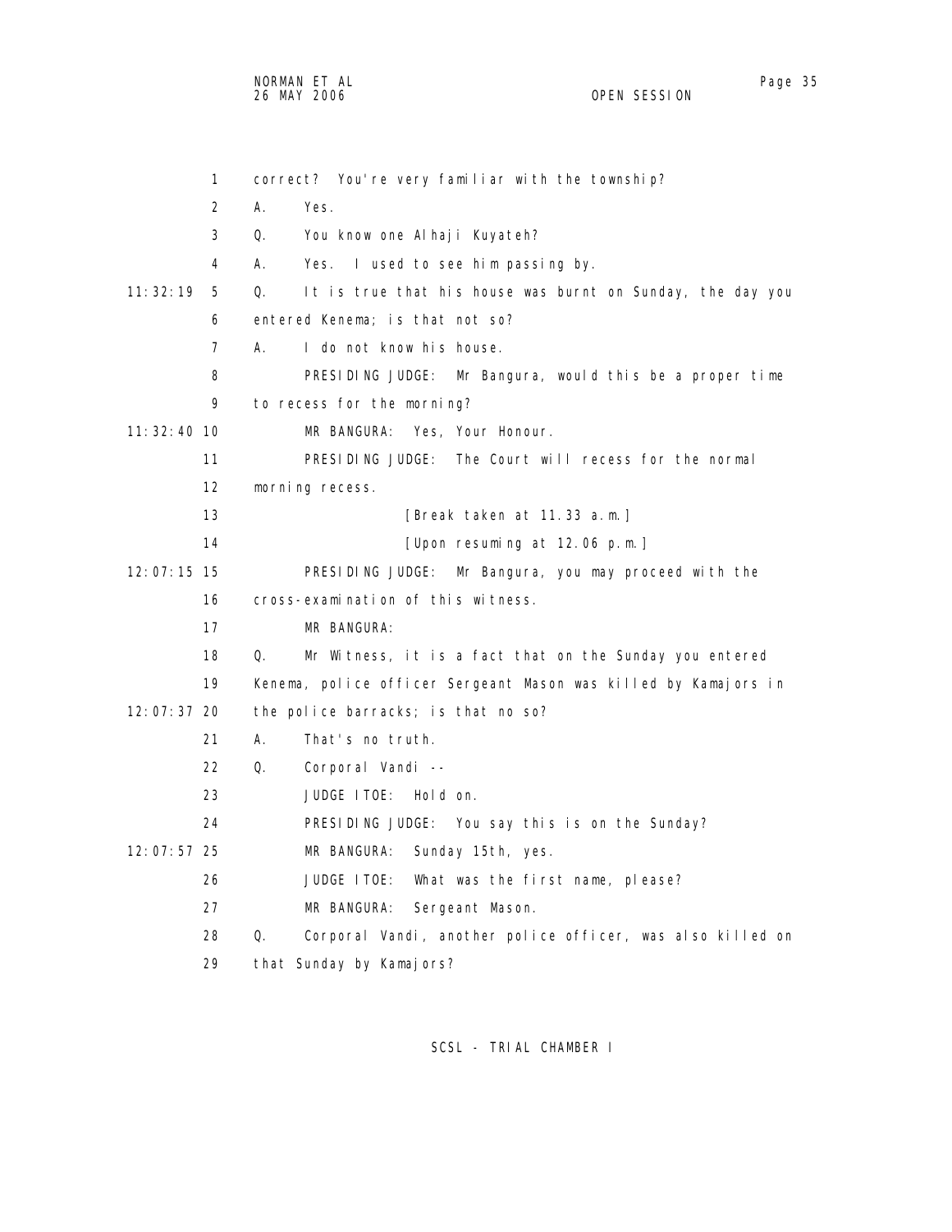correct? You're very familiar with the township?

A. Yes.

Q. You know one Alhaji Kuyateh?

A. Yes. I used to see him passing by.

Q. It is true that his house was burnt on Sunday, the day you entered Kenema; is that not so?

A. I do not know his house.

PRESIDING JUDGE: Mr Bangura, would this be a proper time to recess for the morning?

MR BANGURA: Yes, Your Honour.

PRESIDING JUDGE: The Court will recess for the normal morning recess.

[Break taken at 11.33 a.m.]

[Upon resuming at 12.06 p.m.]

PRESIDING JUDGE: Mr Bangura, you may proceed with the cross-examination of this witness.

MR BANGURA:

Q. Mr Witness, it is a fact that on the Sunday you entered Kenema, police officer Sergeant Mason was killed by Kamajors in the police barracks; is that no so?

A. That's no truth.

Q. Corporal Vandi --

JUDGE ITOE: Hold on.

PRESIDING JUDGE: You say this is on the Sunday?

MR BANGURA: Sunday 15th, yes.

JUDGE ITOE: What was the first name, please?

MR BANGURA: Sergeant Mason.

Q. Corporal Vandi, another police officer, was also killed on that Sunday by Kamajors?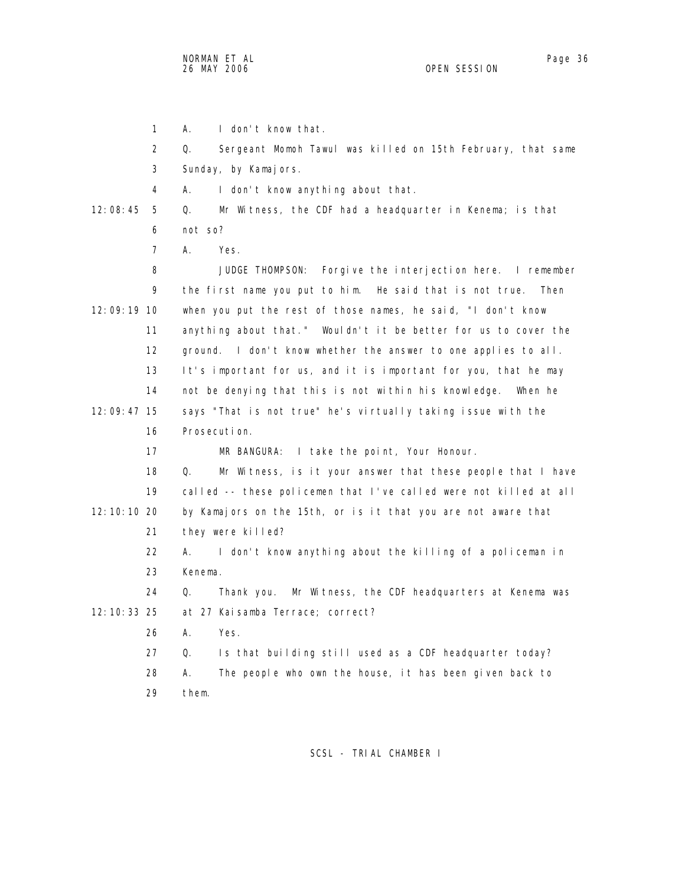A. I don't know that.

Q. Sergeant Momoh Tawul was killed on 15th February, that same Sunday, by Kamajors.

A. I don't know anything about that.

Q. Mr Witness, the CDF had a headquarter in Kenema; is that not so?

A. Yes.

JUDGE THOMPSON: Forgive the interjection here. I remember the first name you put to him. He said that is not true. Then when you put the rest of those names, he said, "I don't know anything about that." Wouldn't it be better for us to cover the ground. I don't know whether the answer to one applies to all. It's important for us, and it is important for you, that he may not be denying that this is not within his knowledge. When he says "That is not true" he's virtually taking issue with the Prosecution.

MR BANGURA: I take the point, Your Honour.

Q. Mr Witness, is it your answer that these people that I have called -- these policemen that I've called were not killed at all by Kamajors on the 15th, or is it that you are not aware that they were killed?

A. I don't know anything about the killing of a policeman in Kenema.

Q. Thank you. Mr Witness, the CDF headquarters at Kenema was at 27 Kaisamba Terrace; correct?

A. Yes.

Q. Is that building still used as a CDF headquarter today?

A. The people who own the house, it has been given back to them.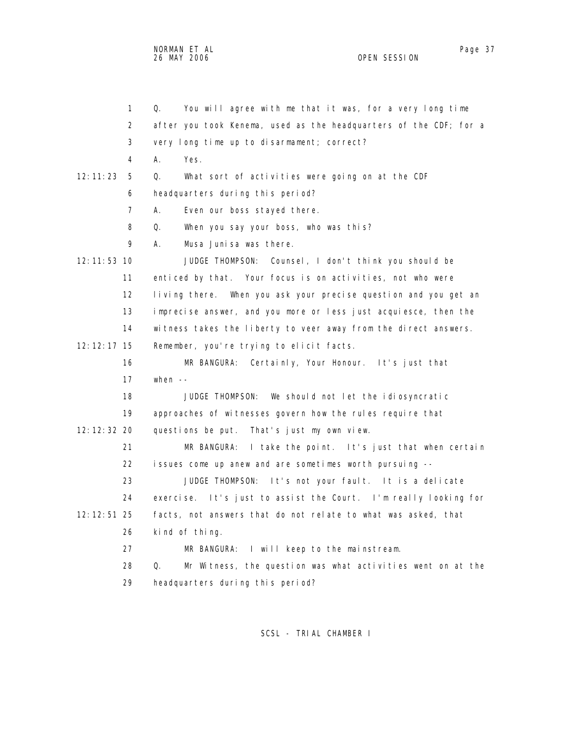Q. You will agree with me that it was, for a very long time after you took Kenema, used as the headquarters of the CDF; for a very long time up to disarmament; correct?

A. Yes.

Q. What sort of activities were going on at the CDF headquarters during this period?

A. Even our boss stayed there.

Q. When you say your boss, who was this?

A. Musa Junisa was there.

JUDGE THOMPSON: Counsel, I don't think you should be enticed by that. Your focus is on activities, not who were living there. When you ask your precise question and you get an imprecise answer, and you more or less just acquiesce, then the witness takes the liberty to veer away from the direct answers. Remember, you're trying to elicit facts.

MR BANGURA: Certainly, Your Honour. It's just that when --

JUDGE THOMPSON: We should not let the idiosyncratic approaches of witnesses govern how the rules require that questions be put. That's just my own view.

MR BANGURA: I take the point. It's just that when certain issues come up anew and are sometimes worth pursuing --

JUDGE THOMPSON: It's not your fault. It is a delicate exercise. It's just to assist the Court. I'm really looking for facts, not answers that do not relate to what was asked, that kind of thing.

MR BANGURA: I will keep to the mainstream.

Q. Mr Witness, the question was what activities went on at the headquarters during this period?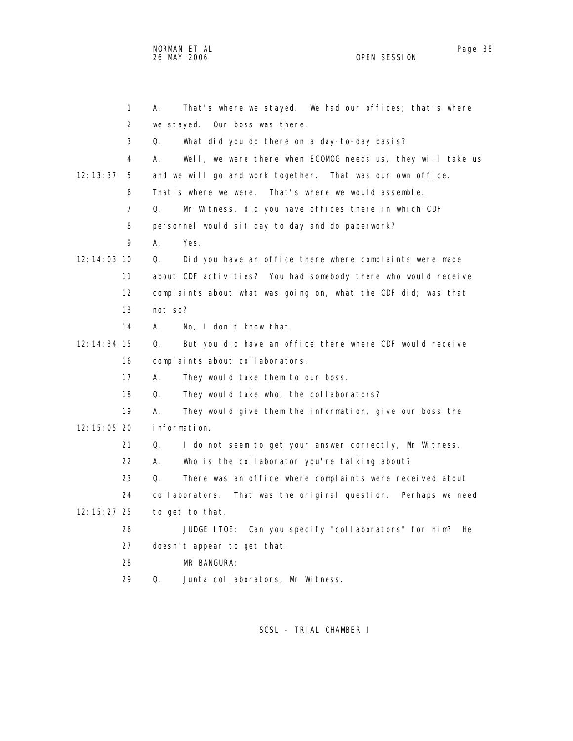A. That's where we stayed. We had our offices; that's where we stayed. Our boss was there.

Q. What did you do there on a day-to-day basis?

A. Well, we were there when ECOMOG needs us, they will take us and we will go and work together. That was our own office. That's where we were. That's where we would assemble.

Q. Mr Witness, did you have offices there in which CDF personnel would sit day to day and do paperwork?

A. Yes.

Q. Did you have an office there where complaints were made about CDF activities? You had somebody there who would receive complaints about what was going on, what the CDF did; was that not so?

A. No, I don't know that.

Q. But you did have an office there where CDF would receive complaints about collaborators.

A. They would take them to our boss.

Q. They would take who, the collaborators?

A. They would give them the information, give our boss the information.

Q. I do not seem to get your answer correctly, Mr Witness.

A. Who is the collaborator you're talking about?

Q. There was an office where complaints were received about collaborators. That was the original question. Perhaps we need to get to that.

JUDGE ITOE: Can you specify "collaborators" for him? He doesn't appear to get that.

MR BANGURA:

Q. Junta collaborators, Mr Witness.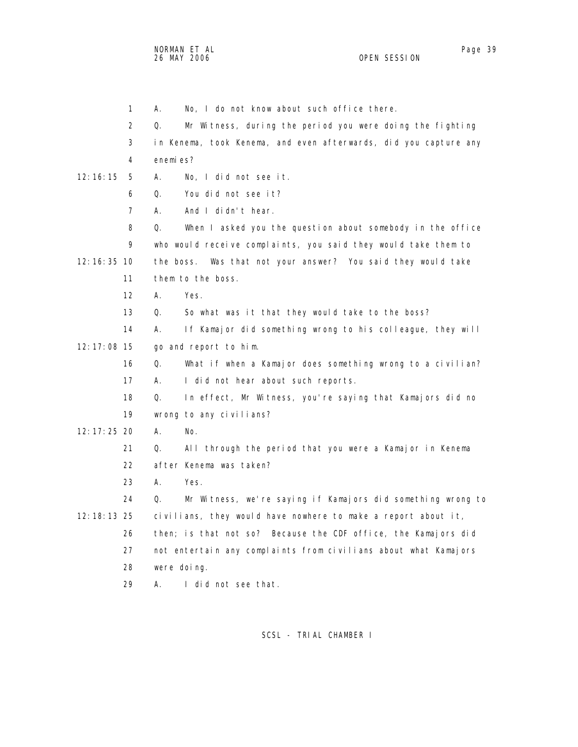A. No, I do not know about such office there.

Q. Mr Witness, during the period you were doing the fighting in Kenema, took Kenema, and even afterwards, did you capture any enemies?

A. No, I did not see it.

Q. You did not see it?

A. And I didn't hear.

Q. When I asked you the question about somebody in the office who would receive complaints, you said they would take them to the boss. Was that not your answer? You said they would take them to the boss.

A. Yes.

Q. So what was it that they would take to the boss?

A. If Kamajor did something wrong to his colleague, they will go and report to him.

Q. What if when a Kamajor does something wrong to a civilian?

A. I did not hear about such reports.

Q. In effect, Mr Witness, you're saying that Kamajors did no wrong to any civilians?

A. No.

Q. All through the period that you were a Kamajor in Kenema after Kenema was taken?

A. Yes.

Q. Mr Witness, we're saying if Kamajors did something wrong to civilians, they would have nowhere to make a report about it, then; is that not so? Because the CDF office, the Kamajors did not entertain any complaints from civilians about what Kamajors were doing.

A. I did not see that.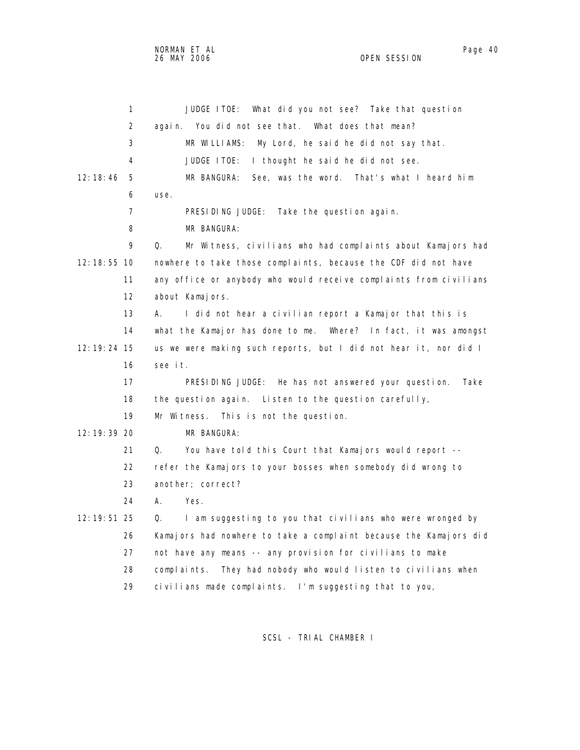JUDGE ITOE: What did you not see? Take that question again. You did not see that. What does that mean?

MR WILLIAMS: My Lord, he said he did not say that.

JUDGE ITOE: I thought he said he did not see.

MR BANGURA: See, was the word. That's what I heard him use.

PRESIDING JUDGE: Take the question again.

MR BANGURA:

Q. Mr Witness, civilians who had complaints about Kamajors had nowhere to take those complaints, because the CDF did not have any office or anybody who would receive complaints from civilians about Kamajors.

A. I did not hear a civilian report a Kamajor that this is what the Kamajor has done to me. Where? In fact, it was amongst us we were making such reports, but I did not hear it, nor did I see it.

PRESIDING JUDGE: He has not answered your question. Take the question again. Listen to the question carefully, Mr Witness. This is not the question.

MR BANGURA:

Q. You have told this Court that Kamajors would report -- refer the Kamajors to your bosses when somebody did wrong to another; correct?

A. Yes.

Q. I am suggesting to you that civilians who were wronged by Kamajors had nowhere to take a complaint because the Kamajors did not have any means -- any provision for civilians to make complaints. They had nobody who would listen to civilians when civilians made complaints. I'm suggesting that to you,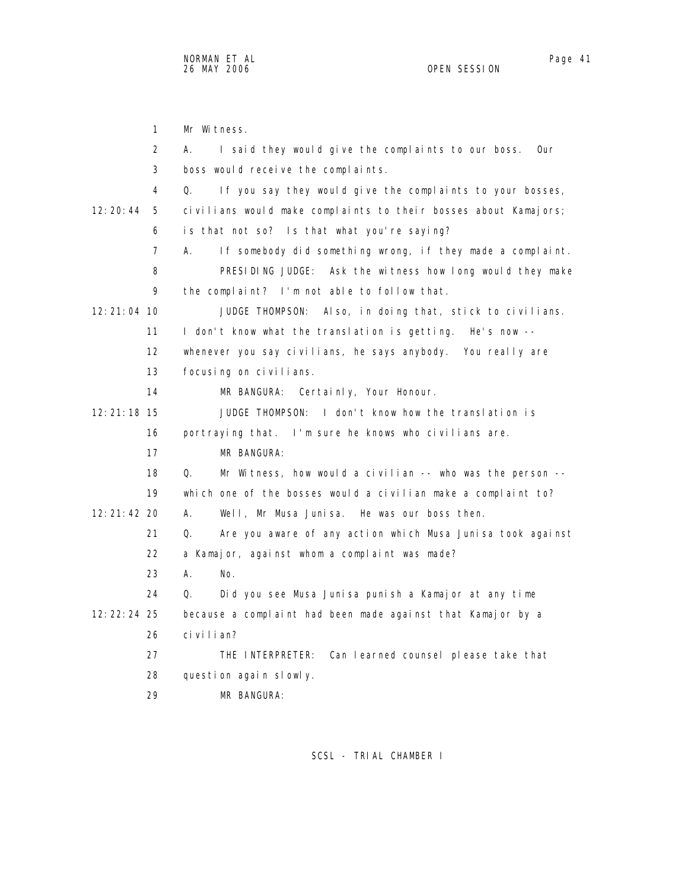Mr Witness.

A. I said they would give the complaints to our boss. Our boss would receive the complaints.

Q. If you say they would give the complaints to your bosses, civilians would make complaints to their bosses about Kamajors; is that not so? Is that what you're saying?

A. If somebody did something wrong, if they made a complaint.

PRESIDING JUDGE: Ask the witness how long would they make the complaint? I'm not able to follow that.

JUDGE THOMPSON: Also, in doing that, stick to civilians. I don't know what the translation is getting. He's now -- whenever you say civilians, he says anybody. You really are focusing on civilians.

MR BANGURA: Certainly, Your Honour.

JUDGE THOMPSON: I don't know how the translation is portraying that. I'm sure he knows who civilians are.

MR BANGURA:

Q. Mr Witness, how would a civilian -- who was the person -- which one of the bosses would a civilian make a complaint to?

A. Well, Mr Musa Junisa. He was our boss then.

Q. Are you aware of any action which Musa Junisa took against a Kamajor, against whom a complaint was made?

A. No.

Q. Did you see Musa Junisa punish a Kamajor at any time because a complaint had been made against that Kamajor by a civilian?

THE INTERPRETER: Can learned counsel please take that question again slowly.

MR BANGURA: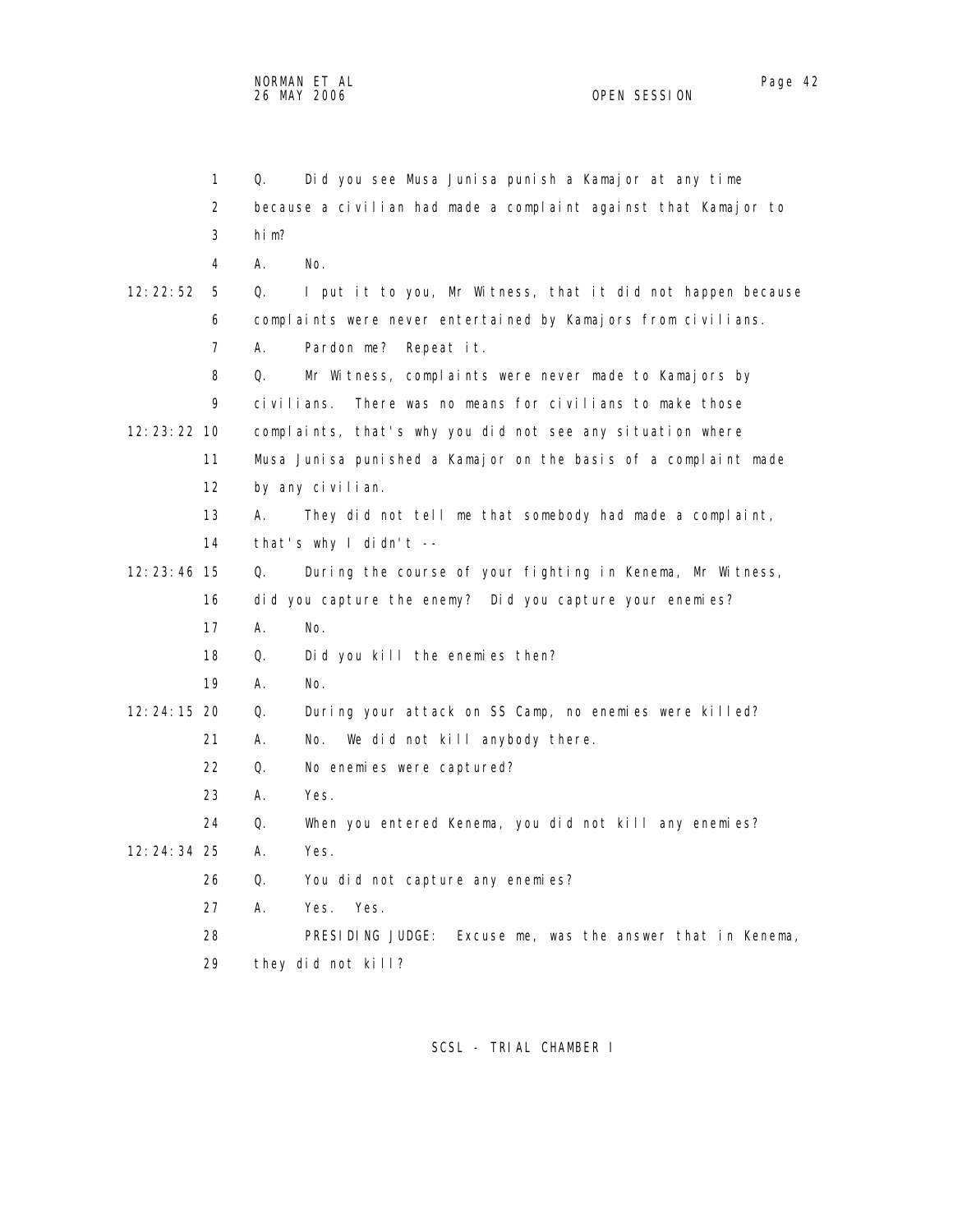Q. Did you see Musa Junisa punish a Kamajor at any time because a civilian had made a complaint against that Kamajor to him?

A. No.

Q. I put it to you, Mr Witness, that it did not happen because complaints were never entertained by Kamajors from civilians.

A. Pardon me? Repeat it.

Q. Mr Witness, complaints were never made to Kamajors by civilians. There was no means for civilians to make those complaints, that's why you did not see any situation where Musa Junisa punished a Kamajor on the basis of a complaint made by any civilian.

A. They did not tell me that somebody had made a complaint, that's why I didn't --

Q. During the course of your fighting in Kenema, Mr Witness, did you capture the enemy? Did you capture your enemies?

A. No.

Q. Did you kill the enemies then?

A. No.

Q. During your attack on SS Camp, no enemies were killed?

A. No. We did not kill anybody there.

Q. No enemies were captured?

A. Yes.

Q. When you entered Kenema, you did not kill any enemies?

A. Yes.

Q. You did not capture any enemies?

A. Yes. Yes.

PRESIDING JUDGE: Excuse me, was the answer that in Kenema, they did not kill?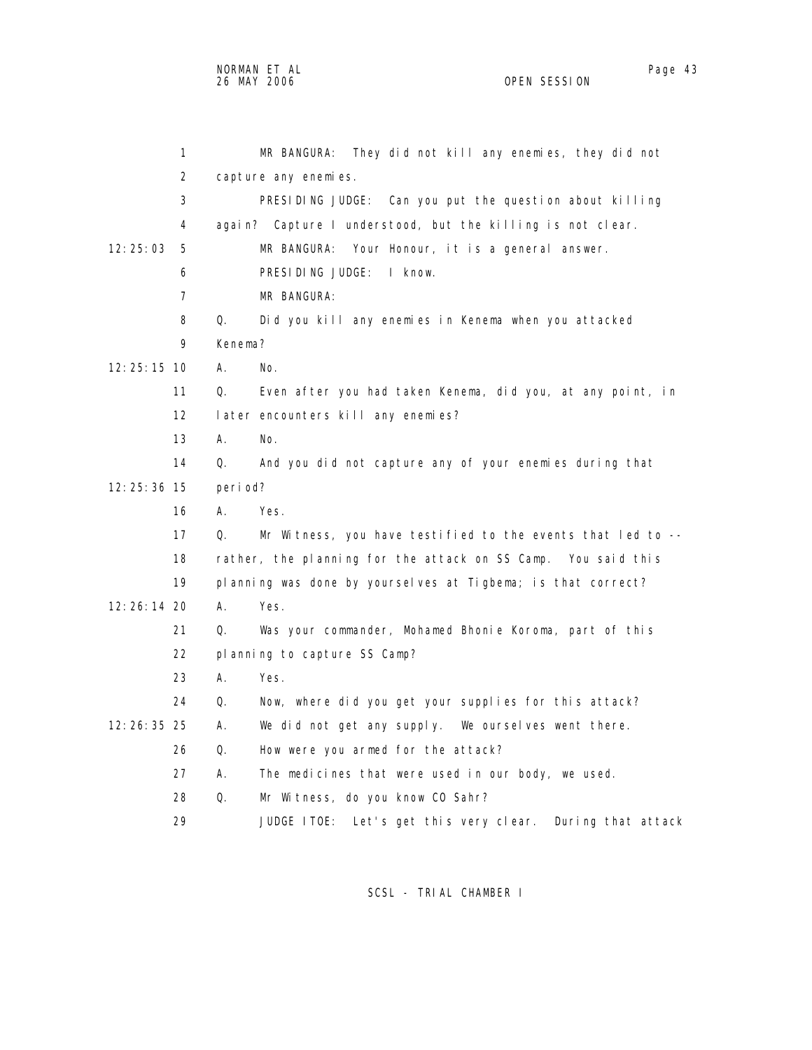MR BANGURA: They did not kill any enemies, they did not capture any enemies.

PRESIDING JUDGE: Can you put the question about killing again? Capture I understood, but the killing is not clear.

12:25:03 MR BANGURA: Your Honour, it is a general answer.

PRESIDING JUDGE: I know.

MR BANGURA:

Q. Did you kill any enemies in Kenema when you attacked Kenema?

12:25:15 A. No.

Q. Even after you had taken Kenema, did you, at any point, in later encounters kill any enemies?

A. No.

Q. And you did not capture any of your enemies during that

12:25:36 period?

A. Yes.

Q. Mr Witness, you have testified to the events that led to -- rather, the planning for the attack on SS Camp. You said this planning was done by yourselves at Tigbema; is that correct?

12:26:14 A. Yes.

Q. Was your commander, Mohamed Bhonie Koroma, part of this planning to capture SS Camp?

A. Yes.

Q. Now, where did you get your supplies for this attack?

12:26:35 A. We did not get any supply. We ourselves went there.

Q. How were you armed for the attack?

A. The medicines that were used in our body, we used.

Q. Mr Witness, do you know CO Sahr?

JUDGE ITOE: Let's get this very clear. During that attack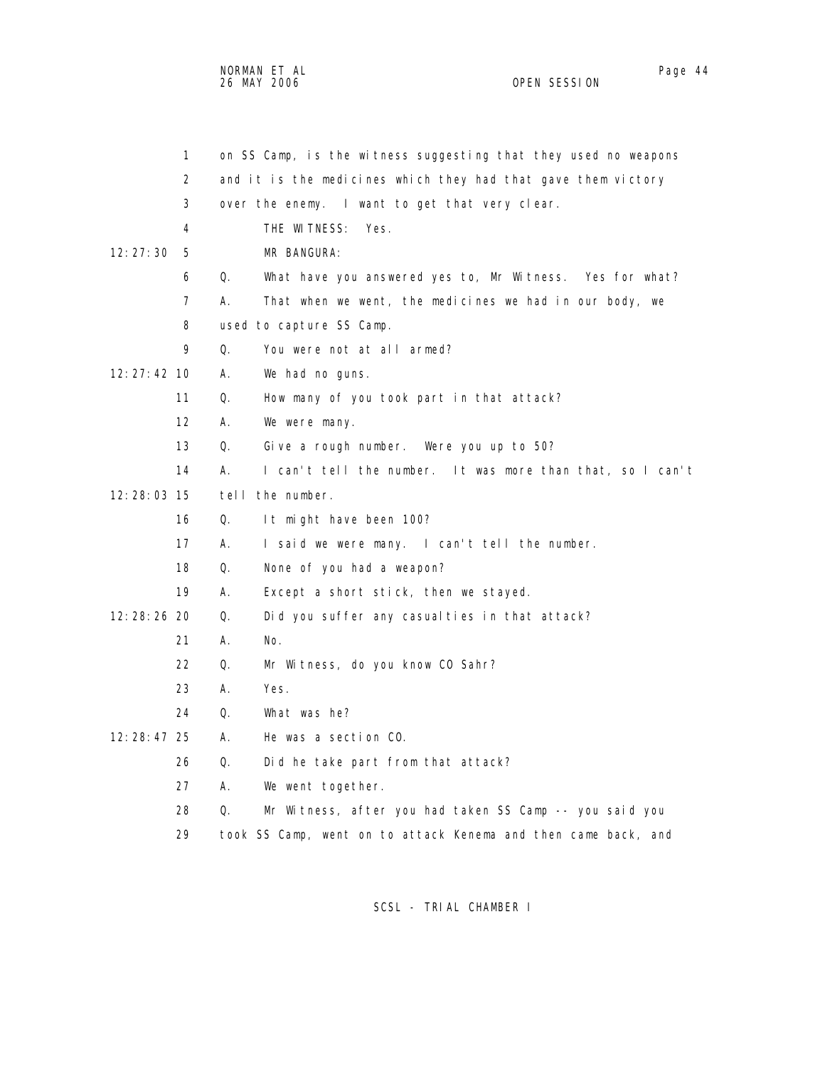1 on SS Camp, is the witness suggesting that they used no weapons
2 and it is the medicines which they had that gave them victory
3 over the enemy. I want to get that very clear.
4 THE WITNESS: Yes.
12:27:30 5 MR BANGURA:
6 Q. What have you answered yes to, Mr Witness. Yes for what?
7 A. That when we went, the medicines we had in our body, we
8 used to capture SS Camp.
9 Q. You were not at all armed?
12:27:42 10 A. We had no guns.
11 Q. How many of you took part in that attack?
12 A. We were many.
13 Q. Give a rough number. Were you up to 50?
14 A. I can't tell the number. It was more than that, so I can't
12:28:03 15 tell the number.
16 Q. It might have been 100?
17 A. I said we were many. I can't tell the number.
18 Q. None of you had a weapon?
19 A. Except a short stick, then we stayed.
12:28:26 20 Q. Did you suffer any casualties in that attack?
21 A. No.
22 Q. Mr Witness, do you know CO Sahr?
23 A. Yes.
24 Q. What was he?
12:28:47 25 A. He was a section CO.
26 Q. Did he take part from that attack?
27 A. We went together.
28 Q. Mr Witness, after you had taken SS Camp -- you said you
29 took SS Camp, went on to attack Kenema and then came back, and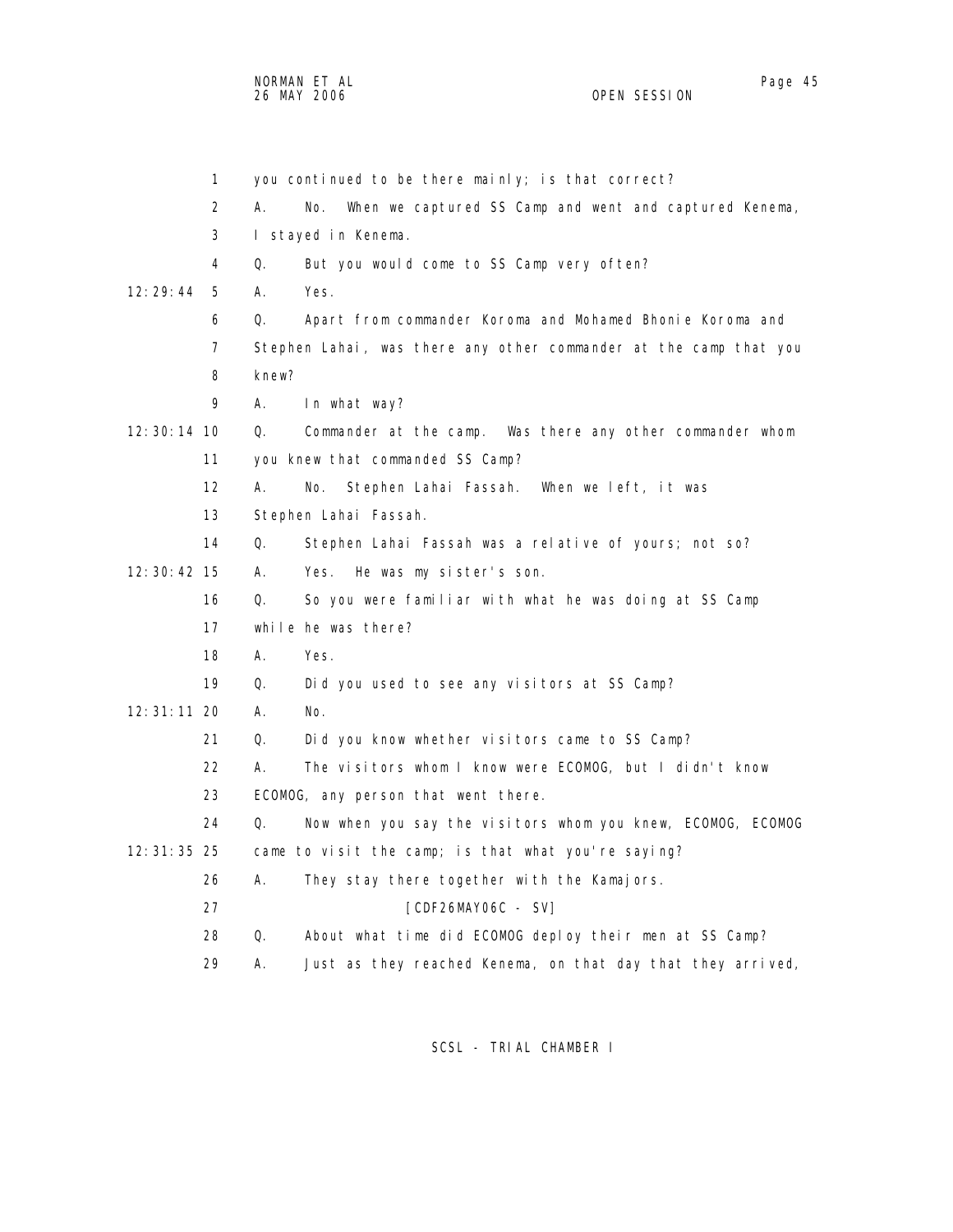1 you continued to be there mainly; is that correct?

2 A. No. When we captured SS Camp and went and captured Kenema,

3 I stayed in Kenema.

4 Q. But you would come to SS Camp very often?

12:29:44 5 A. Yes.

6 Q. Apart from commander Koroma and Mohamed Bhonie Koroma and

7 Stephen Lahai, was there any other commander at the camp that you

8 knew?

9 A. In what way?

12:30:14 10 Q. Commander at the camp. Was there any other commander whom

11 you knew that commanded SS Camp?

12 A. No. Stephen Lahai Fassah. When we left, it was

13 Stephen Lahai Fassah.

14 Q. Stephen Lahai Fassah was a relative of yours; not so?

12:30:42 15 A. Yes. He was my sister's son.

16 Q. So you were familiar with what he was doing at SS Camp

17 while he was there?

18 A. Yes.

19 Q. Did you used to see any visitors at SS Camp?

12:31:11 20 A. No.

21 Q. Did you know whether visitors came to SS Camp?

22 A. The visitors whom I know were ECOMOG, but I didn't know

23 ECOMOG, any person that went there.

24 Q. Now when you say the visitors whom you knew, ECOMOG, ECOMOG

12:31:35 25 came to visit the camp; is that what you're saying?

26 A. They stay there together with the Kamajors.

27 [CDF26MAY06C - SV]

28 Q. About what time did ECOMOG deploy their men at SS Camp?

29 A. Just as they reached Kenema, on that day that they arrived,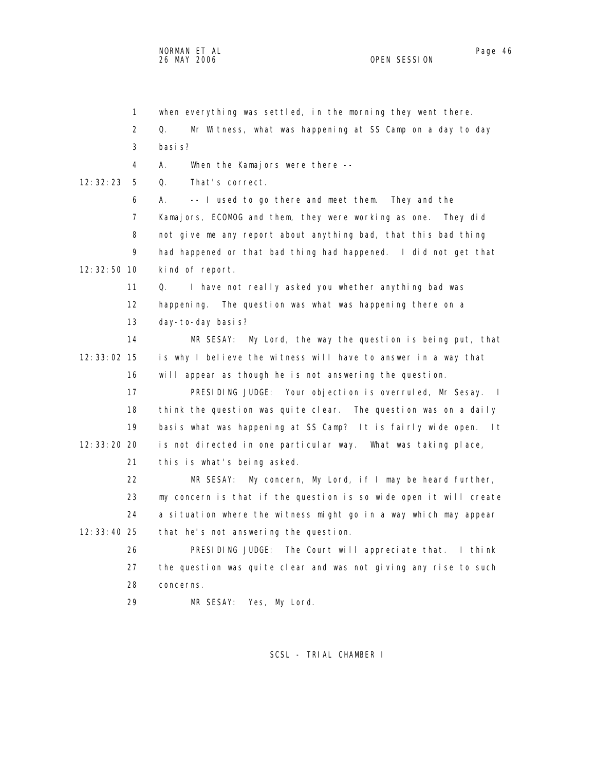when everything was settled, in the morning they went there.

Q. Mr Witness, what was happening at SS Camp on a day to day basis?

A. When the Kamajors were there --

Q. That's correct.

A. -- I used to go there and meet them. They and the Kamajors, ECOMOG and them, they were working as one. They did not give me any report about anything bad, that this bad thing had happened or that bad thing had happened. I did not get that kind of report.

Q. I have not really asked you whether anything bad was happening. The question was what was happening there on a day-to-day basis?

MR SESAY: My Lord, the way the question is being put, that is why I believe the witness will have to answer in a way that will appear as though he is not answering the question.

PRESIDING JUDGE: Your objection is overruled, Mr Sesay. I think the question was quite clear. The question was on a daily basis what was happening at SS Camp? It is fairly wide open. It is not directed in one particular way. What was taking place, this is what's being asked.

MR SESAY: My concern, My Lord, if I may be heard further, my concern is that if the question is so wide open it will create a situation where the witness might go in a way which may appear that he's not answering the question.

PRESIDING JUDGE: The Court will appreciate that. I think the question was quite clear and was not giving any rise to such concerns.

MR SESAY: Yes, My Lord.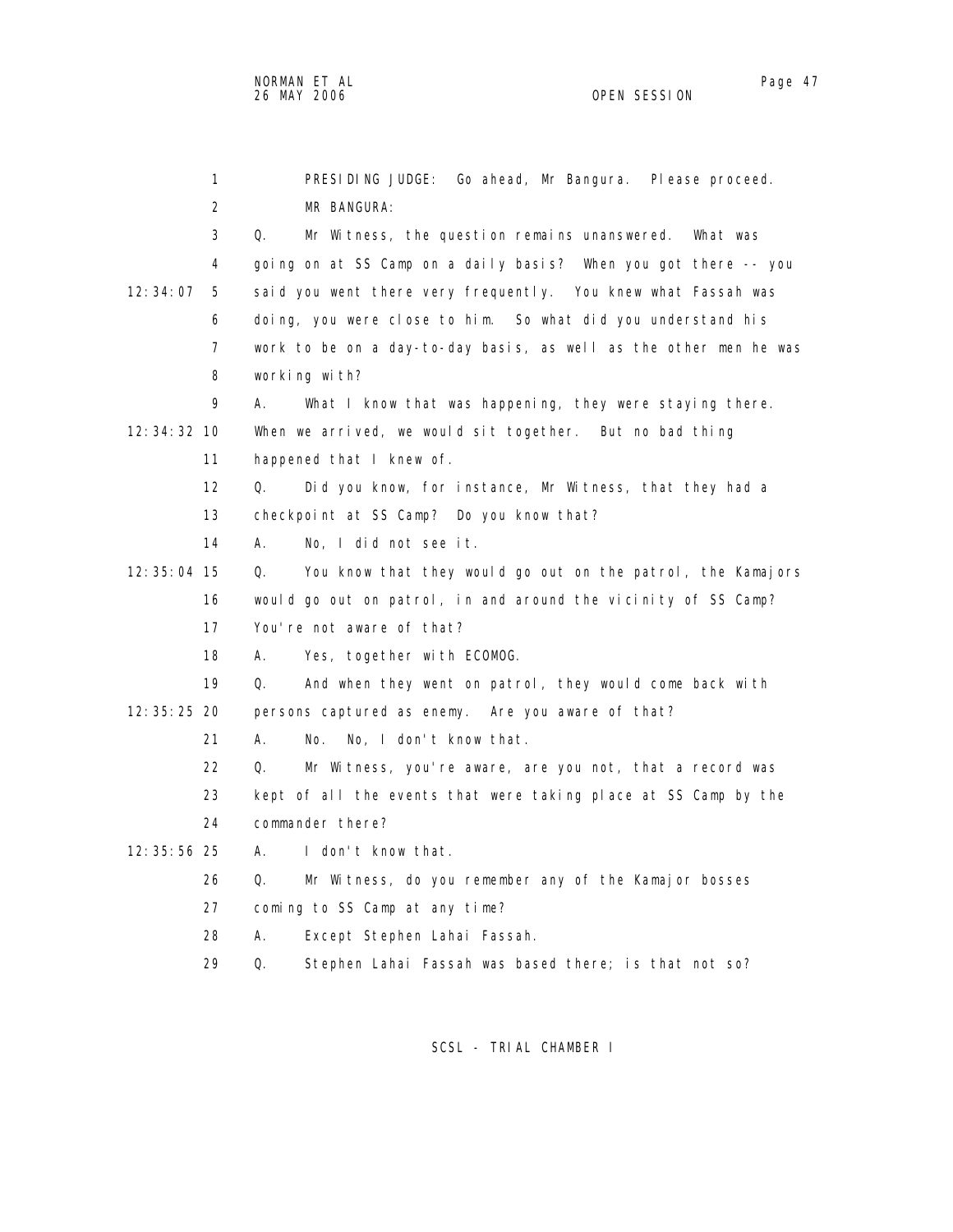PRESIDING JUDGE: Go ahead, Mr Bangura. Please proceed.

MR BANGURA:

Q. Mr Witness, the question remains unanswered. What was going on at SS Camp on a daily basis? When you got there -- you said you went there very frequently. You knew what Fassah was doing, you were close to him. So what did you understand his work to be on a day-to-day basis, as well as the other men he was working with?

A. What I know that was happening, they were staying there. When we arrived, we would sit together. But no bad thing happened that I knew of.

Q. Did you know, for instance, Mr Witness, that they had a checkpoint at SS Camp? Do you know that?

A. No, I did not see it.

Q. You know that they would go out on the patrol, the Kamajors would go out on patrol, in and around the vicinity of SS Camp? You're not aware of that?

A. Yes, together with ECOMOG.

Q. And when they went on patrol, they would come back with persons captured as enemy. Are you aware of that?

A. No. No, I don't know that.

Q. Mr Witness, you're aware, are you not, that a record was kept of all the events that were taking place at SS Camp by the commander there?

A. I don't know that.

Q. Mr Witness, do you remember any of the Kamajor bosses coming to SS Camp at any time?

A. Except Stephen Lahai Fassah.

Q. Stephen Lahai Fassah was based there; is that not so?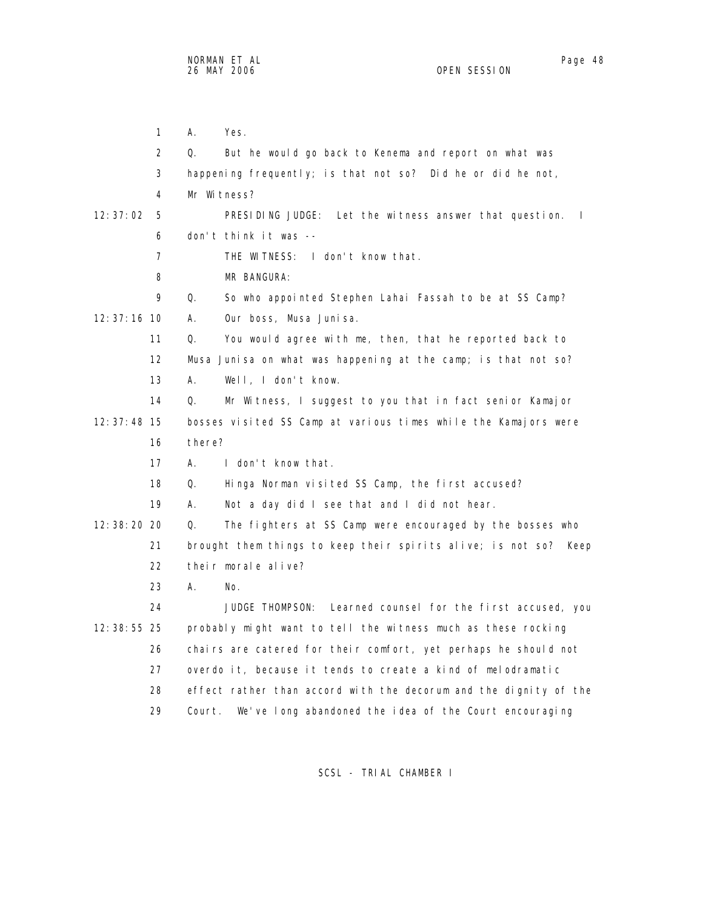1 A. Yes.

2 Q. But he would go back to Kenema and report on what was

3 happening frequently; is that not so? Did he or did he not,

4 Mr Witness?

12:37:02 5 PRESIDING JUDGE: Let the witness answer that question. I

6 don't think it was --

7 THE WITNESS: I don't know that.

8 MR BANGURA:

9 Q. So who appointed Stephen Lahai Fassah to be at SS Camp?

12:37:16 10 A. Our boss, Musa Junisa.

11 Q. You would agree with me, then, that he reported back to

12 Musa Junisa on what was happening at the camp; is that not so?

13 A. Well, I don't know.

14 Q. Mr Witness, I suggest to you that in fact senior Kamajor

12:37:48 15 bosses visited SS Camp at various times while the Kamajors were

16 there?

17 A. I don't know that.

18 Q. Hinga Norman visited SS Camp, the first accused?

19 A. Not a day did I see that and I did not hear.

12:38:20 20 Q. The fighters at SS Camp were encouraged by the bosses who

21 brought them things to keep their spirits alive; is not so? Keep

22 their morale alive?

23 A. No.

24 JUDGE THOMPSON: Learned counsel for the first accused, you

12:38:55 25 probably might want to tell the witness much as these rocking

26 chairs are catered for their comfort, yet perhaps he should not

27 overdo it, because it tends to create a kind of melodramatic

28 effect rather than accord with the decorum and the dignity of the

29 Court. We've long abandoned the idea of the Court encouraging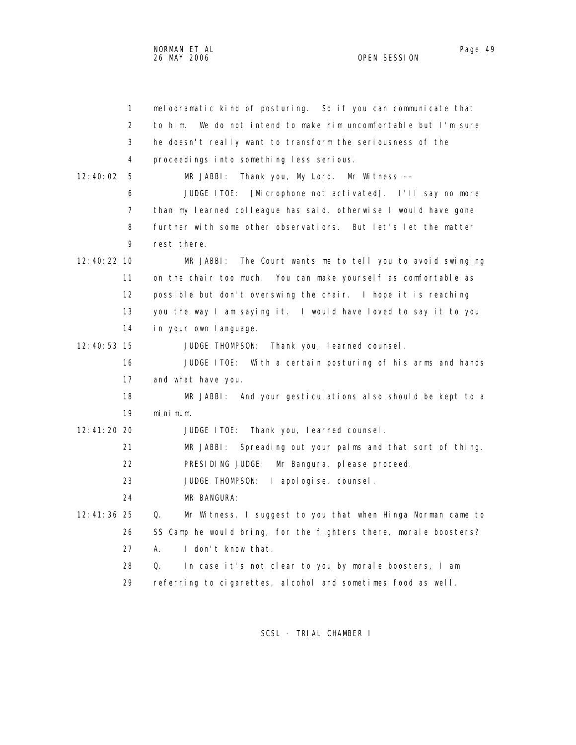1 melodramatic kind of posturing. So if you can communicate that
2 to him. We do not intend to make him uncomfortable but I'm sure
3 he doesn't really want to transform the seriousness of the
4 proceedings into something less serious.

12:40:02 5 MR JABBI: Thank you, My Lord. Mr Witness --

6 JUDGE ITOE: [Microphone not activated]. I'll say no more
7 than my learned colleague has said, otherwise I would have gone
8 further with some other observations. But let's let the matter
9 rest there.

12:40:22 10 MR JABBI: The Court wants me to tell you to avoid swinging
11 on the chair too much. You can make yourself as comfortable as
12 possible but don't overswing the chair. I hope it is reaching
13 you the way I am saying it. I would have loved to say it to you
14 in your own language.

12:40:53 15 JUDGE THOMPSON: Thank you, learned counsel.

16 JUDGE ITOE: With a certain posturing of his arms and hands
17 and what have you.

18 MR JABBI: And your gesticulations also should be kept to a
19 minimum.

12:41:20 20 JUDGE ITOE: Thank you, learned counsel.

21 MR JABBI: Spreading out your palms and that sort of thing.

22 PRESIDING JUDGE: Mr Bangura, please proceed.

23 JUDGE THOMPSON: I apologise, counsel.

24 MR BANGURA:

12:41:36 25 Q. Mr Witness, I suggest to you that when Hinga Norman came to
26 SS Camp he would bring, for the fighters there, morale boosters?

27 A. I don't know that.

28 Q. In case it's not clear to you by morale boosters, I am
29 referring to cigarettes, alcohol and sometimes food as well.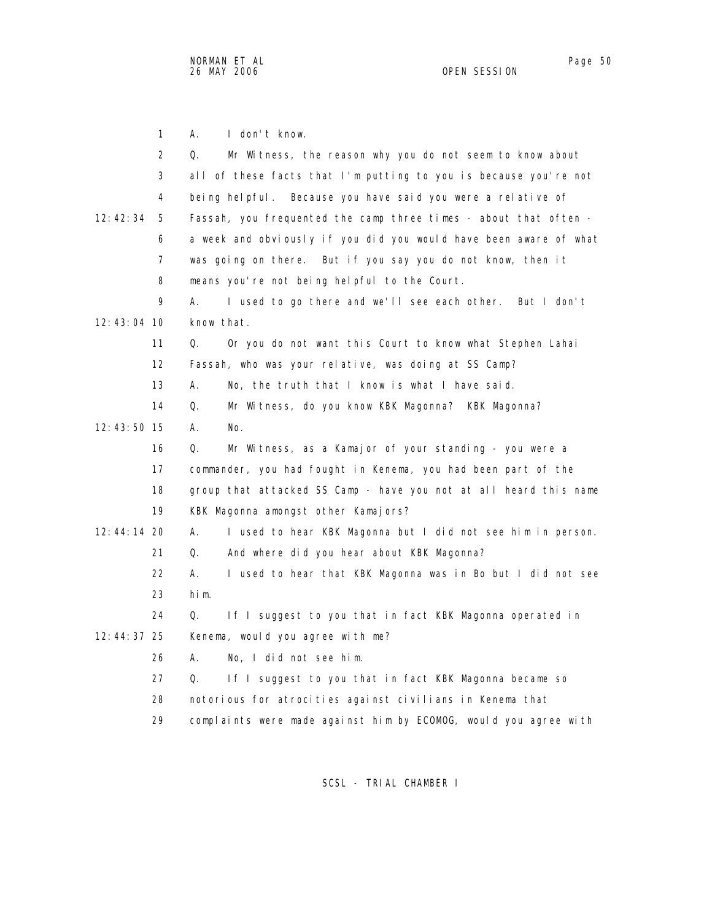A. I don't know.

Q. Mr Witness, the reason why you do not seem to know about all of these facts that I'm putting to you is because you're not being helpful. Because you have said you were a relative of Fassah, you frequented the camp three times - about that often - a week and obviously if you did you would have been aware of what was going on there. But if you say you do not know, then it means you're not being helpful to the Court.

A. I used to go there and we'll see each other. But I don't know that.

Q. Or you do not want this Court to know what Stephen Lahai Fassah, who was your relative, was doing at SS Camp?

A. No, the truth that I know is what I have said.

Q. Mr Witness, do you know KBK Magonna? KBK Magonna?

A. No.

Q. Mr Witness, as a Kamajor of your standing - you were a commander, you had fought in Kenema, you had been part of the group that attacked SS Camp - have you not at all heard this name KBK Magonna amongst other Kamajors?

A. I used to hear KBK Magonna but I did not see him in person.

Q. And where did you hear about KBK Magonna?

A. I used to hear that KBK Magonna was in Bo but I did not see him.

Q. If I suggest to you that in fact KBK Magonna operated in Kenema, would you agree with me?

A. No, I did not see him.

Q. If I suggest to you that in fact KBK Magonna became so notorious for atrocities against civilians in Kenema that complaints were made against him by ECOMOG, would you agree with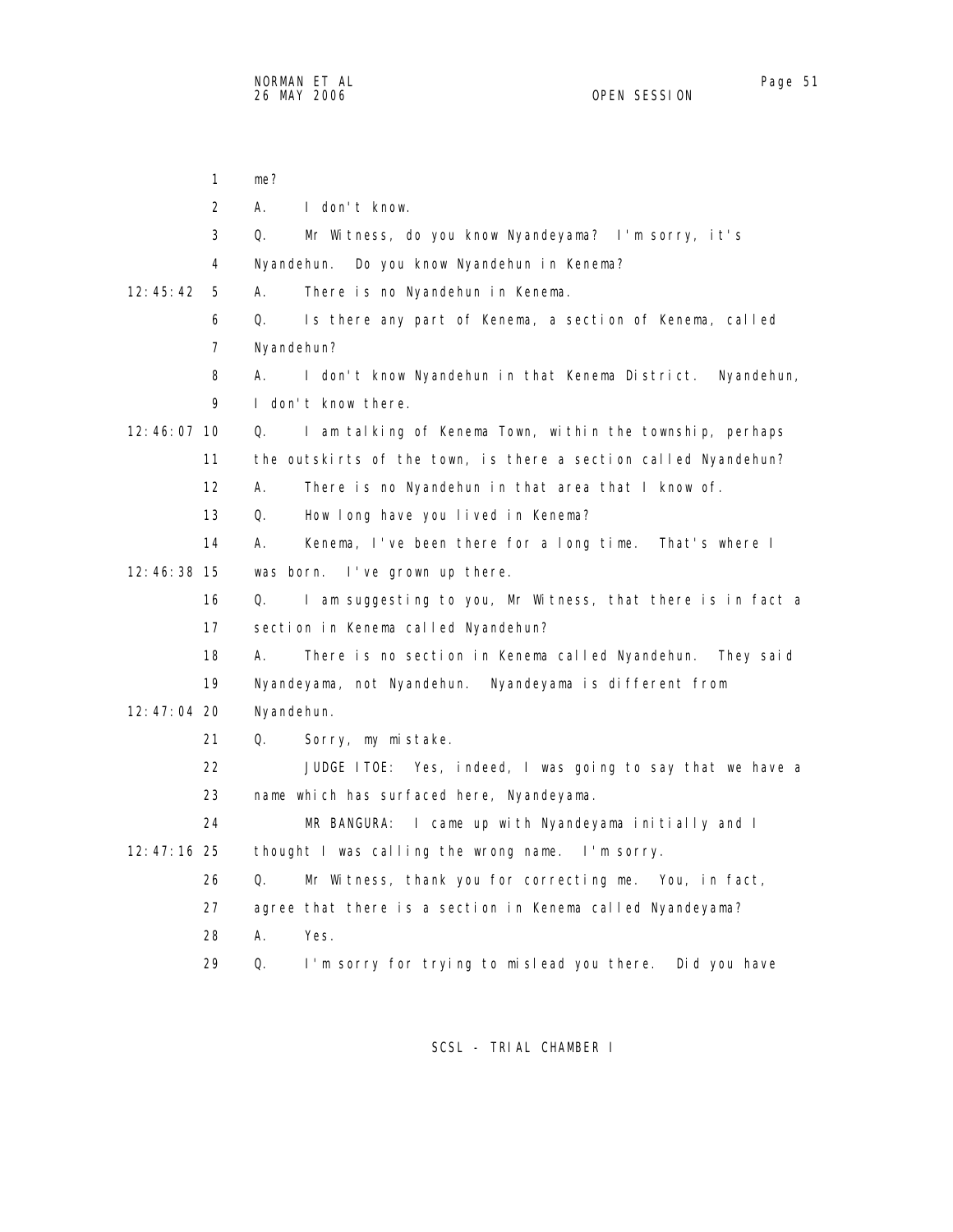1 me?

2 A. I don't know.

3 Q. Mr Witness, do you know Nyandeyama? I'm sorry, it's

4 Nyandehun. Do you know Nyandehun in Kenema?

12:45:42 5 A. There is no Nyandehun in Kenema.

6 Q. Is there any part of Kenema, a section of Kenema, called

7 Nyandehun?

8 A. I don't know Nyandehun in that Kenema District. Nyandehun,

9 I don't know there.

12:46:07 10 Q. I am talking of Kenema Town, within the township, perhaps

11 the outskirts of the town, is there a section called Nyandehun?

12 A. There is no Nyandehun in that area that I know of.

13 Q. How long have you lived in Kenema?

14 A. Kenema, I've been there for a long time. That's where I

12:46:38 15 was born. I've grown up there.

16 Q. I am suggesting to you, Mr Witness, that there is in fact a

17 section in Kenema called Nyandehun?

18 A. There is no section in Kenema called Nyandehun. They said

19 Nyandeyama, not Nyandehun. Nyandeyama is different from

12:47:04 20 Nyandehun.

21 Q. Sorry, my mistake.

22 JUDGE ITOE: Yes, indeed, I was going to say that we have a

23 name which has surfaced here, Nyandeyama.

24 MR BANGURA: I came up with Nyandeyama initially and I

12:47:16 25 thought I was calling the wrong name. I'm sorry.

26 Q. Mr Witness, thank you for correcting me. You, in fact,

27 agree that there is a section in Kenema called Nyandeyama?

28 A. Yes.

29 Q. I'm sorry for trying to mislead you there. Did you have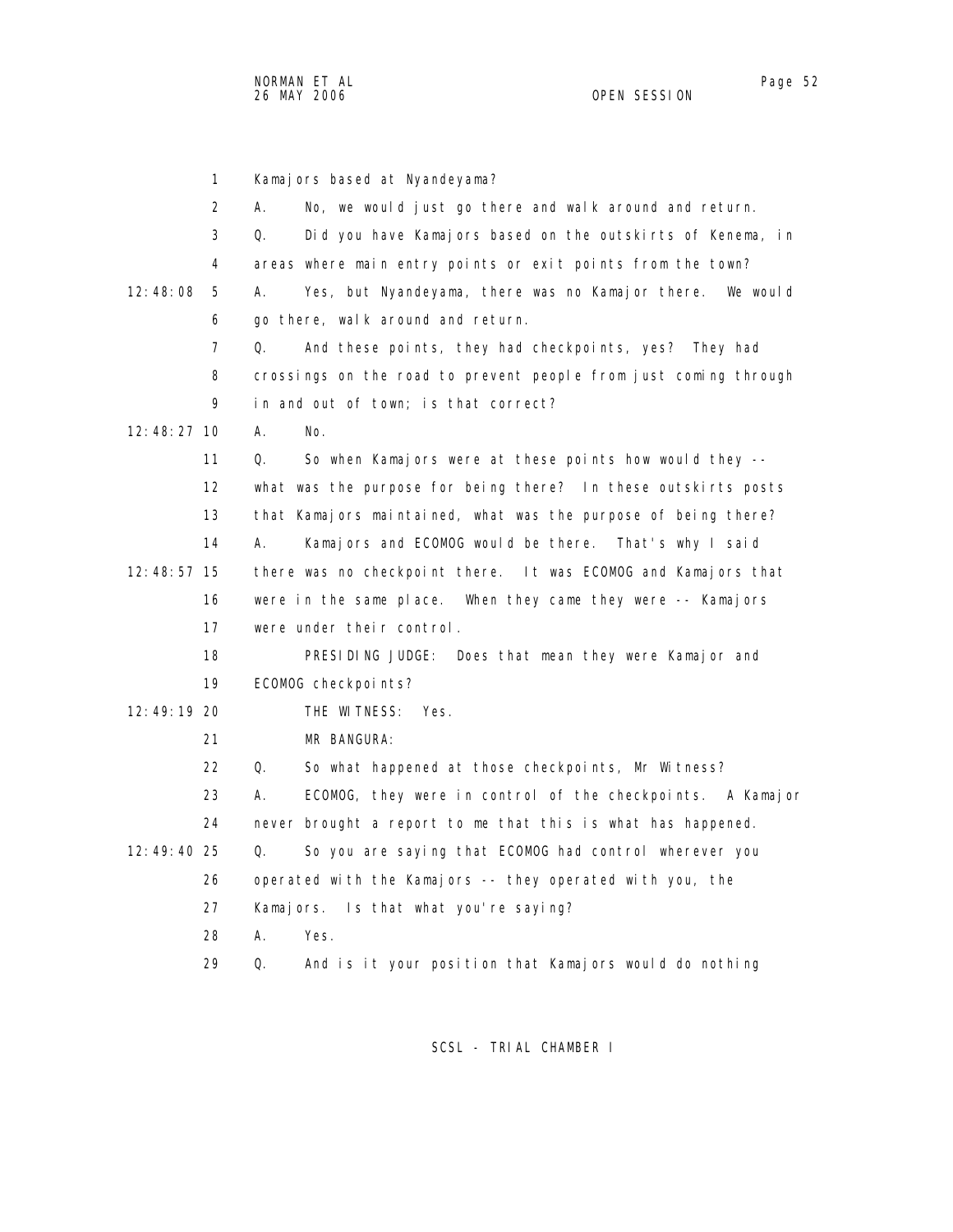Kamajors based at Nyandeyama?

A. No, we would just go there and walk around and return.

Q. Did you have Kamajors based on the outskirts of Kenema, in areas where main entry points or exit points from the town?

A. Yes, but Nyandeyama, there was no Kamajor there. We would go there, walk around and return.

Q. And these points, they had checkpoints, yes? They had crossings on the road to prevent people from just coming through in and out of town; is that correct?

A. No.

Q. So when Kamajors were at these points how would they -- what was the purpose for being there? In these outskirts posts that Kamajors maintained, what was the purpose of being there?

A. Kamajors and ECOMOG would be there. That's why I said there was no checkpoint there. It was ECOMOG and Kamajors that were in the same place. When they came they were -- Kamajors were under their control.

PRESIDING JUDGE: Does that mean they were Kamajor and ECOMOG checkpoints?

THE WITNESS: Yes.

MR BANGURA:

Q. So what happened at those checkpoints, Mr Witness?

A. ECOMOG, they were in control of the checkpoints. A Kamajor never brought a report to me that this is what has happened.

Q. So you are saying that ECOMOG had control wherever you operated with the Kamajors -- they operated with you, the Kamajors. Is that what you're saying?

A. Yes.

Q. And is it your position that Kamajors would do nothing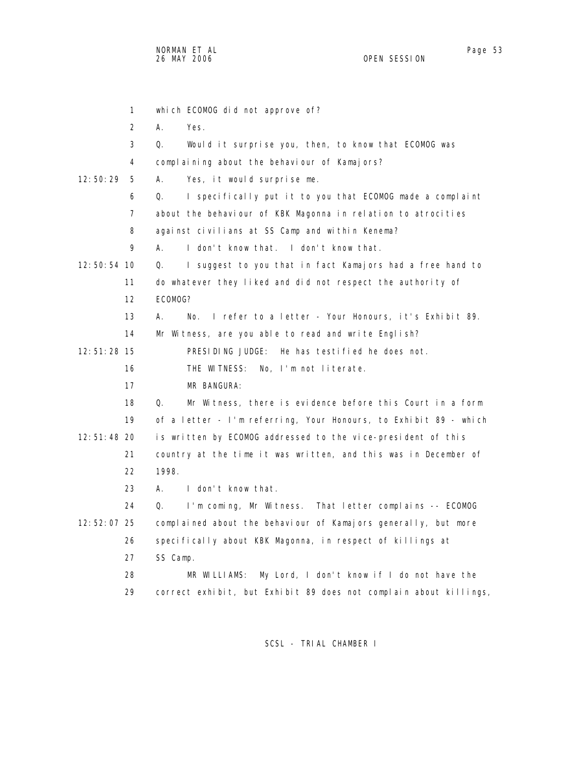which ECOMOG did not approve of?

A. Yes.

Q. Would it surprise you, then, to know that ECOMOG was complaining about the behaviour of Kamajors?

A. Yes, it would surprise me.

Q. I specifically put it to you that ECOMOG made a complaint about the behaviour of KBK Magonna in relation to atrocities against civilians at SS Camp and within Kenema?

A. I don't know that. I don't know that.

Q. I suggest to you that in fact Kamajors had a free hand to do whatever they liked and did not respect the authority of ECOMOG?

A. No. I refer to a letter - Your Honours, it's Exhibit 89. Mr Witness, are you able to read and write English?

PRESIDING JUDGE: He has testified he does not.

THE WITNESS: No, I'm not literate.

MR BANGURA:

Q. Mr Witness, there is evidence before this Court in a form of a letter - I'm referring, Your Honours, to Exhibit 89 - which is written by ECOMOG addressed to the vice-president of this country at the time it was written, and this was in December of 1998.

A. I don't know that.

Q. I'm coming, Mr Witness. That letter complains -- ECOMOG complained about the behaviour of Kamajors generally, but more specifically about KBK Magonna, in respect of killings at SS Camp.

MR WILLIAMS: My Lord, I don't know if I do not have the correct exhibit, but Exhibit 89 does not complain about killings,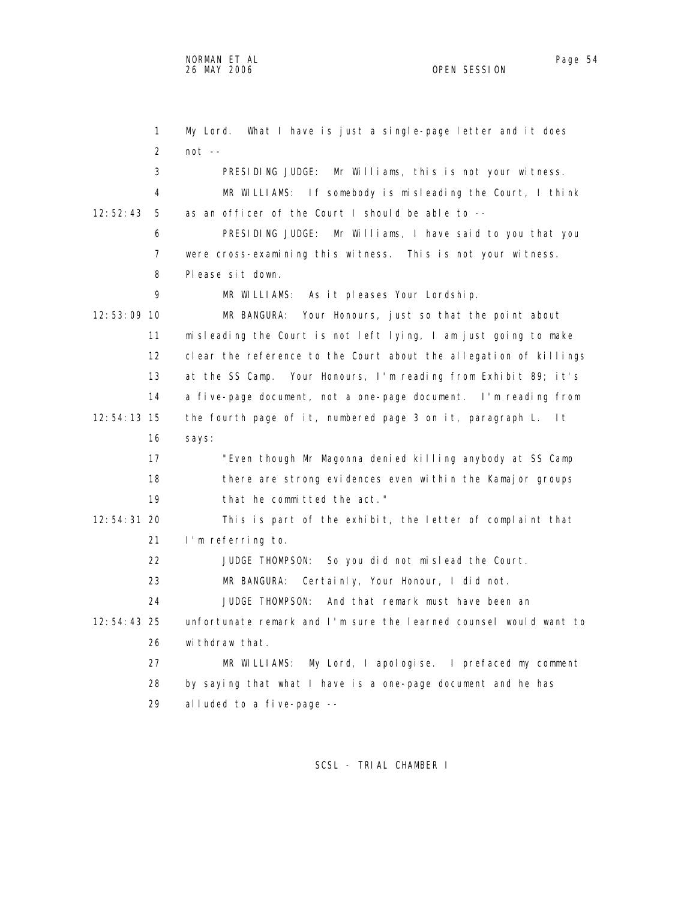My Lord. What I have is just a single-page letter and it does not --

PRESIDING JUDGE: Mr Williams, this is not your witness.

MR WILLIAMS: If somebody is misleading the Court, I think as an officer of the Court I should be able to --

PRESIDING JUDGE: Mr Williams, I have said to you that you were cross-examining this witness. This is not your witness. Please sit down.

MR WILLIAMS: As it pleases Your Lordship.

MR BANGURA: Your Honours, just so that the point about misleading the Court is not left lying, I am just going to make clear the reference to the Court about the allegation of killings at the SS Camp. Your Honours, I'm reading from Exhibit 89; it's a five-page document, not a one-page document. I'm reading from the fourth page of it, numbered page 3 on it, paragraph L. It says:

> "Even though Mr Magonna denied killing anybody at SS Camp there are strong evidences even within the Kamajor groups that he committed the act."

This is part of the exhibit, the letter of complaint that I'm referring to.

JUDGE THOMPSON: So you did not mislead the Court.

MR BANGURA: Certainly, Your Honour, I did not.

JUDGE THOMPSON: And that remark must have been an unfortunate remark and I'm sure the learned counsel would want to withdraw that.

MR WILLIAMS: My Lord, I apologise. I prefaced my comment by saying that what I have is a one-page document and he has alluded to a five-page --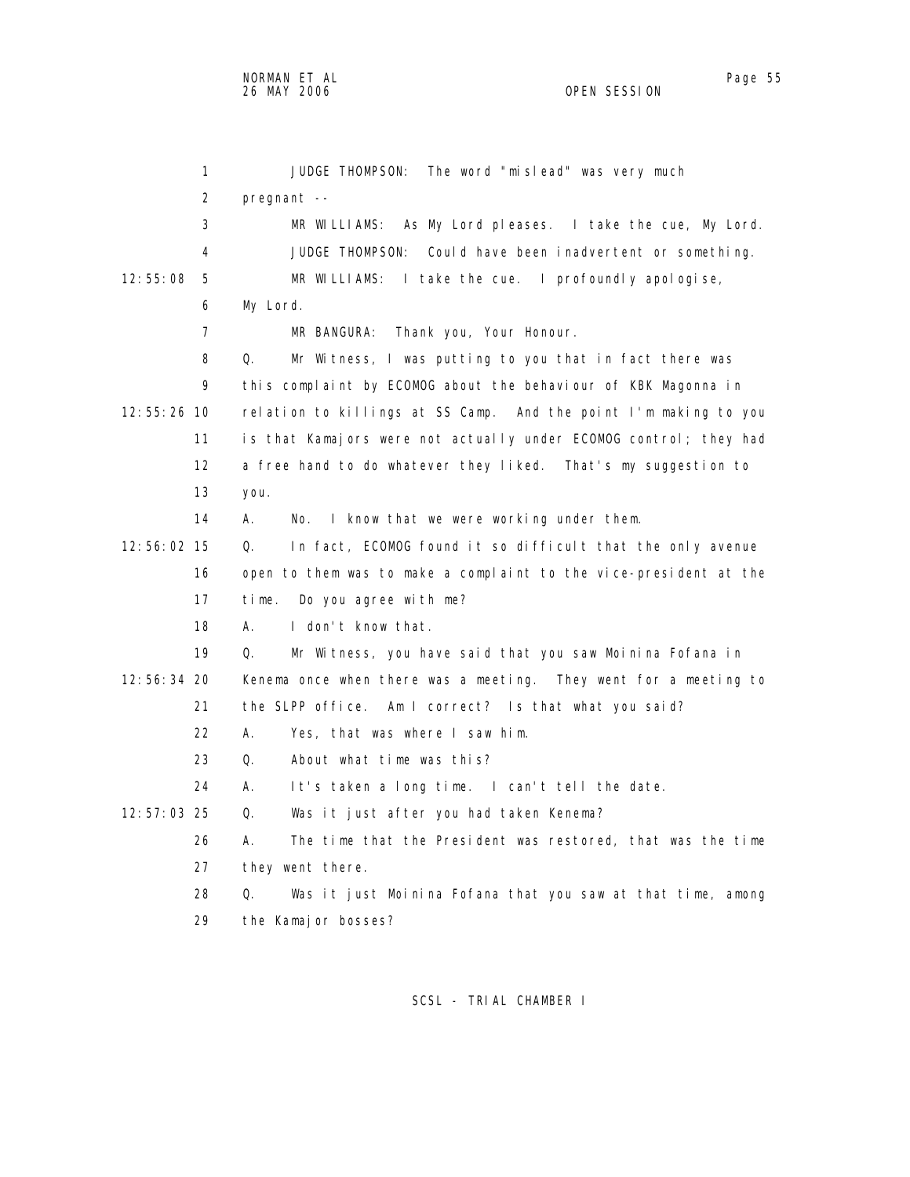JUDGE THOMPSON: The word "mislead" was very much pregnant --

MR WILLIAMS: As My Lord pleases. I take the cue, My Lord.

JUDGE THOMPSON: Could have been inadvertent or something.

MR WILLIAMS: I take the cue. I profoundly apologise, My Lord.

MR BANGURA: Thank you, Your Honour.

Q. Mr Witness, I was putting to you that in fact there was this complaint by ECOMOG about the behaviour of KBK Magonna in relation to killings at SS Camp. And the point I'm making to you is that Kamajors were not actually under ECOMOG control; they had a free hand to do whatever they liked. That's my suggestion to you.

A. No. I know that we were working under them.

Q. In fact, ECOMOG found it so difficult that the only avenue open to them was to make a complaint to the vice-president at the time. Do you agree with me?

A. I don't know that.

Q. Mr Witness, you have said that you saw Moinina Fofana in Kenema once when there was a meeting. They went for a meeting to the SLPP office. Am I correct? Is that what you said?

A. Yes, that was where I saw him.

Q. About what time was this?

A. It's taken a long time. I can't tell the date.

Q. Was it just after you had taken Kenema?

A. The time that the President was restored, that was the time they went there.

Q. Was it just Moinina Fofana that you saw at that time, among the Kamajor bosses?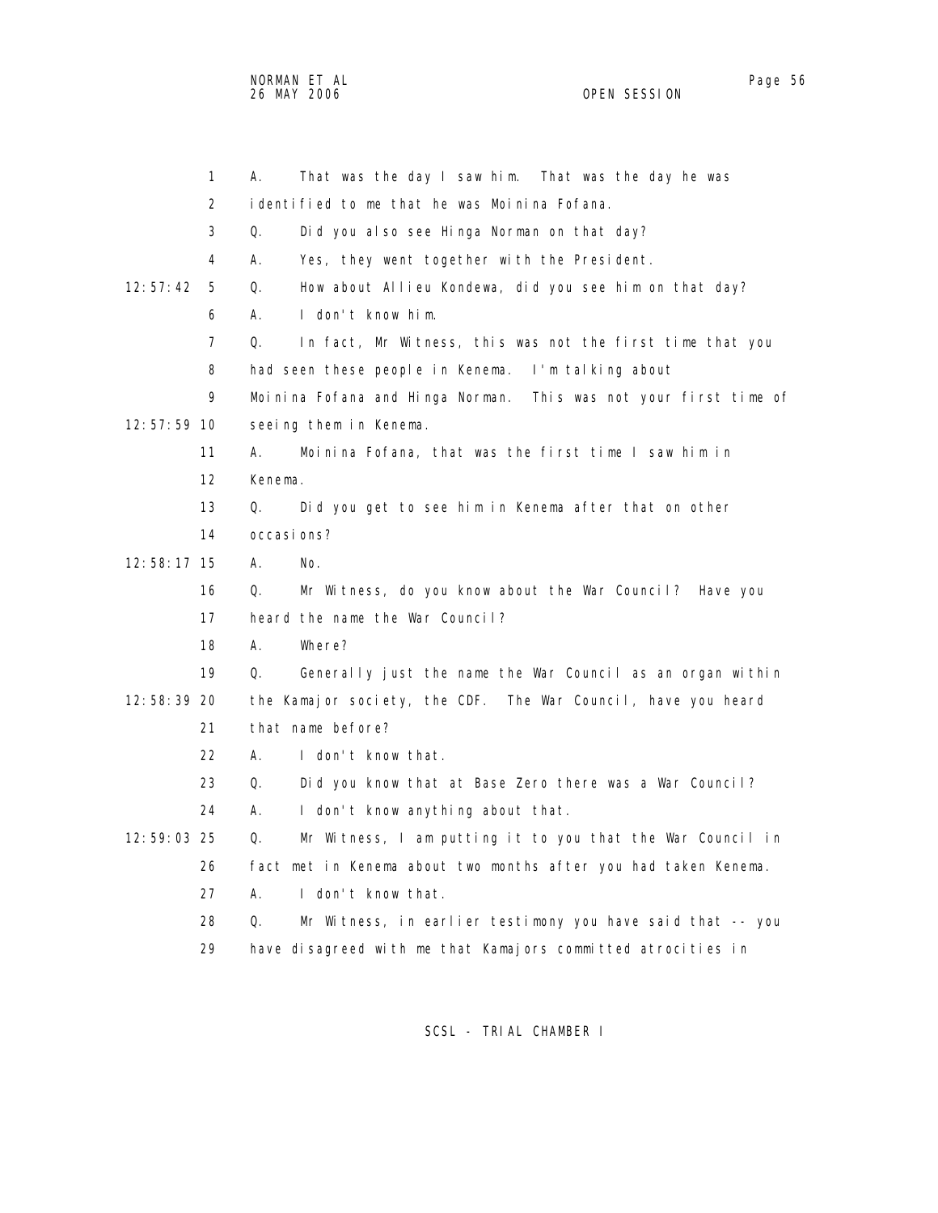A. That was the day I saw him. That was the day he was identified to me that he was Moinina Fofana.

Q. Did you also see Hinga Norman on that day?

A. Yes, they went together with the President.

Q. How about Allieu Kondewa, did you see him on that day?

A. I don't know him.

Q. In fact, Mr Witness, this was not the first time that you had seen these people in Kenema. I'm talking about Moinina Fofana and Hinga Norman. This was not your first time of seeing them in Kenema.

A. Moinina Fofana, that was the first time I saw him in Kenema.

Q. Did you get to see him in Kenema after that on other occasions?

A. No.

Q. Mr Witness, do you know about the War Council? Have you heard the name the War Council?

A. Where?

Q. Generally just the name the War Council as an organ within the Kamajor society, the CDF. The War Council, have you heard that name before?

A. I don't know that.

Q. Did you know that at Base Zero there was a War Council?

A. I don't know anything about that.

Q. Mr Witness, I am putting it to you that the War Council in fact met in Kenema about two months after you had taken Kenema.

A. I don't know that.

Q. Mr Witness, in earlier testimony you have said that -- you have disagreed with me that Kamajors committed atrocities in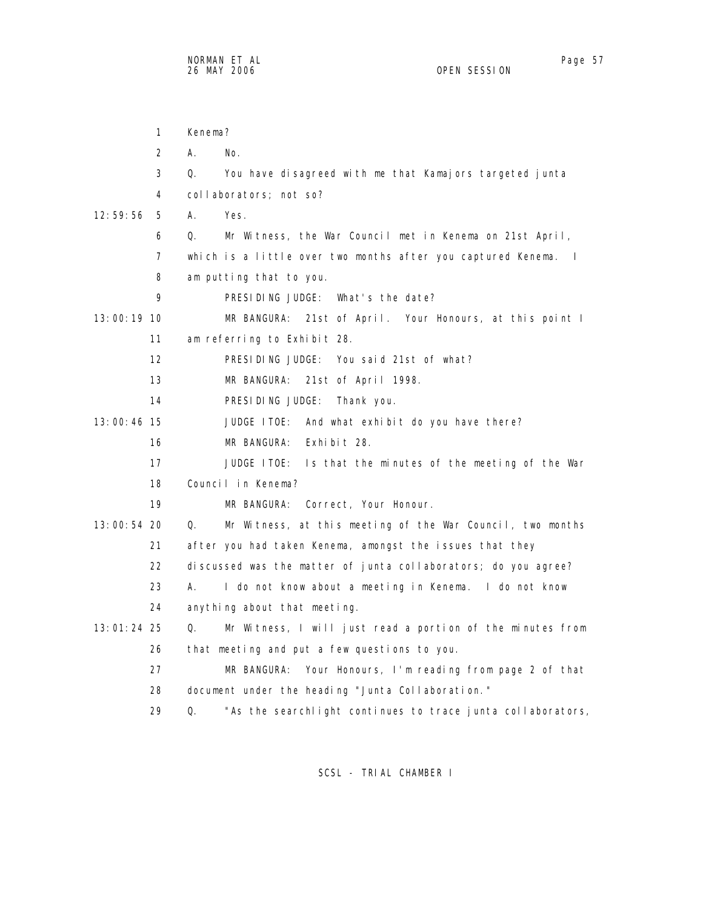Kenema?

A. No.

Q. You have disagreed with me that Kamajors targeted junta collaborators; not so?

A. Yes.

Q. Mr Witness, the War Council met in Kenema on 21st April, which is a little over two months after you captured Kenema. I am putting that to you.

PRESIDING JUDGE: What's the date?

MR BANGURA: 21st of April. Your Honours, at this point I am referring to Exhibit 28.

PRESIDING JUDGE: You said 21st of what?

MR BANGURA: 21st of April 1998.

PRESIDING JUDGE: Thank you.

JUDGE ITOE: And what exhibit do you have there?

MR BANGURA: Exhibit 28.

JUDGE ITOE: Is that the minutes of the meeting of the War Council in Kenema?

MR BANGURA: Correct, Your Honour.

Q. Mr Witness, at this meeting of the War Council, two months after you had taken Kenema, amongst the issues that they discussed was the matter of junta collaborators; do you agree?

A. I do not know about a meeting in Kenema. I do not know anything about that meeting.

Q. Mr Witness, I will just read a portion of the minutes from that meeting and put a few questions to you.

MR BANGURA: Your Honours, I'm reading from page 2 of that document under the heading "Junta Collaboration."

Q. "As the searchlight continues to trace junta collaborators,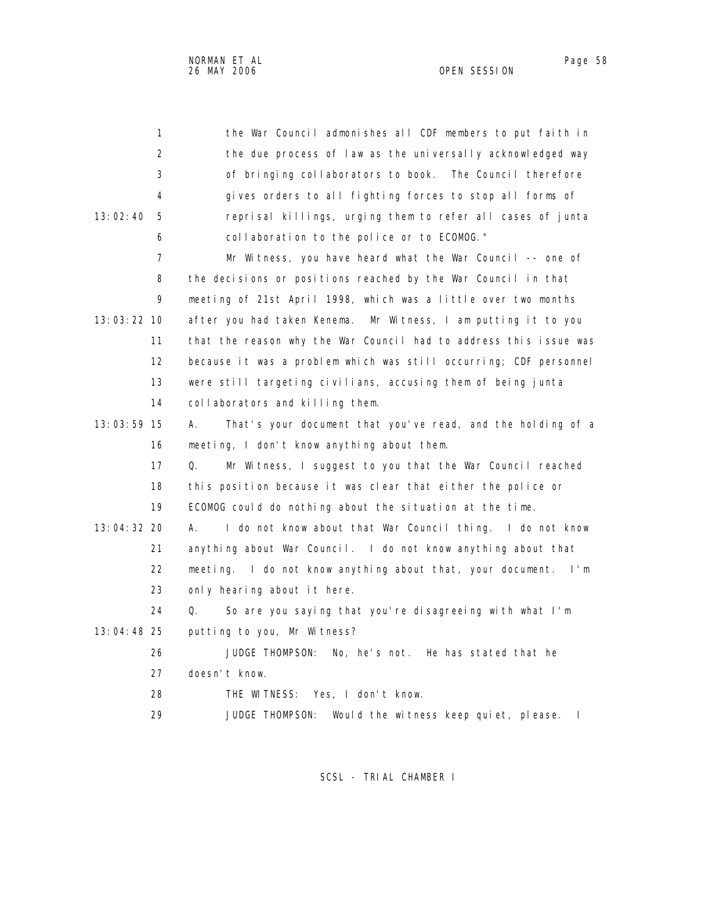the War Council admonishes all CDF members to put faith in the due process of law as the universally acknowledged way of bringing collaborators to book. The Council therefore gives orders to all fighting forces to stop all forms of reprisal killings, urging them to refer all cases of junta collaboration to the police or to ECOMOG."

Mr Witness, you have heard what the War Council -- one of the decisions or positions reached by the War Council in that meeting of 21st April 1998, which was a little over two months after you had taken Kenema. Mr Witness, I am putting it to you that the reason why the War Council had to address this issue was because it was a problem which was still occurring; CDF personnel were still targeting civilians, accusing them of being junta collaborators and killing them.

A. That's your document that you've read, and the holding of a meeting, I don't know anything about them.

Q. Mr Witness, I suggest to you that the War Council reached this position because it was clear that either the police or ECOMOG could do nothing about the situation at the time.

A. I do not know about that War Council thing. I do not know anything about War Council. I do not know anything about that meeting. I do not know anything about that, your document. I'm only hearing about it here.

Q. So are you saying that you're disagreeing with what I'm putting to you, Mr Witness?

JUDGE THOMPSON: No, he's not. He has stated that he doesn't know.

THE WITNESS: Yes, I don't know.

JUDGE THOMPSON: Would the witness keep quiet, please. I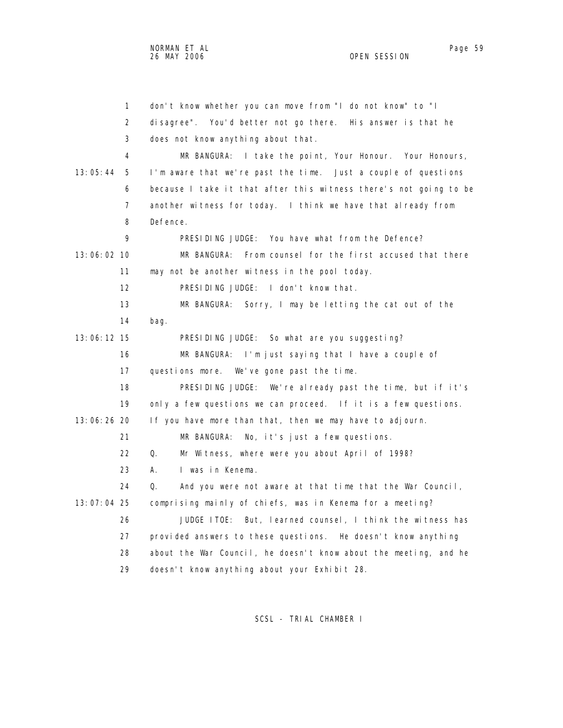1 don't know whether you can move from "I do not know" to "I
2 disagree". You'd better not go there. His answer is that he
3 does not know anything about that.
4 MR BANGURA: I take the point, Your Honour. Your Honours,
13:05:44 5 I'm aware that we're past the time. Just a couple of questions
6 because I take it that after this witness there's not going to be
7 another witness for today. I think we have that already from
8 Defence.
9 PRESIDING JUDGE: You have what from the Defence?
13:06:02 10 MR BANGURA: From counsel for the first accused that there
11 may not be another witness in the pool today.
12 PRESIDING JUDGE: I don't know that.
13 MR BANGURA: Sorry, I may be letting the cat out of the
14 bag.
13:06:12 15 PRESIDING JUDGE: So what are you suggesting?
16 MR BANGURA: I'm just saying that I have a couple of
17 questions more. We've gone past the time.
18 PRESIDING JUDGE: We're already past the time, but if it's
19 only a few questions we can proceed. If it is a few questions.
13:06:26 20 If you have more than that, then we may have to adjourn.
21 MR BANGURA: No, it's just a few questions.
22 Q. Mr Witness, where were you about April of 1998?
23 A. I was in Kenema.
24 Q. And you were not aware at that time that the War Council,
13:07:04 25 comprising mainly of chiefs, was in Kenema for a meeting?
26 JUDGE ITOE: But, learned counsel, I think the witness has
27 provided answers to these questions. He doesn't know anything
28 about the War Council, he doesn't know about the meeting, and he
29 doesn't know anything about your Exhibit 28.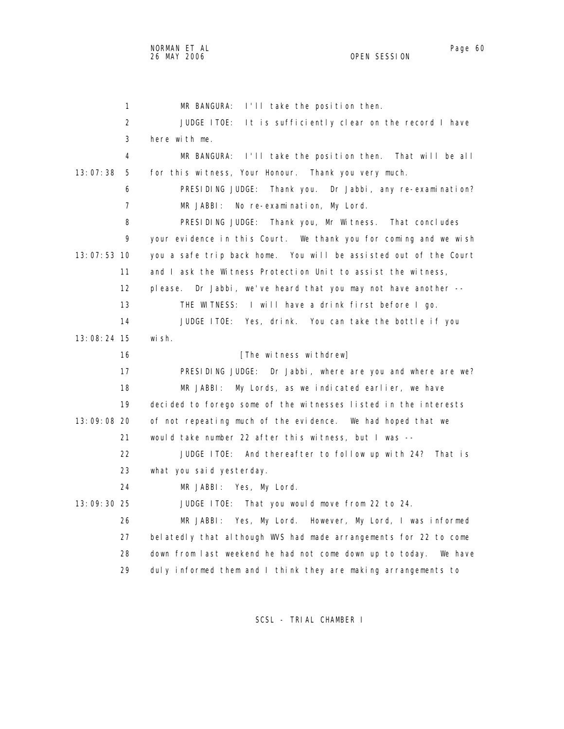MR BANGURA: I'll take the position then.

JUDGE ITOE: It is sufficiently clear on the record I have here with me.

MR BANGURA: I'll take the position then. That will be all for this witness, Your Honour. Thank you very much.

PRESIDING JUDGE: Thank you. Dr Jabbi, any re-examination?

MR JABBI: No re-examination, My Lord.

PRESIDING JUDGE: Thank you, Mr Witness. That concludes your evidence in this Court. We thank you for coming and we wish you a safe trip back home. You will be assisted out of the Court and I ask the Witness Protection Unit to assist the witness, please. Dr Jabbi, we've heard that you may not have another --

THE WITNESS: I will have a drink first before I go.

JUDGE ITOE: Yes, drink. You can take the bottle if you wish.

[The witness withdrew]

PRESIDING JUDGE: Dr Jabbi, where are you and where are we?

MR JABBI: My Lords, as we indicated earlier, we have decided to forego some of the witnesses listed in the interests of not repeating much of the evidence. We had hoped that we would take number 22 after this witness, but I was --

JUDGE ITOE: And thereafter to follow up with 24? That is what you said yesterday.

MR JABBI: Yes, My Lord.

JUDGE ITOE: That you would move from 22 to 24.

MR JABBI: Yes, My Lord. However, My Lord, I was informed belatedly that although WVS had made arrangements for 22 to come down from last weekend he had not come down up to today. We have duly informed them and I think they are making arrangements to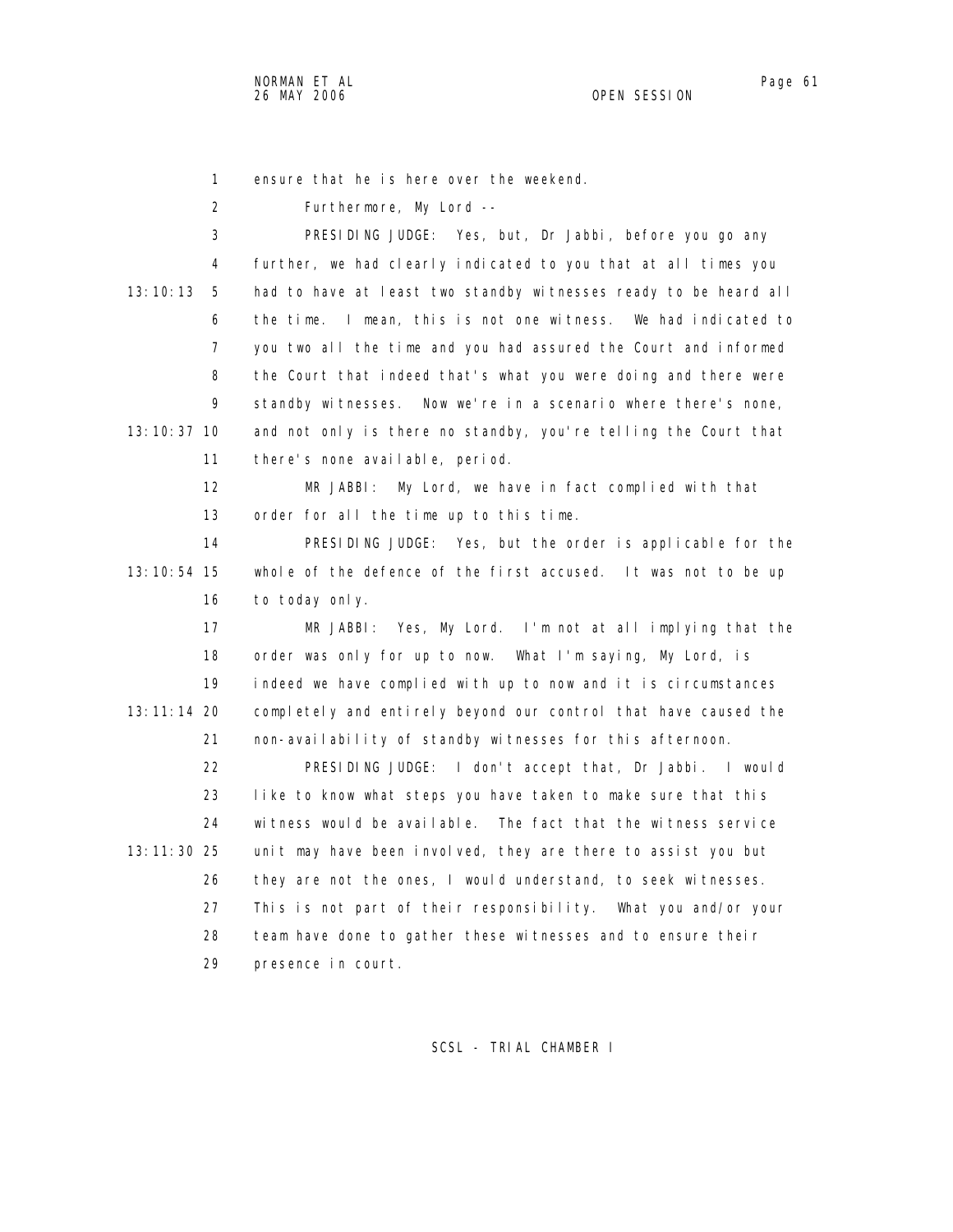ensure that he is here over the weekend.

Furthermore, My Lord --

PRESIDING JUDGE: Yes, but, Dr Jabbi, before you go any further, we had clearly indicated to you that at all times you had to have at least two standby witnesses ready to be heard all the time. I mean, this is not one witness. We had indicated to you two all the time and you had assured the Court and informed the Court that indeed that's what you were doing and there were standby witnesses. Now we're in a scenario where there's none, and not only is there no standby, you're telling the Court that there's none available, period.

MR JABBI: My Lord, we have in fact complied with that order for all the time up to this time.

PRESIDING JUDGE: Yes, but the order is applicable for the whole of the defence of the first accused. It was not to be up to today only.

MR JABBI: Yes, My Lord. I'm not at all implying that the order was only for up to now. What I'm saying, My Lord, is indeed we have complied with up to now and it is circumstances completely and entirely beyond our control that have caused the non-availability of standby witnesses for this afternoon.

PRESIDING JUDGE: I don't accept that, Dr Jabbi. I would like to know what steps you have taken to make sure that this witness would be available. The fact that the witness service unit may have been involved, they are there to assist you but they are not the ones, I would understand, to seek witnesses. This is not part of their responsibility. What you and/or your team have done to gather these witnesses and to ensure their presence in court.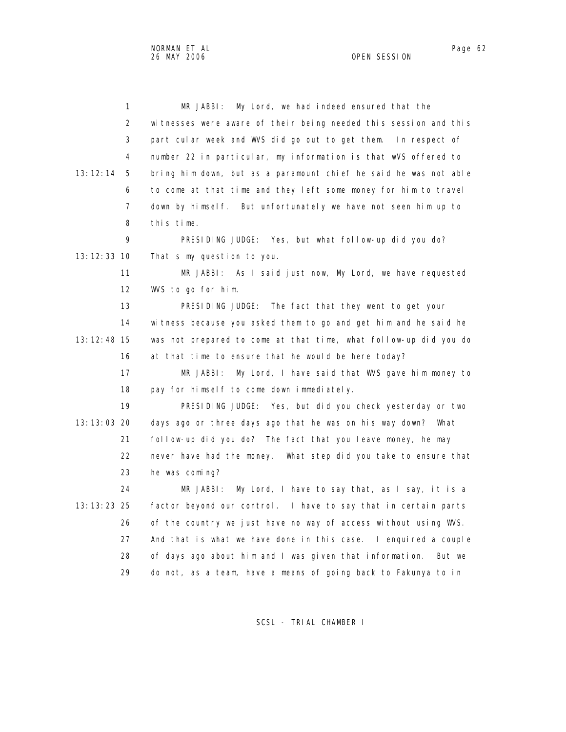MR JABBI: My Lord, we had indeed ensured that the witnesses were aware of their being needed this session and this particular week and WVS did go out to get them. In respect of number 22 in particular, my information is that wVS offered to bring him down, but as a paramount chief he said he was not able to come at that time and they left some money for him to travel down by himself. But unfortunately we have not seen him up to this time.

PRESIDING JUDGE: Yes, but what follow-up did you do? That's my question to you.

MR JABBI: As I said just now, My Lord, we have requested WVS to go for him.

PRESIDING JUDGE: The fact that they went to get your witness because you asked them to go and get him and he said he was not prepared to come at that time, what follow-up did you do at that time to ensure that he would be here today?

MR JABBI: My Lord, I have said that WVS gave him money to pay for himself to come down immediately.

PRESIDING JUDGE: Yes, but did you check yesterday or two days ago or three days ago that he was on his way down? What follow-up did you do? The fact that you leave money, he may never have had the money. What step did you take to ensure that he was coming?

MR JABBI: My Lord, I have to say that, as I say, it is a factor beyond our control. I have to say that in certain parts of the country we just have no way of access without using WVS. And that is what we have done in this case. I enquired a couple of days ago about him and I was given that information. But we do not, as a team, have a means of going back to Fakunya to in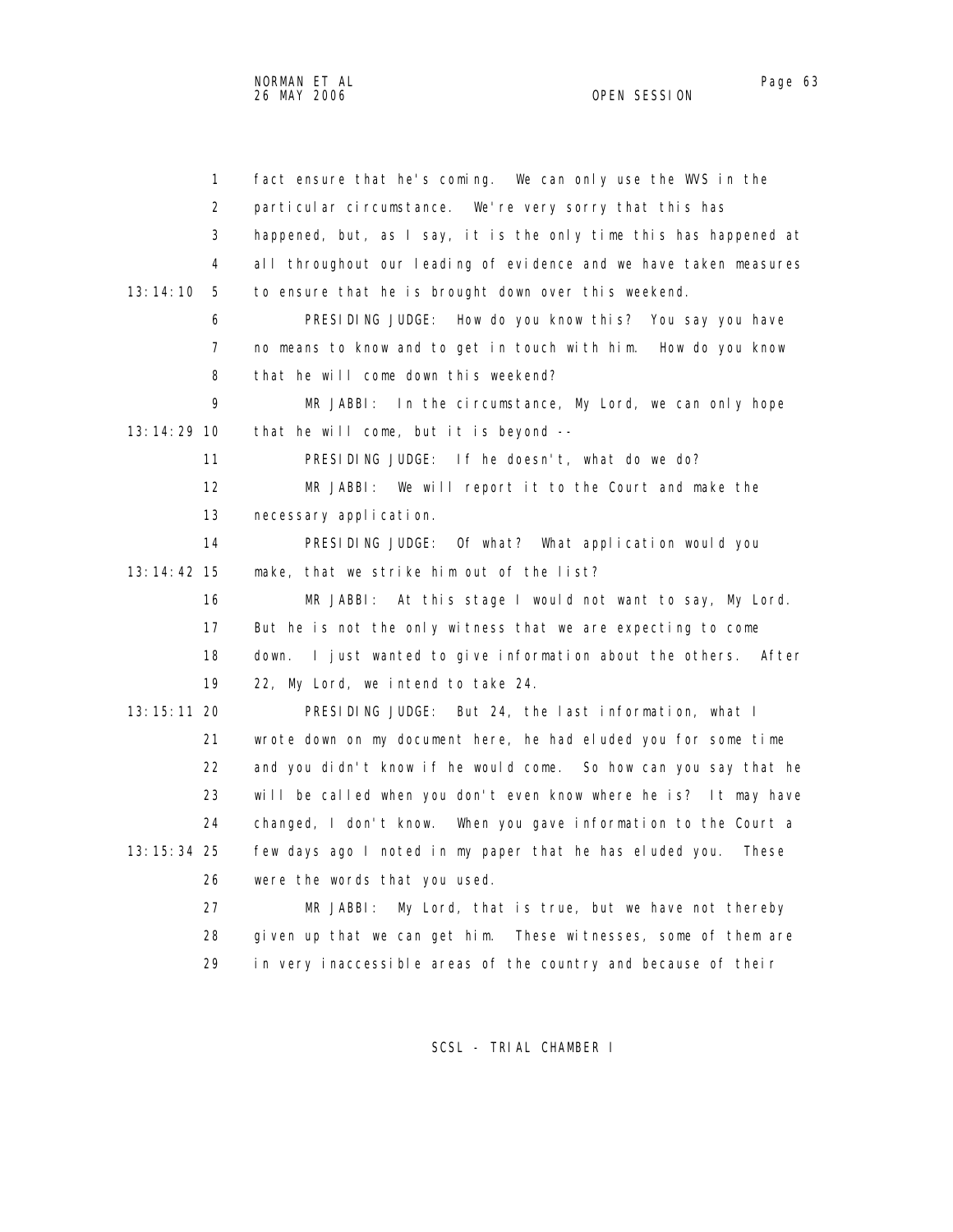1 fact ensure that he's coming. We can only use the WVS in the
2 particular circumstance. We're very sorry that this has
3 happened, but, as I say, it is the only time this has happened at
4 all throughout our leading of evidence and we have taken measures
13:14:10 5 to ensure that he is brought down over this weekend.
6 PRESIDING JUDGE: How do you know this? You say you have
7 no means to know and to get in touch with him. How do you know
8 that he will come down this weekend?
9 MR JABBI: In the circumstance, My Lord, we can only hope
13:14:29 10 that he will come, but it is beyond --
11 PRESIDING JUDGE: If he doesn't, what do we do?
12 MR JABBI: We will report it to the Court and make the
13 necessary application.
14 PRESIDING JUDGE: Of what? What application would you
13:14:42 15 make, that we strike him out of the list?
16 MR JABBI: At this stage I would not want to say, My Lord.
17 But he is not the only witness that we are expecting to come
18 down. I just wanted to give information about the others. After
19 22, My Lord, we intend to take 24.
13:15:11 20 PRESIDING JUDGE: But 24, the last information, what I
21 wrote down on my document here, he had eluded you for some time
22 and you didn't know if he would come. So how can you say that he
23 will be called when you don't even know where he is? It may have
24 changed, I don't know. When you gave information to the Court a
13:15:34 25 few days ago I noted in my paper that he has eluded you. These
26 were the words that you used.
27 MR JABBI: My Lord, that is true, but we have not thereby
28 given up that we can get him. These witnesses, some of them are
29 in very inaccessible areas of the country and because of their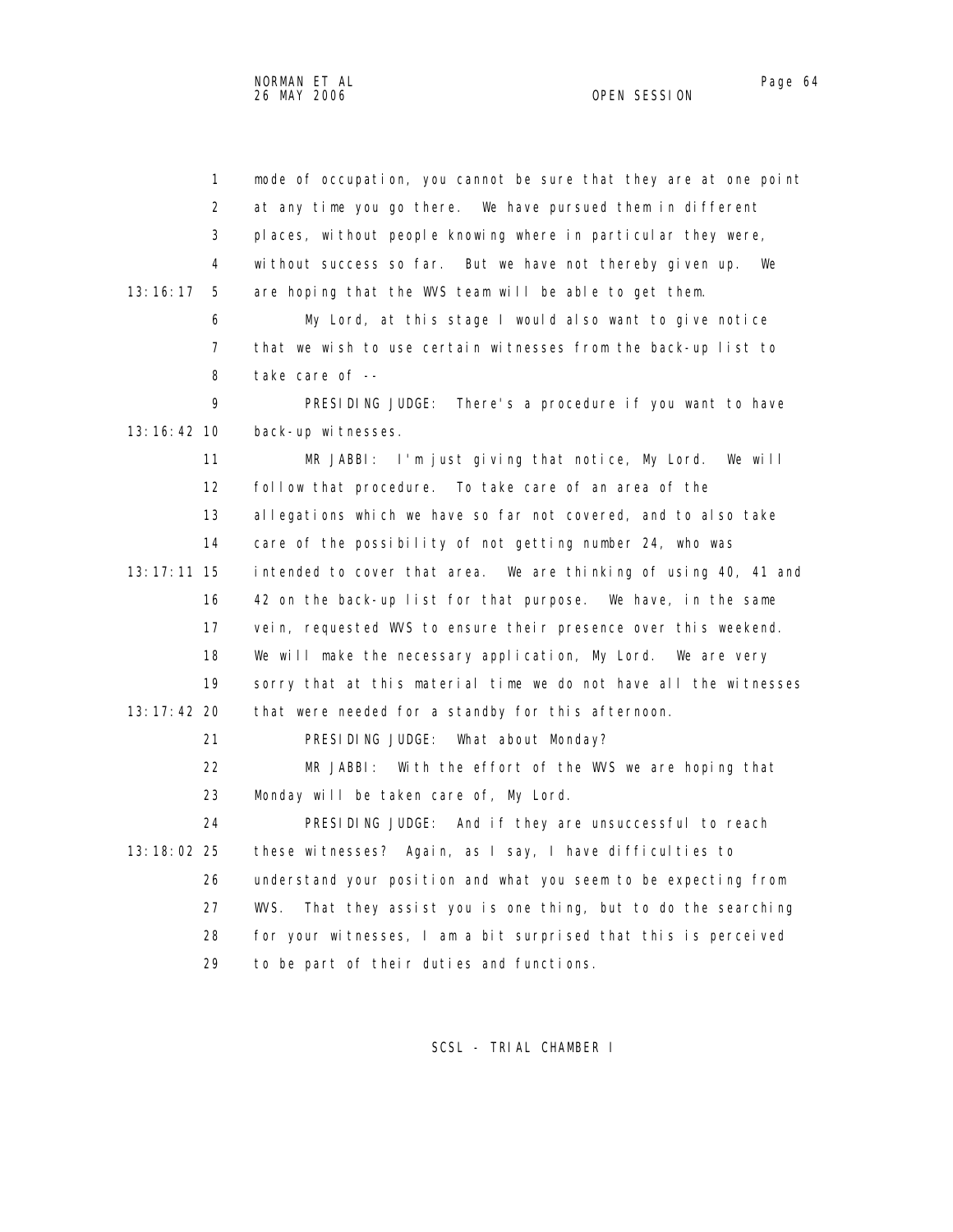1 mode of occupation, you cannot be sure that they are at one point
2 at any time you go there. We have pursued them in different
3 places, without people knowing where in particular they were,
4 without success so far. But we have not thereby given up. We
13:16:17 5 are hoping that the WVS team will be able to get them.
6 My Lord, at this stage I would also want to give notice
7 that we wish to use certain witnesses from the back-up list to
8 take care of --
9 PRESIDING JUDGE: There's a procedure if you want to have
13:16:42 10 back-up witnesses.
11 MR JABBI: I'm just giving that notice, My Lord. We will
12 follow that procedure. To take care of an area of the
13 allegations which we have so far not covered, and to also take
14 care of the possibility of not getting number 24, who was
13:17:11 15 intended to cover that area. We are thinking of using 40, 41 and
16 42 on the back-up list for that purpose. We have, in the same
17 vein, requested WVS to ensure their presence over this weekend.
18 We will make the necessary application, My Lord. We are very
19 sorry that at this material time we do not have all the witnesses
13:17:42 20 that were needed for a standby for this afternoon.
21 PRESIDING JUDGE: What about Monday?
22 MR JABBI: With the effort of the WVS we are hoping that
23 Monday will be taken care of, My Lord.
24 PRESIDING JUDGE: And if they are unsuccessful to reach
13:18:02 25 these witnesses? Again, as I say, I have difficulties to
26 understand your position and what you seem to be expecting from
27 WVS. That they assist you is one thing, but to do the searching
28 for your witnesses, I am a bit surprised that this is perceived
29 to be part of their duties and functions.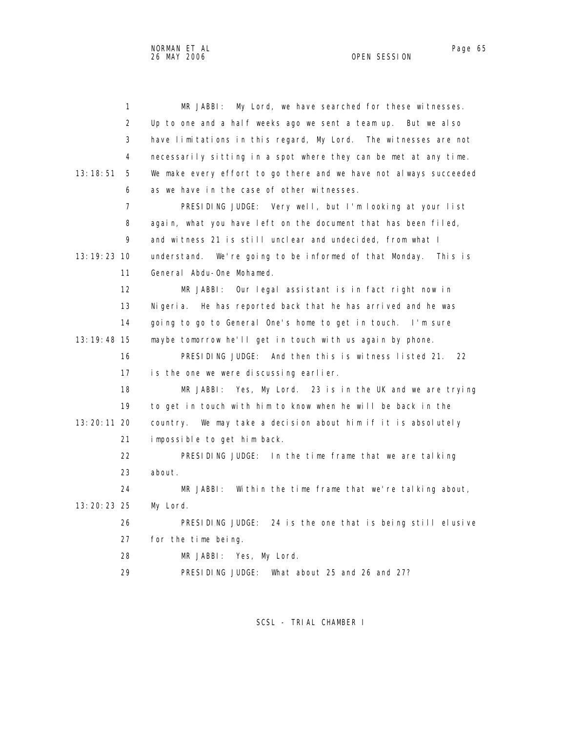MR JABBI: My Lord, we have searched for these witnesses. Up to one and a half weeks ago we sent a team up. But we also have limitations in this regard, My Lord. The witnesses are not necessarily sitting in a spot where they can be met at any time. We make every effort to go there and we have not always succeeded as we have in the case of other witnesses.

PRESIDING JUDGE: Very well, but I'm looking at your list again, what you have left on the document that has been filed, and witness 21 is still unclear and undecided, from what I understand. We're going to be informed of that Monday. This is General Abdu-One Mohamed.

MR JABBI: Our legal assistant is in fact right now in Nigeria. He has reported back that he has arrived and he was going to go to General One's home to get in touch. I'm sure maybe tomorrow he'll get in touch with us again by phone.

PRESIDING JUDGE: And then this is witness listed 21. 22 is the one we were discussing earlier.

MR JABBI: Yes, My Lord. 23 is in the UK and we are trying to get in touch with him to know when he will be back in the country. We may take a decision about him if it is absolutely impossible to get him back.

PRESIDING JUDGE: In the time frame that we are talking about.

MR JABBI: Within the time frame that we're talking about, My Lord.

PRESIDING JUDGE: 24 is the one that is being still elusive for the time being.

MR JABBI: Yes, My Lord.

PRESIDING JUDGE: What about 25 and 26 and 27?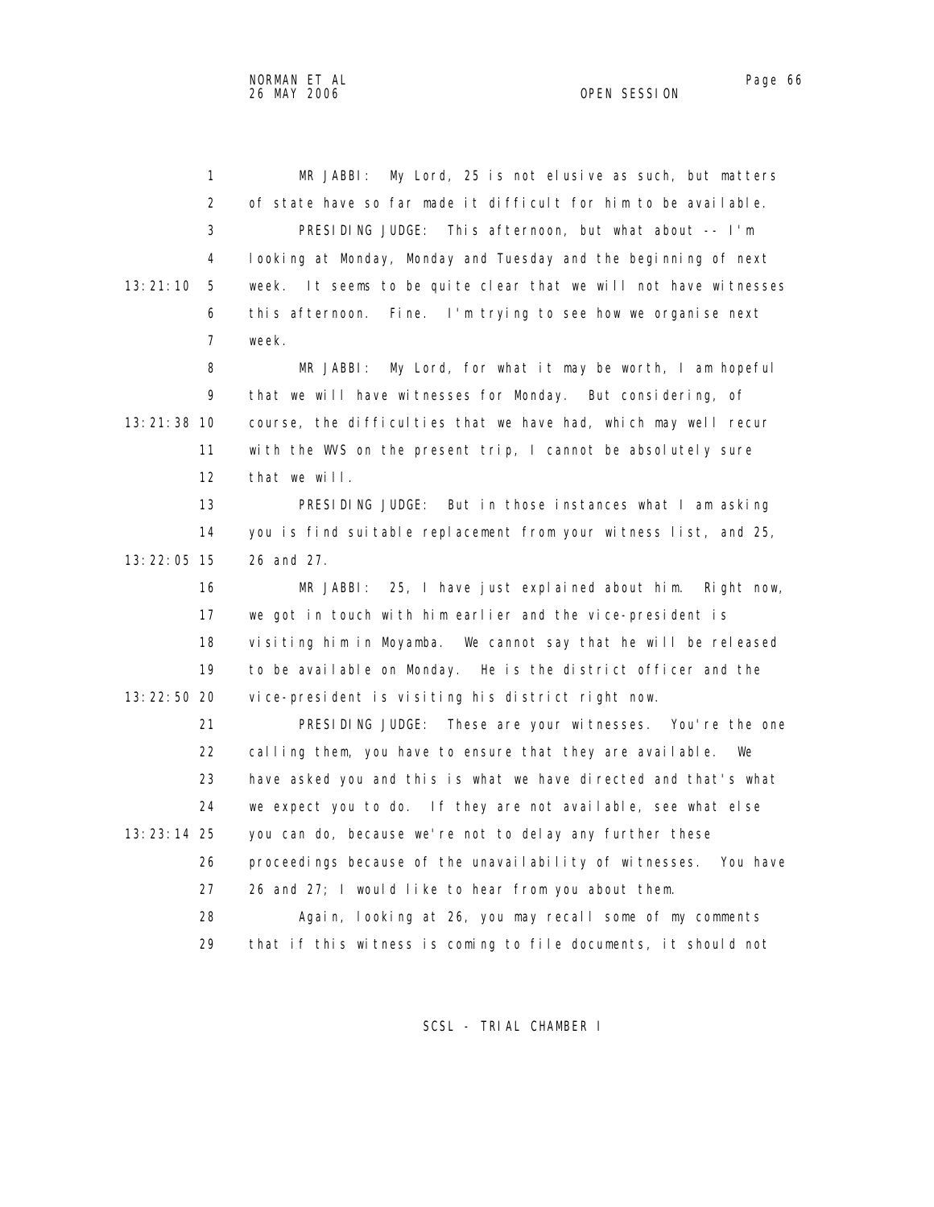1 MR JABBI: My Lord, 25 is not elusive as such, but matters
2 of state have so far made it difficult for him to be available.
3 PRESIDING JUDGE: This afternoon, but what about -- I'm
4 looking at Monday, Monday and Tuesday and the beginning of next
13:21:10 5 week. It seems to be quite clear that we will not have witnesses
6 this afternoon. Fine. I'm trying to see how we organise next
7 week.
8 MR JABBI: My Lord, for what it may be worth, I am hopeful
9 that we will have witnesses for Monday. But considering, of
13:21:38 10 course, the difficulties that we have had, which may well recur
11 with the WVS on the present trip, I cannot be absolutely sure
12 that we will.
13 PRESIDING JUDGE: But in those instances what I am asking
14 you is find suitable replacement from your witness list, and 25,
13:22:05 15 26 and 27.
16 MR JABBI: 25, I have just explained about him. Right now,
17 we got in touch with him earlier and the vice-president is
18 visiting him in Moyamba. We cannot say that he will be released
19 to be available on Monday. He is the district officer and the
13:22:50 20 vice-president is visiting his district right now.
21 PRESIDING JUDGE: These are your witnesses. You're the one
22 calling them, you have to ensure that they are available. We
23 have asked you and this is what we have directed and that's what
24 we expect you to do. If they are not available, see what else
13:23:14 25 you can do, because we're not to delay any further these
26 proceedings because of the unavailability of witnesses. You have
27 26 and 27; I would like to hear from you about them.
28 Again, looking at 26, you may recall some of my comments
29 that if this witness is coming to file documents, it should not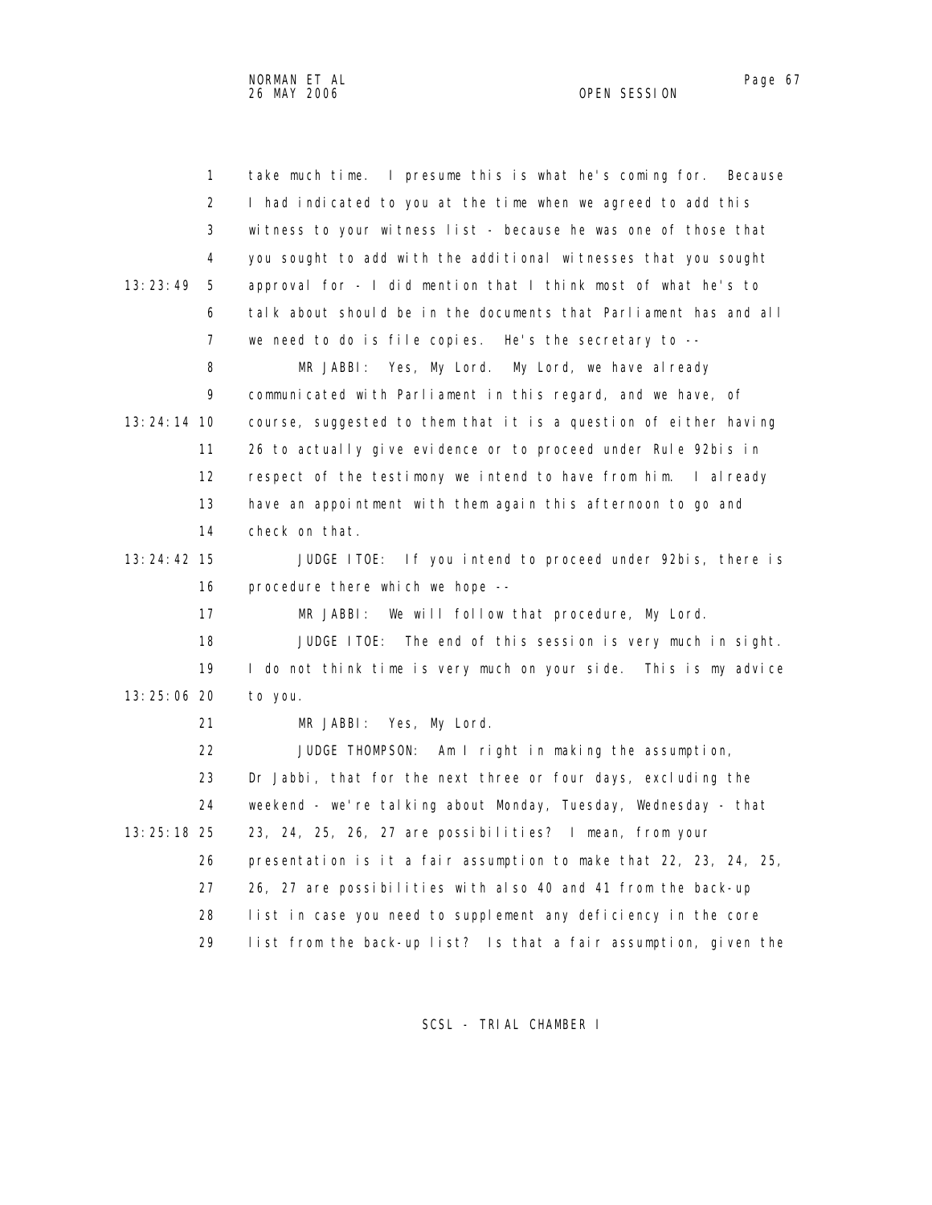take much time. I presume this is what he's coming for. Because I had indicated to you at the time when we agreed to add this witness to your witness list - because he was one of those that you sought to add with the additional witnesses that you sought approval for - I did mention that I think most of what he's to talk about should be in the documents that Parliament has and all we need to do is file copies. He's the secretary to --

MR JABBI: Yes, My Lord. My Lord, we have already communicated with Parliament in this regard, and we have, of course, suggested to them that it is a question of either having 26 to actually give evidence or to proceed under Rule 92bis in respect of the testimony we intend to have from him. I already have an appointment with them again this afternoon to go and check on that.

JUDGE ITOE: If you intend to proceed under 92bis, there is procedure there which we hope --

MR JABBI: We will follow that procedure, My Lord.

JUDGE ITOE: The end of this session is very much in sight. I do not think time is very much on your side. This is my advice to you.

MR JABBI: Yes, My Lord.

JUDGE THOMPSON: Am I right in making the assumption, Dr Jabbi, that for the next three or four days, excluding the weekend - we're talking about Monday, Tuesday, Wednesday - that 23, 24, 25, 26, 27 are possibilities? I mean, from your presentation is it a fair assumption to make that 22, 23, 24, 25, 26, 27 are possibilities with also 40 and 41 from the back-up list in case you need to supplement any deficiency in the core list from the back-up list? Is that a fair assumption, given the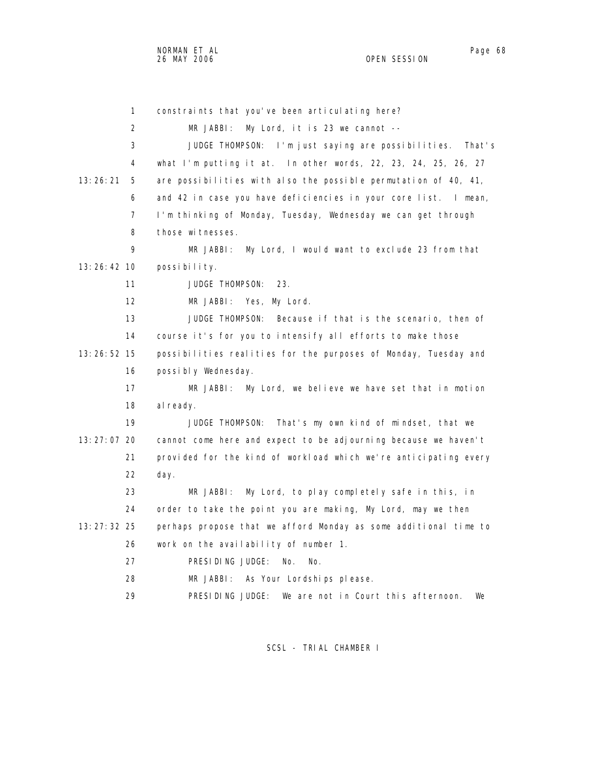1 constraints that you've been articulating here?

2 MR JABBI: My Lord, it is 23 we cannot --

3 JUDGE THOMPSON: I'm just saying are possibilities. That's

4 what I'm putting it at. In other words, 22, 23, 24, 25, 26, 27

13:26:21 5 are possibilities with also the possible permutation of 40, 41,

6 and 42 in case you have deficiencies in your core list. I mean,

7 I'm thinking of Monday, Tuesday, Wednesday we can get through

8 those witnesses.

9 MR JABBI: My Lord, I would want to exclude 23 from that

13:26:42 10 possibility.

11 JUDGE THOMPSON: 23.

12 MR JABBI: Yes, My Lord.

13 JUDGE THOMPSON: Because if that is the scenario, then of

14 course it's for you to intensify all efforts to make those

13:26:52 15 possibilities realities for the purposes of Monday, Tuesday and

16 possibly Wednesday.

17 MR JABBI: My Lord, we believe we have set that in motion

18 already.

19 JUDGE THOMPSON: That's my own kind of mindset, that we

13:27:07 20 cannot come here and expect to be adjourning because we haven't

21 provided for the kind of workload which we're anticipating every

22 day.

23 MR JABBI: My Lord, to play completely safe in this, in

24 order to take the point you are making, My Lord, may we then

13:27:32 25 perhaps propose that we afford Monday as some additional time to

26 work on the availability of number 1.

27 PRESIDING JUDGE: No. No.

28 MR JABBI: As Your Lordships please.

29 PRESIDING JUDGE: We are not in Court this afternoon. We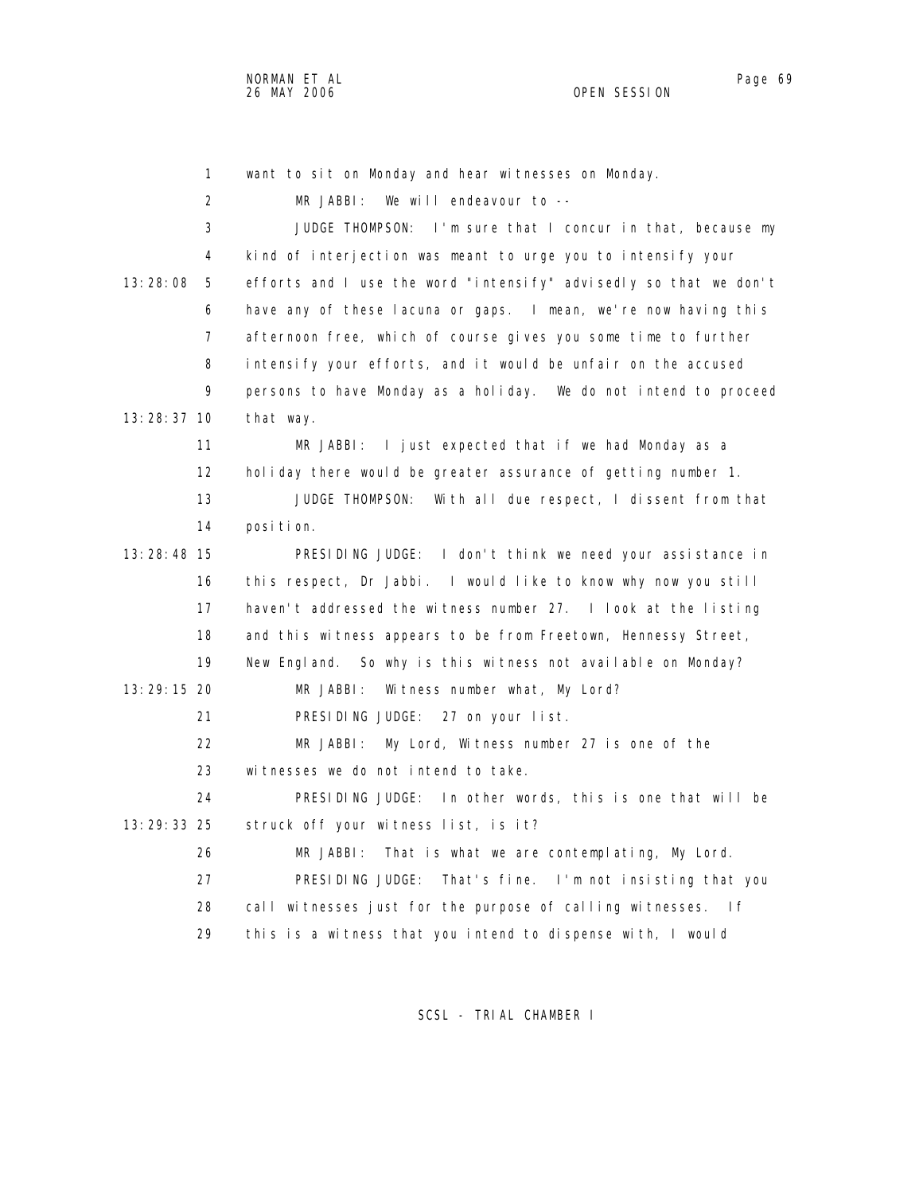want to sit on Monday and hear witnesses on Monday.

MR JABBI: We will endeavour to --

JUDGE THOMPSON: I'm sure that I concur in that, because my kind of interjection was meant to urge you to intensify your efforts and I use the word "intensify" advisedly so that we don't have any of these lacuna or gaps. I mean, we're now having this afternoon free, which of course gives you some time to further intensify your efforts, and it would be unfair on the accused persons to have Monday as a holiday. We do not intend to proceed that way.

MR JABBI: I just expected that if we had Monday as a holiday there would be greater assurance of getting number 1.

JUDGE THOMPSON: With all due respect, I dissent from that position.

PRESIDING JUDGE: I don't think we need your assistance in this respect, Dr Jabbi. I would like to know why now you still haven't addressed the witness number 27. I look at the listing and this witness appears to be from Freetown, Hennessy Street, New England. So why is this witness not available on Monday?

MR JABBI: Witness number what, My Lord?

PRESIDING JUDGE: 27 on your list.

MR JABBI: My Lord, Witness number 27 is one of the witnesses we do not intend to take.

PRESIDING JUDGE: In other words, this is one that will be struck off your witness list, is it?

MR JABBI: That is what we are contemplating, My Lord.

PRESIDING JUDGE: That's fine. I'm not insisting that you call witnesses just for the purpose of calling witnesses. If this is a witness that you intend to dispense with, I would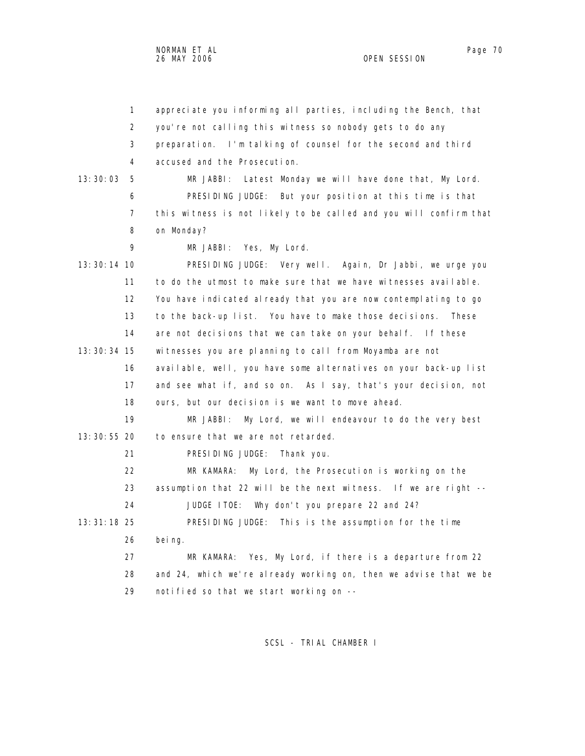appreciate you informing all parties, including the Bench, that you're not calling this witness so nobody gets to do any preparation. I'm talking of counsel for the second and third accused and the Prosecution.

MR JABBI: Latest Monday we will have done that, My Lord.

PRESIDING JUDGE: But your position at this time is that this witness is not likely to be called and you will confirm that on Monday?

MR JABBI: Yes, My Lord.

PRESIDING JUDGE: Very well. Again, Dr Jabbi, we urge you to do the utmost to make sure that we have witnesses available. You have indicated already that you are now contemplating to go to the back-up list. You have to make those decisions. These are not decisions that we can take on your behalf. If these witnesses you are planning to call from Moyamba are not available, well, you have some alternatives on your back-up list and see what if, and so on. As I say, that's your decision, not ours, but our decision is we want to move ahead.

MR JABBI: My Lord, we will endeavour to do the very best to ensure that we are not retarded.

PRESIDING JUDGE: Thank you.

MR KAMARA: My Lord, the Prosecution is working on the assumption that 22 will be the next witness. If we are right --

JUDGE ITOE: Why don't you prepare 22 and 24?

PRESIDING JUDGE: This is the assumption for the time being.

MR KAMARA: Yes, My Lord, if there is a departure from 22 and 24, which we're already working on, then we advise that we be notified so that we start working on --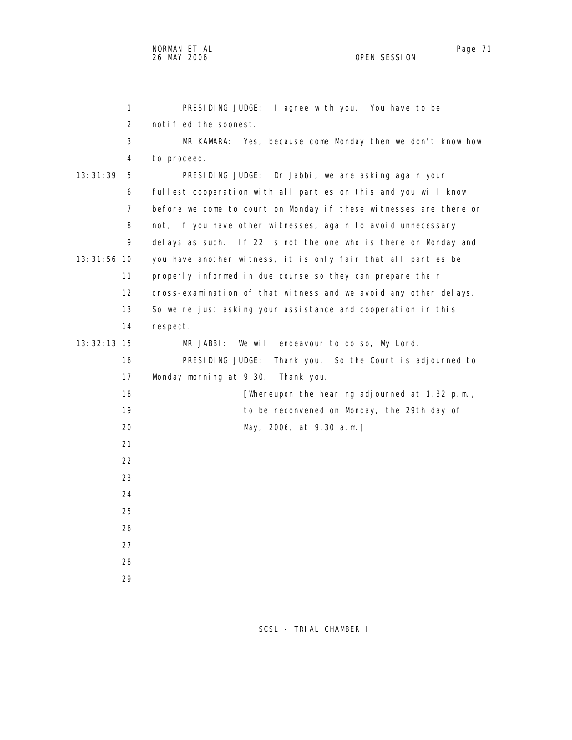PRESIDING JUDGE: I agree with you. You have to be notified the soonest.

MR KAMARA: Yes, because come Monday then we don't know how to proceed.

PRESIDING JUDGE: Dr Jabbi, we are asking again your fullest cooperation with all parties on this and you will know before we come to court on Monday if these witnesses are there or not, if you have other witnesses, again to avoid unnecessary delays as such. If 22 is not the one who is there on Monday and you have another witness, it is only fair that all parties be properly informed in due course so they can prepare their cross-examination of that witness and we avoid any other delays. So we're just asking your assistance and cooperation in this respect.

MR JABBI: We will endeavour to do so, My Lord.

PRESIDING JUDGE: Thank you. So the Court is adjourned to Monday morning at 9.30. Thank you.

[Whereupon the hearing adjourned at 1.32 p.m., to be reconvened on Monday, the 29th day of May, 2006, at 9.30 a.m.]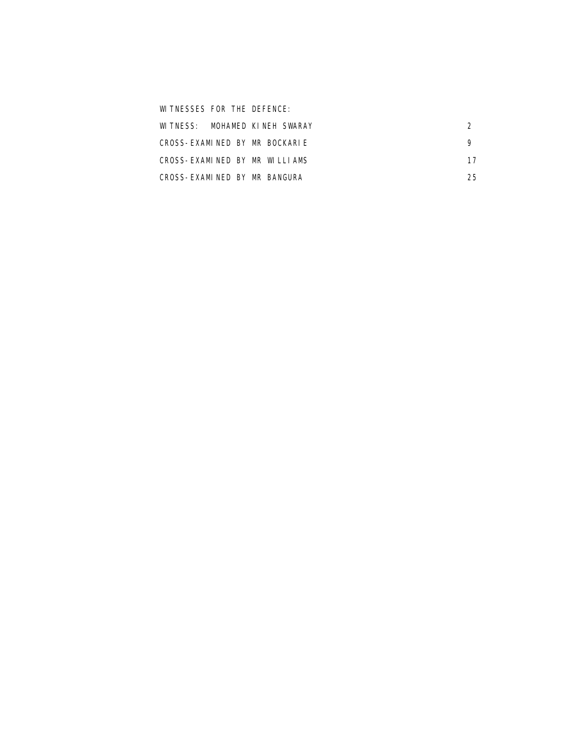| | |
|---|---|
| WITNESSES FOR THE DEFENCE: | |
| WITNESS: MOHAMED KINEH SWARAY | 2 |
| CROSS-EXAMINED BY MR BOCKARIE | 9 |
| CROSS-EXAMINED BY MR WILLIAMS | 17 |
| CROSS-EXAMINED BY MR BANGURA | 25 |